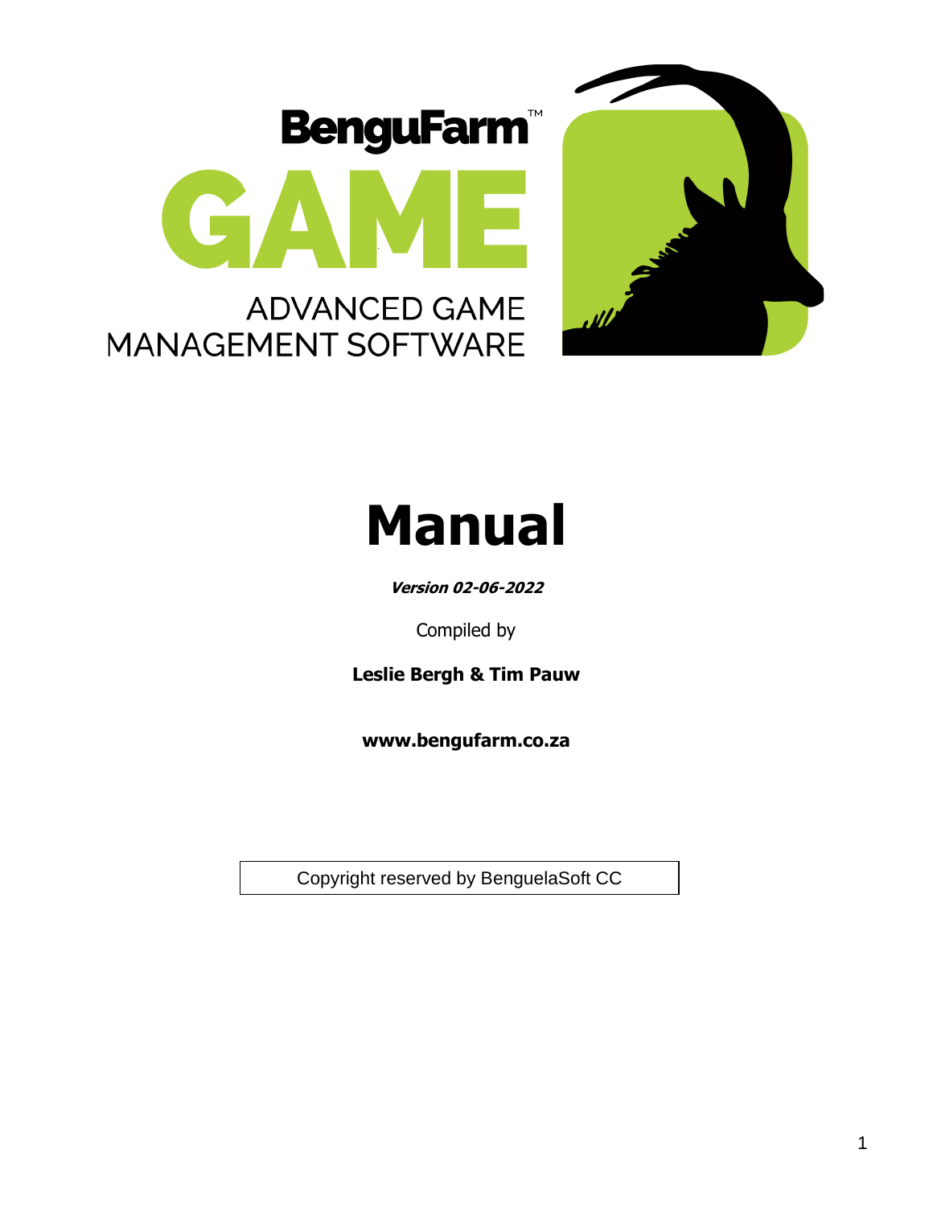BenguFarm™

GAME

ADVANCED GAME MANAGEMENT SOFTWARE

# Manual

***Version 02-06-2022***

Compiled by

**Leslie Bergh & Tim Pauw**

**www.bengufarm.co.za**

Copyright reserved by BenguelaSoft CC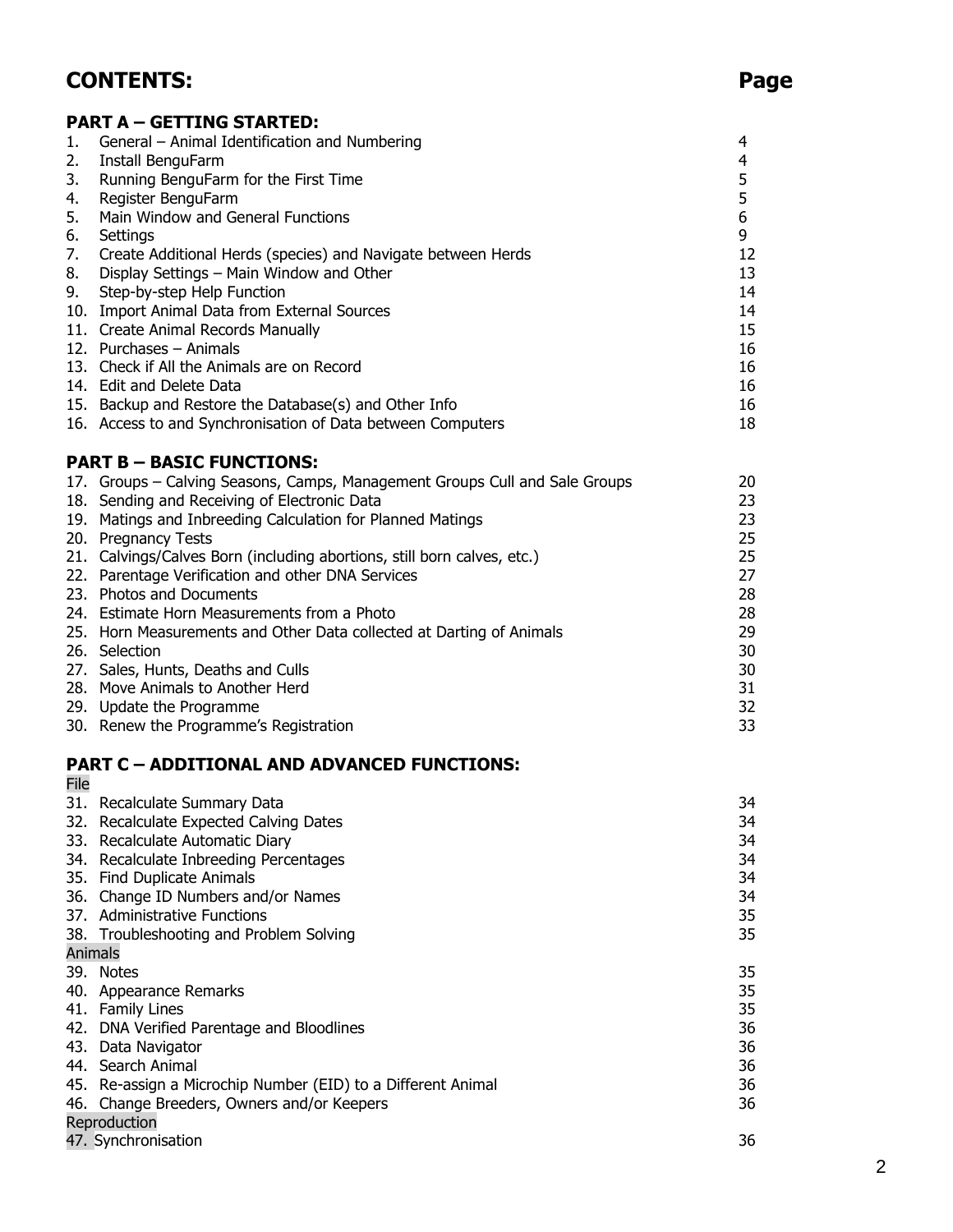# CONTENTS:

| | | Page |
|---|---|---|
| **PART A – GETTING STARTED:** | | |
| 1. | General – Animal Identification and Numbering | 4 |
| 2. | Install BenguFarm | 4 |
| 3. | Running BenguFarm for the First Time | 5 |
| 4. | Register BenguFarm | 5 |
| 5. | Main Window and General Functions | 6 |
| 6. | Settings | 9 |
| 7. | Create Additional Herds (species) and Navigate between Herds | 12 |
| 8. | Display Settings – Main Window and Other | 13 |
| 9. | Step-by-step Help Function | 14 |
| 10. | Import Animal Data from External Sources | 14 |
| 11. | Create Animal Records Manually | 15 |
| 12. | Purchases – Animals | 16 |
| 13. | Check if All the Animals are on Record | 16 |
| 14. | Edit and Delete Data | 16 |
| 15. | Backup and Restore the Database(s) and Other Info | 16 |
| 16. | Access to and Synchronisation of Data between Computers | 18 |
| **PART B – BASIC FUNCTIONS:** | | |
| 17. | Groups – Calving Seasons, Camps, Management Groups Cull and Sale Groups | 20 |
| 18. | Sending and Receiving of Electronic Data | 23 |
| 19. | Matings and Inbreeding Calculation for Planned Matings | 23 |
| 20. | Pregnancy Tests | 25 |
| 21. | Calvings/Calves Born (including abortions, still born calves, etc.) | 25 |
| 22. | Parentage Verification and other DNA Services | 27 |
| 23. | Photos and Documents | 28 |
| 24. | Estimate Horn Measurements from a Photo | 28 |
| 25. | Horn Measurements and Other Data collected at Darting of Animals | 29 |
| 26. | Selection | 30 |
| 27. | Sales, Hunts, Deaths and Culls | 30 |
| 28. | Move Animals to Another Herd | 31 |
| 29. | Update the Programme | 32 |
| 30. | Renew the Programme's Registration | 33 |
| **PART C – ADDITIONAL AND ADVANCED FUNCTIONS:** | | |
| File | | |
| 31. | Recalculate Summary Data | 34 |
| 32. | Recalculate Expected Calving Dates | 34 |
| 33. | Recalculate Automatic Diary | 34 |
| 34. | Recalculate Inbreeding Percentages | 34 |
| 35. | Find Duplicate Animals | 34 |
| 36. | Change ID Numbers and/or Names | 34 |
| 37. | Administrative Functions | 35 |
| 38. | Troubleshooting and Problem Solving | 35 |
| Animals | | |
| 39. | Notes | 35 |
| 40. | Appearance Remarks | 35 |
| 41. | Family Lines | 35 |
| 42. | DNA Verified Parentage and Bloodlines | 36 |
| 43. | Data Navigator | 36 |
| 44. | Search Animal | 36 |
| 45. | Re-assign a Microchip Number (EID) to a Different Animal | 36 |
| 46. | Change Breeders, Owners and/or Keepers | 36 |
| Reproduction | | |
| 47. | Synchronisation | 36 |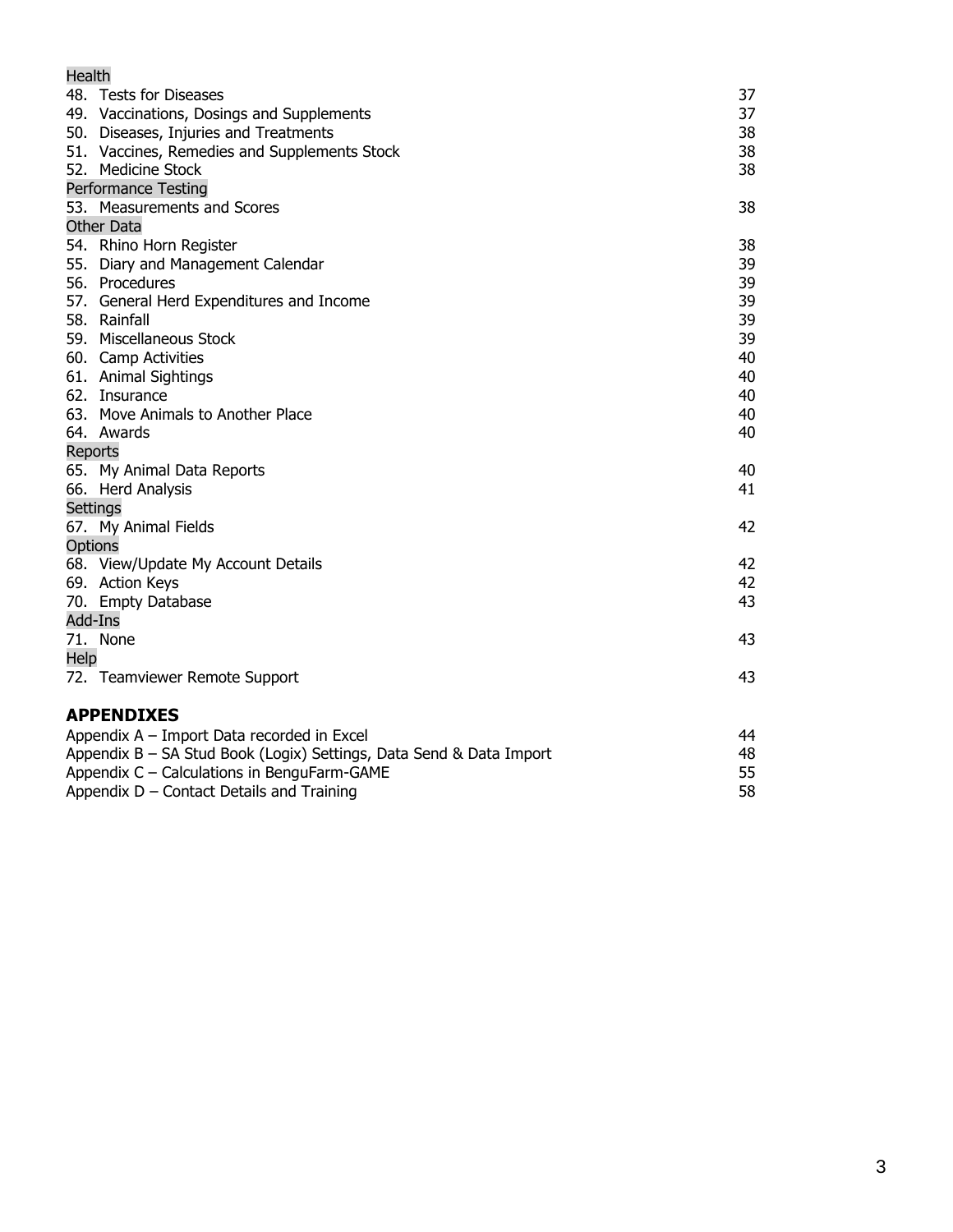Health

| | |
|---|---|
| 48. Tests for Diseases | 37 |
| 49. Vaccinations, Dosings and Supplements | 37 |
| 50. Diseases, Injuries and Treatments | 38 |
| 51. Vaccines, Remedies and Supplements Stock | 38 |
| 52. Medicine Stock | 38 |

Performance Testing

| | |
|---|---|
| 53. Measurements and Scores | 38 |

Other Data

| | |
|---|---|
| 54. Rhino Horn Register | 38 |
| 55. Diary and Management Calendar | 39 |
| 56. Procedures | 39 |
| 57. General Herd Expenditures and Income | 39 |
| 58. Rainfall | 39 |
| 59. Miscellaneous Stock | 39 |
| 60. Camp Activities | 40 |
| 61. Animal Sightings | 40 |
| 62. Insurance | 40 |
| 63. Move Animals to Another Place | 40 |
| 64. Awards | 40 |

Reports

| | |
|---|---|
| 65. My Animal Data Reports | 40 |
| 66. Herd Analysis | 41 |

Settings

| | |
|---|---|
| 67. My Animal Fields | 42 |

Options

| | |
|---|---|
| 68. View/Update My Account Details | 42 |
| 69. Action Keys | 42 |
| 70. Empty Database | 43 |

Add-Ins

| | |
|---|---|
| 71. None | 43 |

Help

| | |
|---|---|
| 72. Teamviewer Remote Support | 43 |

## APPENDIXES

| | |
|---|---|
| Appendix A – Import Data recorded in Excel | 44 |
| Appendix B – SA Stud Book (Logix) Settings, Data Send & Data Import | 48 |
| Appendix C – Calculations in BenguFarm-GAME | 55 |
| Appendix D – Contact Details and Training | 58 |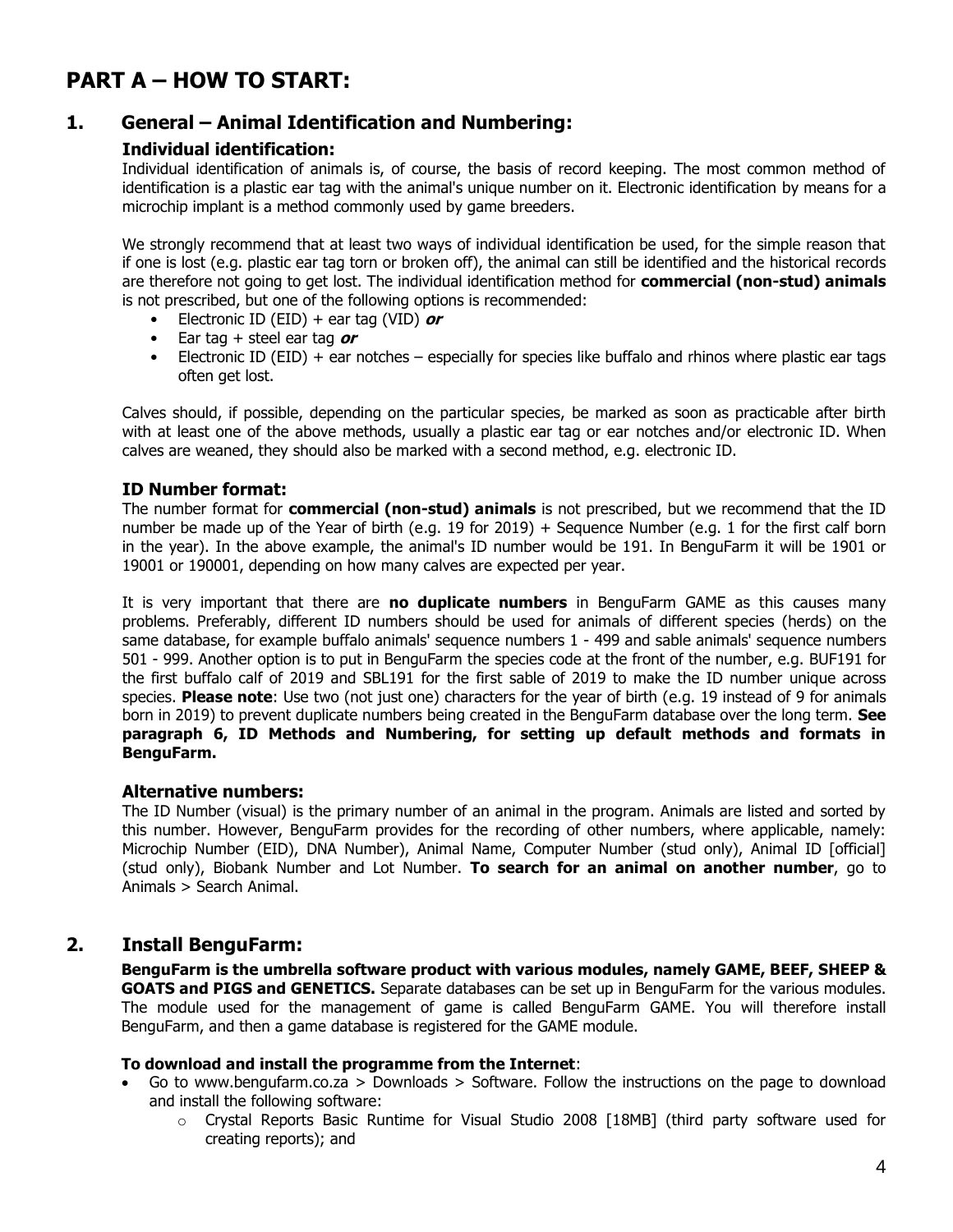# PART A – HOW TO START:

## 1. General – Animal Identification and Numbering:

### Individual identification:

Individual identification of animals is, of course, the basis of record keeping. The most common method of identification is a plastic ear tag with the animal's unique number on it. Electronic identification by means for a microchip implant is a method commonly used by game breeders.

We strongly recommend that at least two ways of individual identification be used, for the simple reason that if one is lost (e.g. plastic ear tag torn or broken off), the animal can still be identified and the historical records are therefore not going to get lost. The individual identification method for **commercial (non-stud) animals** is not prescribed, but one of the following options is recommended:

- Electronic ID (EID) + ear tag (VID) ***or***
- Ear tag + steel ear tag ***or***
- Electronic ID (EID) + ear notches – especially for species like buffalo and rhinos where plastic ear tags often get lost.

Calves should, if possible, depending on the particular species, be marked as soon as practicable after birth with at least one of the above methods, usually a plastic ear tag or ear notches and/or electronic ID. When calves are weaned, they should also be marked with a second method, e.g. electronic ID.

### ID Number format:

The number format for **commercial (non-stud) animals** is not prescribed, but we recommend that the ID number be made up of the Year of birth (e.g. 19 for 2019) + Sequence Number (e.g. 1 for the first calf born in the year). In the above example, the animal's ID number would be 191. In BenguFarm it will be 1901 or 19001 or 190001, depending on how many calves are expected per year.

It is very important that there are **no duplicate numbers** in BenguFarm GAME as this causes many problems. Preferably, different ID numbers should be used for animals of different species (herds) on the same database, for example buffalo animals' sequence numbers 1 - 499 and sable animals' sequence numbers 501 - 999. Another option is to put in BenguFarm the species code at the front of the number, e.g. BUF191 for the first buffalo calf of 2019 and SBL191 for the first sable of 2019 to make the ID number unique across species. **Please note**: Use two (not just one) characters for the year of birth (e.g. 19 instead of 9 for animals born in 2019) to prevent duplicate numbers being created in the BenguFarm database over the long term. **See paragraph 6, ID Methods and Numbering, for setting up default methods and formats in BenguFarm.**

### Alternative numbers:

The ID Number (visual) is the primary number of an animal in the program. Animals are listed and sorted by this number. However, BenguFarm provides for the recording of other numbers, where applicable, namely: Microchip Number (EID), DNA Number), Animal Name, Computer Number (stud only), Animal ID [official] (stud only), Biobank Number and Lot Number. **To search for an animal on another number**, go to Animals > Search Animal.

## 2. Install BenguFarm:

**BenguFarm is the umbrella software product with various modules, namely GAME, BEEF, SHEEP & GOATS and PIGS and GENETICS.** Separate databases can be set up in BenguFarm for the various modules. The module used for the management of game is called BenguFarm GAME. You will therefore install BenguFarm, and then a game database is registered for the GAME module.

**To download and install the programme from the Internet**:

- Go to www.bengufarm.co.za > Downloads > Software. Follow the instructions on the page to download and install the following software:
  - Crystal Reports Basic Runtime for Visual Studio 2008 [18MB] (third party software used for creating reports); and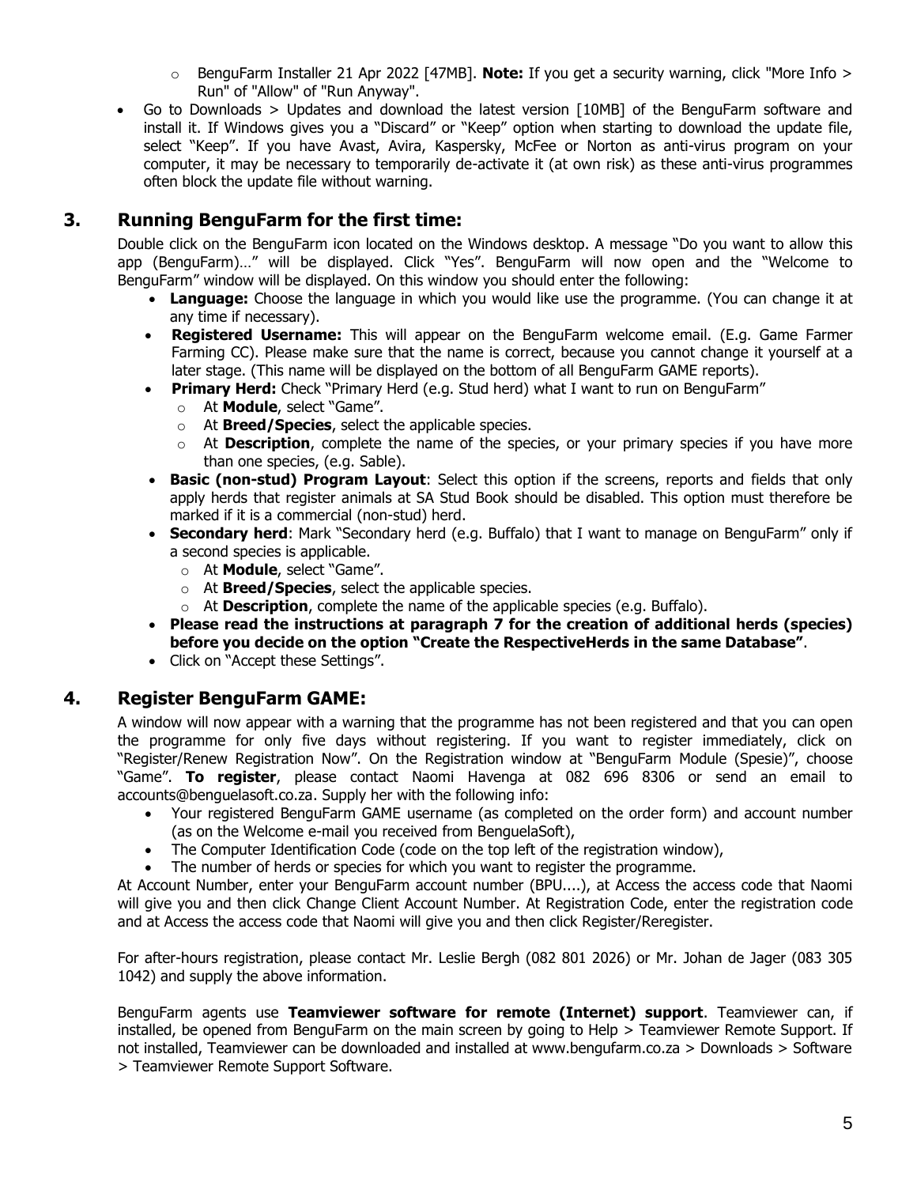- BenguFarm Installer 21 Apr 2022 [47MB]. **Note:** If you get a security warning, click "More Info > Run" of "Allow" of "Run Anyway".
- Go to Downloads > Updates and download the latest version [10MB] of the BenguFarm software and install it. If Windows gives you a "Discard" or "Keep" option when starting to download the update file, select "Keep". If you have Avast, Avira, Kaspersky, McFee or Norton as anti-virus program on your computer, it may be necessary to temporarily de-activate it (at own risk) as these anti-virus programmes often block the update file without warning.

## 3. Running BenguFarm for the first time:

Double click on the BenguFarm icon located on the Windows desktop. A message "Do you want to allow this app (BenguFarm)…" will be displayed. Click "Yes". BenguFarm will now open and the "Welcome to BenguFarm" window will be displayed. On this window you should enter the following:

- **Language:** Choose the language in which you would like use the programme. (You can change it at any time if necessary).
- **Registered Username:** This will appear on the BenguFarm welcome email. (E.g. Game Farmer Farming CC). Please make sure that the name is correct, because you cannot change it yourself at a later stage. (This name will be displayed on the bottom of all BenguFarm GAME reports).
- **Primary Herd:** Check "Primary Herd (e.g. Stud herd) what I want to run on BenguFarm"
   - At **Module**, select "Game".
   - At **Breed/Species**, select the applicable species.
   - At **Description**, complete the name of the species, or your primary species if you have more than one species, (e.g. Sable).
- **Basic (non-stud) Program Layout**: Select this option if the screens, reports and fields that only apply herds that register animals at SA Stud Book should be disabled. This option must therefore be marked if it is a commercial (non-stud) herd.
- **Secondary herd**: Mark "Secondary herd (e.g. Buffalo) that I want to manage on BenguFarm" only if a second species is applicable.
   - At **Module**, select "Game".
   - At **Breed/Species**, select the applicable species.
   - At **Description**, complete the name of the applicable species (e.g. Buffalo).
- **Please read the instructions at paragraph 7 for the creation of additional herds (species) before you decide on the option "Create the RespectiveHerds in the same Database"**.
- Click on "Accept these Settings".

## 4. Register BenguFarm GAME:

A window will now appear with a warning that the programme has not been registered and that you can open the programme for only five days without registering. If you want to register immediately, click on "Register/Renew Registration Now". On the Registration window at "BenguFarm Module (Spesie)", choose "Game". **To register**, please contact Naomi Havenga at 082 696 8306 or send an email to accounts@benguelasoft.co.za. Supply her with the following info:

- Your registered BenguFarm GAME username (as completed on the order form) and account number (as on the Welcome e-mail you received from BenguelaSoft),
- The Computer Identification Code (code on the top left of the registration window),
- The number of herds or species for which you want to register the programme.

At Account Number, enter your BenguFarm account number (BPU....), at Access the access code that Naomi will give you and then click Change Client Account Number. At Registration Code, enter the registration code and at Access the access code that Naomi will give you and then click Register/Reregister.

For after-hours registration, please contact Mr. Leslie Bergh (082 801 2026) or Mr. Johan de Jager (083 305 1042) and supply the above information.

BenguFarm agents use **Teamviewer software for remote (Internet) support**. Teamviewer can, if installed, be opened from BenguFarm on the main screen by going to Help > Teamviewer Remote Support. If not installed, Teamviewer can be downloaded and installed at www.bengufarm.co.za > Downloads > Software > Teamviewer Remote Support Software.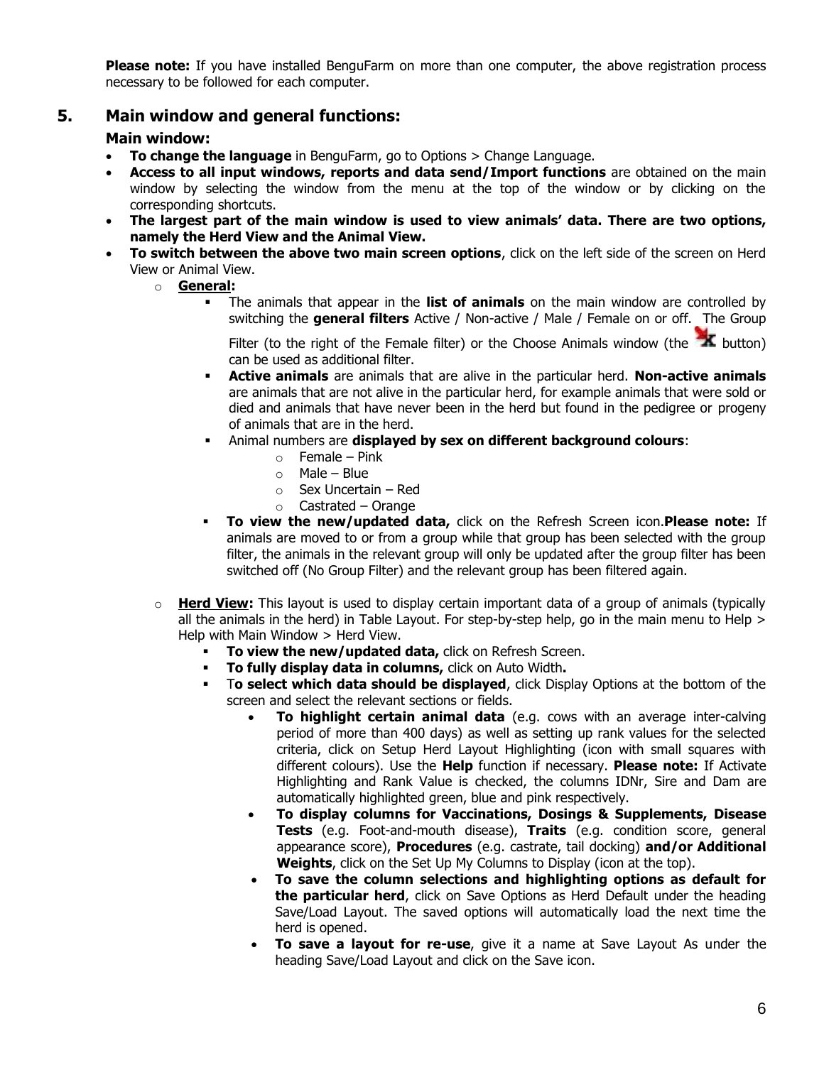**Please note:** If you have installed BenguFarm on more than one computer, the above registration process necessary to be followed for each computer.

## 5. Main window and general functions:

### Main window:

- **To change the language** in BenguFarm, go to Options > Change Language.
- **Access to all input windows, reports and data send/Import functions** are obtained on the main window by selecting the window from the menu at the top of the window or by clicking on the corresponding shortcuts.
- **The largest part of the main window is used to view animals' data. There are two options, namely the Herd View and the Animal View.**
- **To switch between the above two main screen options**, click on the left side of the screen on Herd View or Animal View.
  - **General:**
    - The animals that appear in the **list of animals** on the main window are controlled by switching the **general filters** Active / Non-active / Male / Female on or off. The Group Filter (to the right of the Female filter) or the Choose Animals window (the button) can be used as additional filter.
    - **Active animals** are animals that are alive in the particular herd. **Non-active animals** are animals that are not alive in the particular herd, for example animals that were sold or died and animals that have never been in the herd but found in the pedigree or progeny of animals that are in the herd.
    - Animal numbers are **displayed by sex on different background colours**:
      - Female – Pink
      - Male – Blue
      - Sex Uncertain – Red
      - Castrated – Orange
    - **To view the new/updated data,** click on the Refresh Screen icon.**Please note:** If animals are moved to or from a group while that group has been selected with the group filter, the animals in the relevant group will only be updated after the group filter has been switched off (No Group Filter) and the relevant group has been filtered again.
  - **Herd View:** This layout is used to display certain important data of a group of animals (typically all the animals in the herd) in Table Layout. For step-by-step help, go in the main menu to Help > Help with Main Window > Herd View.
    - **To view the new/updated data,** click on Refresh Screen.
    - **To fully display data in columns,** click on Auto Width**.**
    - T**o select which data should be displayed**, click Display Options at the bottom of the screen and select the relevant sections or fields.
      - **To highlight certain animal data** (e.g. cows with an average inter-calving period of more than 400 days) as well as setting up rank values for the selected criteria, click on Setup Herd Layout Highlighting (icon with small squares with different colours). Use the **Help** function if necessary. **Please note:** If Activate Highlighting and Rank Value is checked, the columns IDNr, Sire and Dam are automatically highlighted green, blue and pink respectively.
      - **To display columns for Vaccinations, Dosings & Supplements, Disease Tests** (e.g. Foot-and-mouth disease), **Traits** (e.g. condition score, general appearance score), **Procedures** (e.g. castrate, tail docking) **and/or Additional Weights**, click on the Set Up My Columns to Display (icon at the top).
      - **To save the column selections and highlighting options as default for the particular herd**, click on Save Options as Herd Default under the heading Save/Load Layout. The saved options will automatically load the next time the herd is opened.
      - **To save a layout for re-use**, give it a name at Save Layout As under the heading Save/Load Layout and click on the Save icon.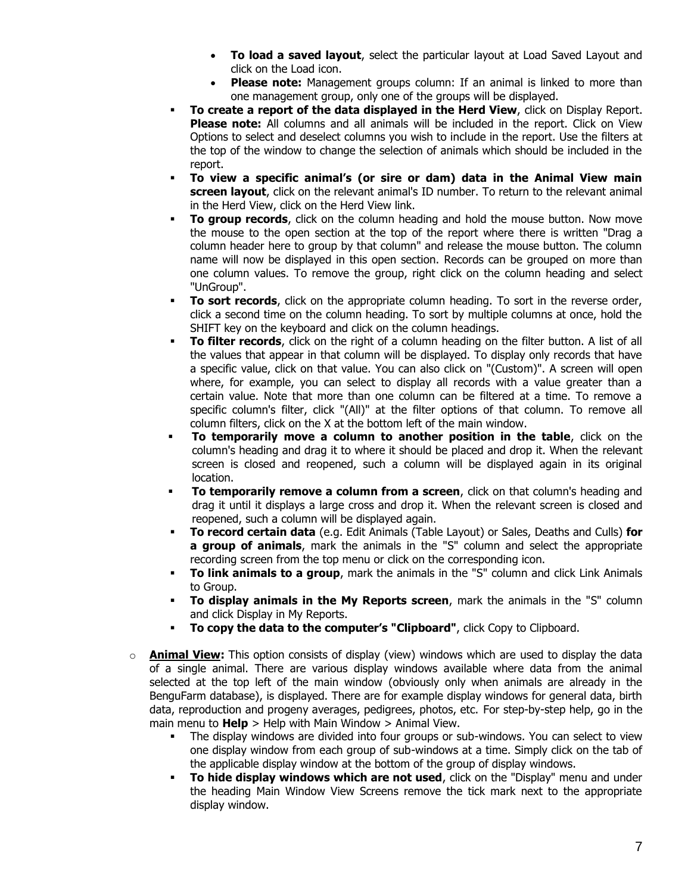- **To load a saved layout**, select the particular layout at Load Saved Layout and click on the Load icon.
- **Please note:** Management groups column: If an animal is linked to more than one management group, only one of the groups will be displayed.

- **To create a report of the data displayed in the Herd View**, click on Display Report. **Please note:** All columns and all animals will be included in the report. Click on View Options to select and deselect columns you wish to include in the report. Use the filters at the top of the window to change the selection of animals which should be included in the report.
- **To view a specific animal's (or sire or dam) data in the Animal View main screen layout**, click on the relevant animal's ID number. To return to the relevant animal in the Herd View, click on the Herd View link.
- **To group records**, click on the column heading and hold the mouse button. Now move the mouse to the open section at the top of the report where there is written "Drag a column header here to group by that column" and release the mouse button. The column name will now be displayed in this open section. Records can be grouped on more than one column values. To remove the group, right click on the column heading and select "UnGroup".
- **To sort records**, click on the appropriate column heading. To sort in the reverse order, click a second time on the column heading. To sort by multiple columns at once, hold the SHIFT key on the keyboard and click on the column headings.
- **To filter records**, click on the right of a column heading on the filter button. A list of all the values that appear in that column will be displayed. To display only records that have a specific value, click on that value. You can also click on "(Custom)". A screen will open where, for example, you can select to display all records with a value greater than a certain value. Note that more than one column can be filtered at a time. To remove a specific column's filter, click "(All)" at the filter options of that column. To remove all column filters, click on the X at the bottom left of the main window.
- **To temporarily move a column to another position in the table**, click on the column's heading and drag it to where it should be placed and drop it. When the relevant screen is closed and reopened, such a column will be displayed again in its original location.
- **To temporarily remove a column from a screen**, click on that column's heading and drag it until it displays a large cross and drop it. When the relevant screen is closed and reopened, such a column will be displayed again.
- **To record certain data** (e.g. Edit Animals (Table Layout) or Sales, Deaths and Culls) **for a group of animals**, mark the animals in the "S" column and select the appropriate recording screen from the top menu or click on the corresponding icon.
- **To link animals to a group**, mark the animals in the "S" column and click Link Animals to Group.
- **To display animals in the My Reports screen**, mark the animals in the "S" column and click Display in My Reports.
- **To copy the data to the computer's "Clipboard"**, click Copy to Clipboard.

- **<u>Animal View</u>:** This option consists of display (view) windows which are used to display the data of a single animal. There are various display windows available where data from the animal selected at the top left of the main window (obviously only when animals are already in the BenguFarm database), is displayed. There are for example display windows for general data, birth data, reproduction and progeny averages, pedigrees, photos, etc. For step-by-step help, go in the main menu to **Help** > Help with Main Window > Animal View.
  - The display windows are divided into four groups or sub-windows. You can select to view one display window from each group of sub-windows at a time. Simply click on the tab of the applicable display window at the bottom of the group of display windows.
  - **To hide display windows which are not used**, click on the "Display" menu and under the heading Main Window View Screens remove the tick mark next to the appropriate display window.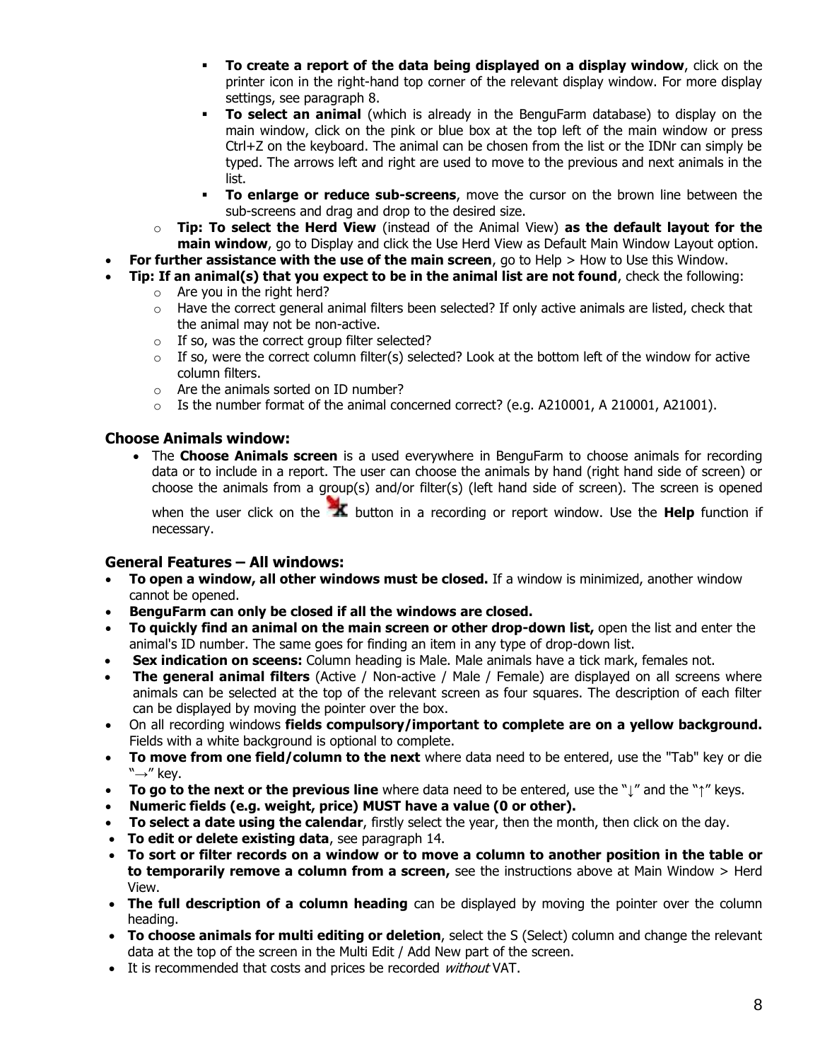- **To create a report of the data being displayed on a display window**, click on the printer icon in the right-hand top corner of the relevant display window. For more display settings, see paragraph 8.
- **To select an animal** (which is already in the BenguFarm database) to display on the main window, click on the pink or blue box at the top left of the main window or press Ctrl+Z on the keyboard. The animal can be chosen from the list or the IDNr can simply be typed. The arrows left and right are used to move to the previous and next animals in the list.
- **To enlarge or reduce sub-screens**, move the cursor on the brown line between the sub-screens and drag and drop to the desired size.

  - **Tip: To select the Herd View** (instead of the Animal View) **as the default layout for the main window**, go to Display and click the Use Herd View as Default Main Window Layout option.

- **For further assistance with the use of the main screen**, go to Help > How to Use this Window.
- **Tip: If an animal(s) that you expect to be in the animal list are not found**, check the following:
  - Are you in the right herd?
  - Have the correct general animal filters been selected? If only active animals are listed, check that the animal may not be non-active.
  - If so, was the correct group filter selected?
  - If so, were the correct column filter(s) selected? Look at the bottom left of the window for active column filters.
  - Are the animals sorted on ID number?
  - Is the number format of the animal concerned correct? (e.g. A210001, A 210001, A21001).

### Choose Animals window:

- The **Choose Animals screen** is a used everywhere in BenguFarm to choose animals for recording data or to include in a report. The user can choose the animals by hand (right hand side of screen) or choose the animals from a group(s) and/or filter(s) (left hand side of screen). The screen is opened when the user click on the button in a recording or report window. Use the **Help** function if necessary.

### General Features – All windows:

- **To open a window, all other windows must be closed.** If a window is minimized, another window cannot be opened.
- **BenguFarm can only be closed if all the windows are closed.**
- **To quickly find an animal on the main screen or other drop-down list,** open the list and enter the animal's ID number. The same goes for finding an item in any type of drop-down list.
- **Sex indication on sceens:** Column heading is Male. Male animals have a tick mark, females not.
- **The general animal filters** (Active / Non-active / Male / Female) are displayed on all screens where animals can be selected at the top of the relevant screen as four squares. The description of each filter can be displayed by moving the pointer over the box.
- On all recording windows **fields compulsory/important to complete are on a yellow background.** Fields with a white background is optional to complete.
- **To move from one field/column to the next** where data need to be entered, use the "Tab" key or die "→" key.
- **To go to the next or the previous line** where data need to be entered, use the "↓" and the "↑" keys.
- **Numeric fields (e.g. weight, price) MUST have a value (0 or other).**
- **To select a date using the calendar**, firstly select the year, then the month, then click on the day.
- **To edit or delete existing data**, see paragraph 14.
- **To sort or filter records on a window or to move a column to another position in the table or to temporarily remove a column from a screen,** see the instructions above at Main Window > Herd View.
- **The full description of a column heading** can be displayed by moving the pointer over the column heading.
- **To choose animals for multi editing or deletion**, select the S (Select) column and change the relevant data at the top of the screen in the Multi Edit / Add New part of the screen.
- It is recommended that costs and prices be recorded *without* VAT.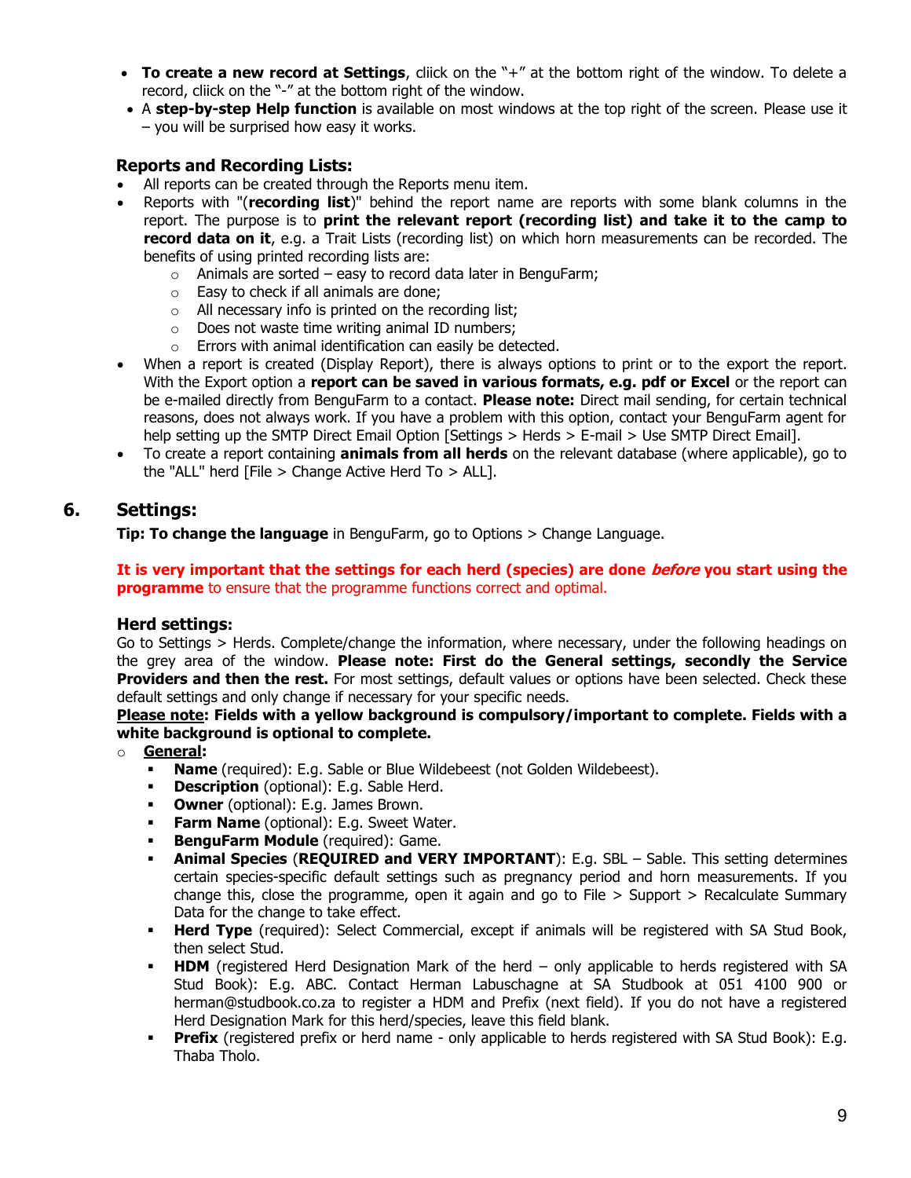- **To create a new record at Settings**, cliick on the "+" at the bottom right of the window. To delete a record, cliick on the "-" at the bottom right of the window.
- A **step-by-step Help function** is available on most windows at the top right of the screen. Please use it – you will be surprised how easy it works.

### Reports and Recording Lists:

- All reports can be created through the Reports menu item.
- Reports with "(**recording list**)" behind the report name are reports with some blank columns in the report. The purpose is to **print the relevant report (recording list) and take it to the camp to record data on it**, e.g. a Trait Lists (recording list) on which horn measurements can be recorded. The benefits of using printed recording lists are:
  - Animals are sorted – easy to record data later in BenguFarm;
  - Easy to check if all animals are done;
  - All necessary info is printed on the recording list;
  - Does not waste time writing animal ID numbers;
  - Errors with animal identification can easily be detected.
- When a report is created (Display Report), there is always options to print or to the export the report. With the Export option a **report can be saved in various formats, e.g. pdf or Excel** or the report can be e-mailed directly from BenguFarm to a contact. **Please note:** Direct mail sending, for certain technical reasons, does not always work. If you have a problem with this option, contact your BenguFarm agent for help setting up the SMTP Direct Email Option [Settings > Herds > E-mail > Use SMTP Direct Email].
- To create a report containing **animals from all herds** on the relevant database (where applicable), go to the "ALL" herd [File > Change Active Herd To > ALL].

## 6. Settings:

**Tip: To change the language** in BenguFarm, go to Options > Change Language.

**It is very important that the settings for each herd (species) are done *before* you start using the programme** to ensure that the programme functions correct and optimal.

### Herd settings:

Go to Settings > Herds. Complete/change the information, where necessary, under the following headings on the grey area of the window. **Please note: First do the General settings, secondly the Service Providers and then the rest.** For most settings, default values or options have been selected. Check these default settings and only change if necessary for your specific needs.

**<u>Please note</u>: Fields with a yellow background is compulsory/important to complete. Fields with a white background is optional to complete.**

- **<u>General</u>:**
  - **Name** (required): E.g. Sable or Blue Wildebeest (not Golden Wildebeest).
  - **Description** (optional): E.g. Sable Herd.
  - **Owner** (optional): E.g. James Brown.
  - **Farm Name** (optional): E.g. Sweet Water.
  - **BenguFarm Module** (required): Game.
  - **Animal Species** (**REQUIRED and VERY IMPORTANT**): E.g. SBL – Sable. This setting determines certain species-specific default settings such as pregnancy period and horn measurements. If you change this, close the programme, open it again and go to File > Support > Recalculate Summary Data for the change to take effect.
  - **Herd Type** (required): Select Commercial, except if animals will be registered with SA Stud Book, then select Stud.
  - **HDM** (registered Herd Designation Mark of the herd – only applicable to herds registered with SA Stud Book): E.g. ABC. Contact Herman Labuschagne at SA Studbook at 051 4100 900 or herman@studbook.co.za to register a HDM and Prefix (next field). If you do not have a registered Herd Designation Mark for this herd/species, leave this field blank.
  - **Prefix** (registered prefix or herd name - only applicable to herds registered with SA Stud Book): E.g. Thaba Tholo.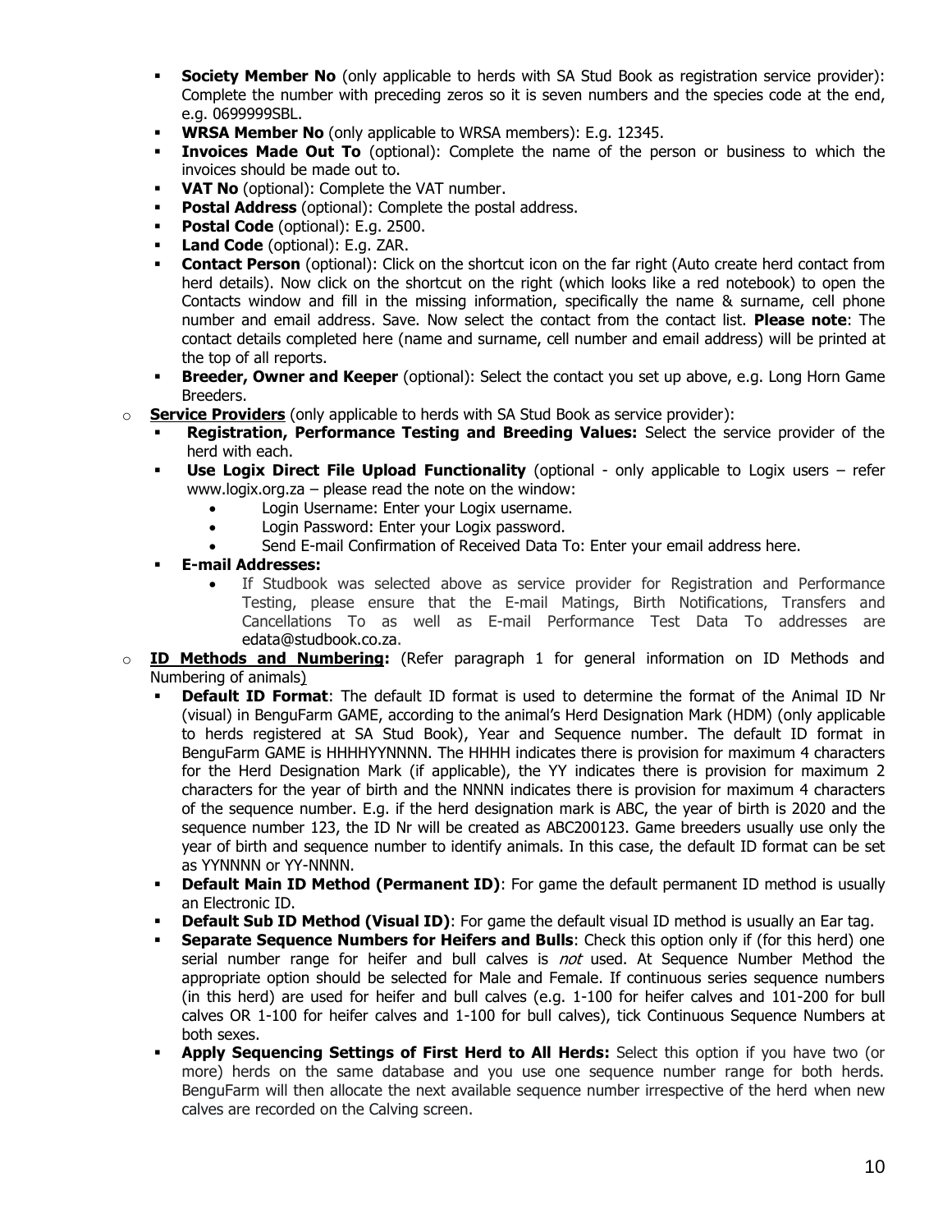- **Society Member No** (only applicable to herds with SA Stud Book as registration service provider): Complete the number with preceding zeros so it is seven numbers and the species code at the end, e.g. 0699999SBL.
- **WRSA Member No** (only applicable to WRSA members): E.g. 12345.
- **Invoices Made Out To** (optional): Complete the name of the person or business to which the invoices should be made out to.
- **VAT No** (optional): Complete the VAT number.
- **Postal Address** (optional): Complete the postal address.
- **Postal Code** (optional): E.g. 2500.
- **Land Code** (optional): E.g. ZAR.
- **Contact Person** (optional): Click on the shortcut icon on the far right (Auto create herd contact from herd details). Now click on the shortcut on the right (which looks like a red notebook) to open the Contacts window and fill in the missing information, specifically the name & surname, cell phone number and email address. Save. Now select the contact from the contact list. **Please note**: The contact details completed here (name and surname, cell number and email address) will be printed at the top of all reports.
- **Breeder, Owner and Keeper** (optional): Select the contact you set up above, e.g. Long Horn Game Breeders.

o **<u>Service Providers</u>** (only applicable to herds with SA Stud Book as service provider):

- **Registration, Performance Testing and Breeding Values:** Select the service provider of the herd with each.
- **Use Logix Direct File Upload Functionality** (optional - only applicable to Logix users – refer www.logix.org.za – please read the note on the window:
  - Login Username: Enter your Logix username.
  - Login Password: Enter your Logix password.
  - Send E-mail Confirmation of Received Data To: Enter your email address here.
- **E-mail Addresses:**
  - If Studbook was selected above as service provider for Registration and Performance Testing, please ensure that the E-mail Matings, Birth Notifications, Transfers and Cancellations To as well as E-mail Performance Test Data To addresses are edata@studbook.co.za.

o **<u>ID Methods and Numbering:</u>** (Refer paragraph 1 for general information on ID Methods and Numbering of animals)

- **Default ID Format**: The default ID format is used to determine the format of the Animal ID Nr (visual) in BenguFarm GAME, according to the animal's Herd Designation Mark (HDM) (only applicable to herds registered at SA Stud Book), Year and Sequence number. The default ID format in BenguFarm GAME is HHHHYYNNNN. The HHHH indicates there is provision for maximum 4 characters for the Herd Designation Mark (if applicable), the YY indicates there is provision for maximum 2 characters for the year of birth and the NNNN indicates there is provision for maximum 4 characters of the sequence number. E.g. if the herd designation mark is ABC, the year of birth is 2020 and the sequence number 123, the ID Nr will be created as ABC200123. Game breeders usually use only the year of birth and sequence number to identify animals. In this case, the default ID format can be set as YYNNNN or YY-NNNN.
- **Default Main ID Method (Permanent ID)**: For game the default permanent ID method is usually an Electronic ID.
- **Default Sub ID Method (Visual ID)**: For game the default visual ID method is usually an Ear tag.
- **Separate Sequence Numbers for Heifers and Bulls**: Check this option only if (for this herd) one serial number range for heifer and bull calves is *not* used. At Sequence Number Method the appropriate option should be selected for Male and Female. If continuous series sequence numbers (in this herd) are used for heifer and bull calves (e.g. 1-100 for heifer calves and 101-200 for bull calves OR 1-100 for heifer calves and 1-100 for bull calves), tick Continuous Sequence Numbers at both sexes.
- **Apply Sequencing Settings of First Herd to All Herds:** Select this option if you have two (or more) herds on the same database and you use one sequence number range for both herds. BenguFarm will then allocate the next available sequence number irrespective of the herd when new calves are recorded on the Calving screen.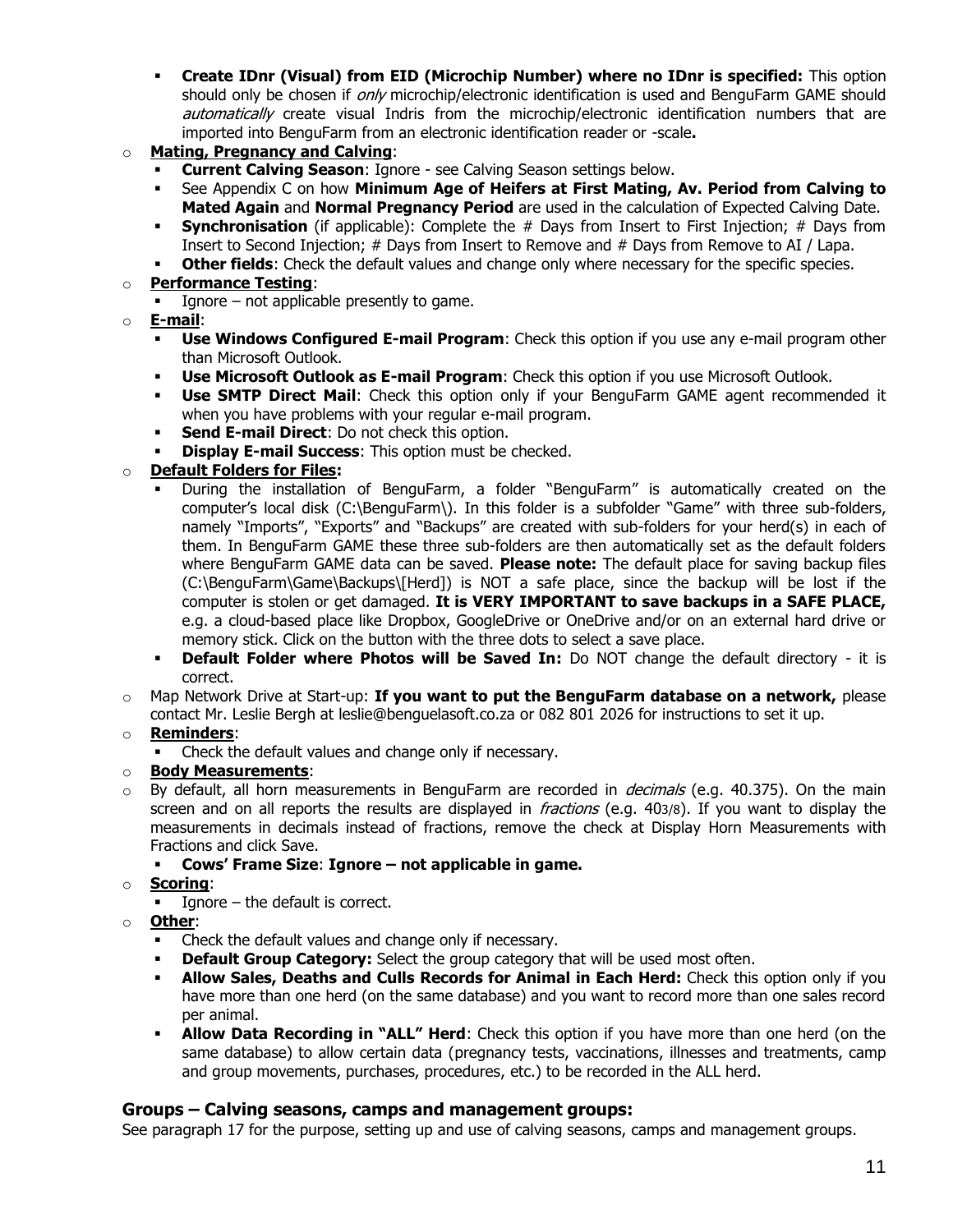- **Create IDnr (Visual) from EID (Microchip Number) where no IDnr is specified:** This option should only be chosen if *only* microchip/electronic identification is used and BenguFarm GAME should *automatically* create visual Indris from the microchip/electronic identification numbers that are imported into BenguFarm from an electronic identification reader or -scale**.**

- **Mating, Pregnancy and Calving**:
  - **Current Calving Season**: Ignore - see Calving Season settings below.
  - See Appendix C on how **Minimum Age of Heifers at First Mating, Av. Period from Calving to Mated Again** and **Normal Pregnancy Period** are used in the calculation of Expected Calving Date.
  - **Synchronisation** (if applicable): Complete the # Days from Insert to First Injection; # Days from Insert to Second Injection; # Days from Insert to Remove and # Days from Remove to AI / Lapa.
  - **Other fields**: Check the default values and change only where necessary for the specific species.
- **Performance Testing**:
  - Ignore – not applicable presently to game.
- **E-mail**:
  - **Use Windows Configured E-mail Program**: Check this option if you use any e-mail program other than Microsoft Outlook.
  - **Use Microsoft Outlook as E-mail Program**: Check this option if you use Microsoft Outlook.
  - **Use SMTP Direct Mail**: Check this option only if your BenguFarm GAME agent recommended it when you have problems with your regular e-mail program.
  - **Send E-mail Direct**: Do not check this option.
  - **Display E-mail Success**: This option must be checked.
- **Default Folders for Files:**
  - During the installation of BenguFarm, a folder "BenguFarm" is automatically created on the computer's local disk (C:\BenguFarm\). In this folder is a subfolder "Game" with three sub-folders, namely "Imports", "Exports" and "Backups" are created with sub-folders for your herd(s) in each of them. In BenguFarm GAME these three sub-folders are then automatically set as the default folders where BenguFarm GAME data can be saved. **Please note:** The default place for saving backup files (C:\BenguFarm\Game\Backups\[Herd]) is NOT a safe place, since the backup will be lost if the computer is stolen or get damaged. **It is VERY IMPORTANT to save backups in a SAFE PLACE,** e.g. a cloud-based place like Dropbox, GoogleDrive or OneDrive and/or on an external hard drive or memory stick. Click on the button with the three dots to select a save place.
  - **Default Folder where Photos will be Saved In:** Do NOT change the default directory - it is correct.
- Map Network Drive at Start-up: **If you want to put the BenguFarm database on a network,** please contact Mr. Leslie Bergh at leslie@benguelasoft.co.za or 082 801 2026 for instructions to set it up.
- **Reminders**:
  - Check the default values and change only if necessary.
- **Body Measurements**:
- By default, all horn measurements in BenguFarm are recorded in *decimals* (e.g. 40.375). On the main screen and on all reports the results are displayed in *fractions* (e.g. 40 3/8). If you want to display the measurements in decimals instead of fractions, remove the check at Display Horn Measurements with Fractions and click Save.
  - **Cows' Frame Size**: **Ignore – not applicable in game.**
- **Scoring**:
  - Ignore – the default is correct.
- **Other**:
  - Check the default values and change only if necessary.
  - **Default Group Category:** Select the group category that will be used most often.
  - **Allow Sales, Deaths and Culls Records for Animal in Each Herd:** Check this option only if you have more than one herd (on the same database) and you want to record more than one sales record per animal.
  - **Allow Data Recording in "ALL" Herd**: Check this option if you have more than one herd (on the same database) to allow certain data (pregnancy tests, vaccinations, illnesses and treatments, camp and group movements, purchases, procedures, etc.) to be recorded in the ALL herd.

### Groups – Calving seasons, camps and management groups:

See paragraph 17 for the purpose, setting up and use of calving seasons, camps and management groups.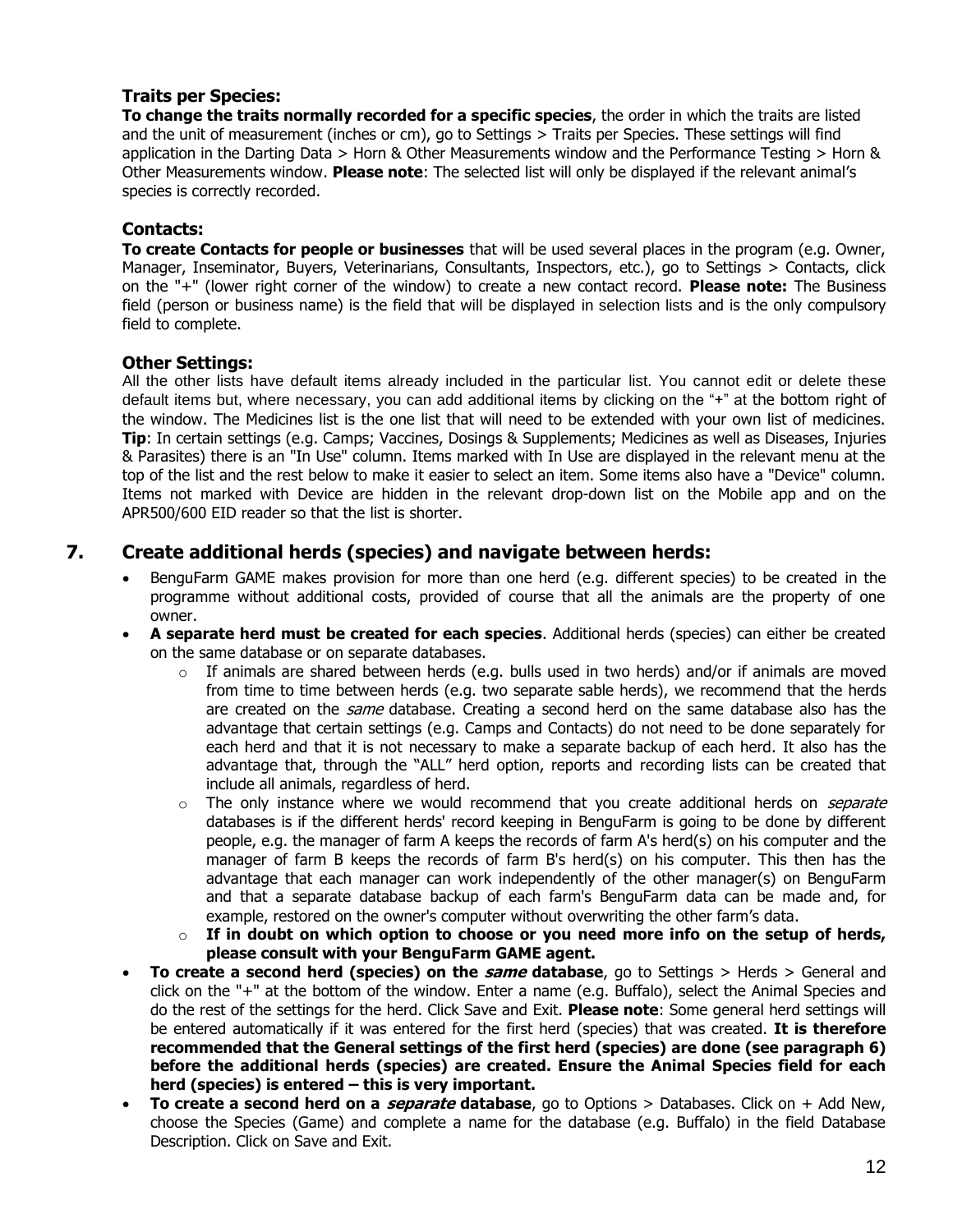### Traits per Species:

**To change the traits normally recorded for a specific species**, the order in which the traits are listed and the unit of measurement (inches or cm), go to Settings > Traits per Species. These settings will find application in the Darting Data > Horn & Other Measurements window and the Performance Testing > Horn & Other Measurements window. **Please note**: The selected list will only be displayed if the relevant animal's species is correctly recorded.

### Contacts:

**To create Contacts for people or businesses** that will be used several places in the program (e.g. Owner, Manager, Inseminator, Buyers, Veterinarians, Consultants, Inspectors, etc.), go to Settings > Contacts, click on the "+" (lower right corner of the window) to create a new contact record. **Please note:** The Business field (person or business name) is the field that will be displayed in selection lists and is the only compulsory field to complete.

### Other Settings:

All the other lists have default items already included in the particular list. You cannot edit or delete these default items but, where necessary, you can add additional items by clicking on the "+" at the bottom right of the window. The Medicines list is the one list that will need to be extended with your own list of medicines. **Tip**: In certain settings (e.g. Camps; Vaccines, Dosings & Supplements; Medicines as well as Diseases, Injuries & Parasites) there is an "In Use" column. Items marked with In Use are displayed in the relevant menu at the top of the list and the rest below to make it easier to select an item. Some items also have a "Device" column. Items not marked with Device are hidden in the relevant drop-down list on the Mobile app and on the APR500/600 EID reader so that the list is shorter.

## 7. Create additional herds (species) and navigate between herds:

- BenguFarm GAME makes provision for more than one herd (e.g. different species) to be created in the programme without additional costs, provided of course that all the animals are the property of one owner.
- **A separate herd must be created for each species**. Additional herds (species) can either be created on the same database or on separate databases.
  - If animals are shared between herds (e.g. bulls used in two herds) and/or if animals are moved from time to time between herds (e.g. two separate sable herds), we recommend that the herds are created on the *same* database. Creating a second herd on the same database also has the advantage that certain settings (e.g. Camps and Contacts) do not need to be done separately for each herd and that it is not necessary to make a separate backup of each herd. It also has the advantage that, through the "ALL" herd option, reports and recording lists can be created that include all animals, regardless of herd.
  - The only instance where we would recommend that you create additional herds on *separate* databases is if the different herds' record keeping in BenguFarm is going to be done by different people, e.g. the manager of farm A keeps the records of farm A's herd(s) on his computer and the manager of farm B keeps the records of farm B's herd(s) on his computer. This then has the advantage that each manager can work independently of the other manager(s) on BenguFarm and that a separate database backup of each farm's BenguFarm data can be made and, for example, restored on the owner's computer without overwriting the other farm's data.
  - **If in doubt on which option to choose or you need more info on the setup of herds, please consult with your BenguFarm GAME agent.**
- **To create a second herd (species) on the *same* database**, go to Settings > Herds > General and click on the "+" at the bottom of the window. Enter a name (e.g. Buffalo), select the Animal Species and do the rest of the settings for the herd. Click Save and Exit. **Please note**: Some general herd settings will be entered automatically if it was entered for the first herd (species) that was created. **It is therefore recommended that the General settings of the first herd (species) are done (see paragraph 6) before the additional herds (species) are created. Ensure the Animal Species field for each herd (species) is entered – this is very important.**
- **To create a second herd on a *separate* database**, go to Options > Databases. Click on + Add New, choose the Species (Game) and complete a name for the database (e.g. Buffalo) in the field Database Description. Click on Save and Exit.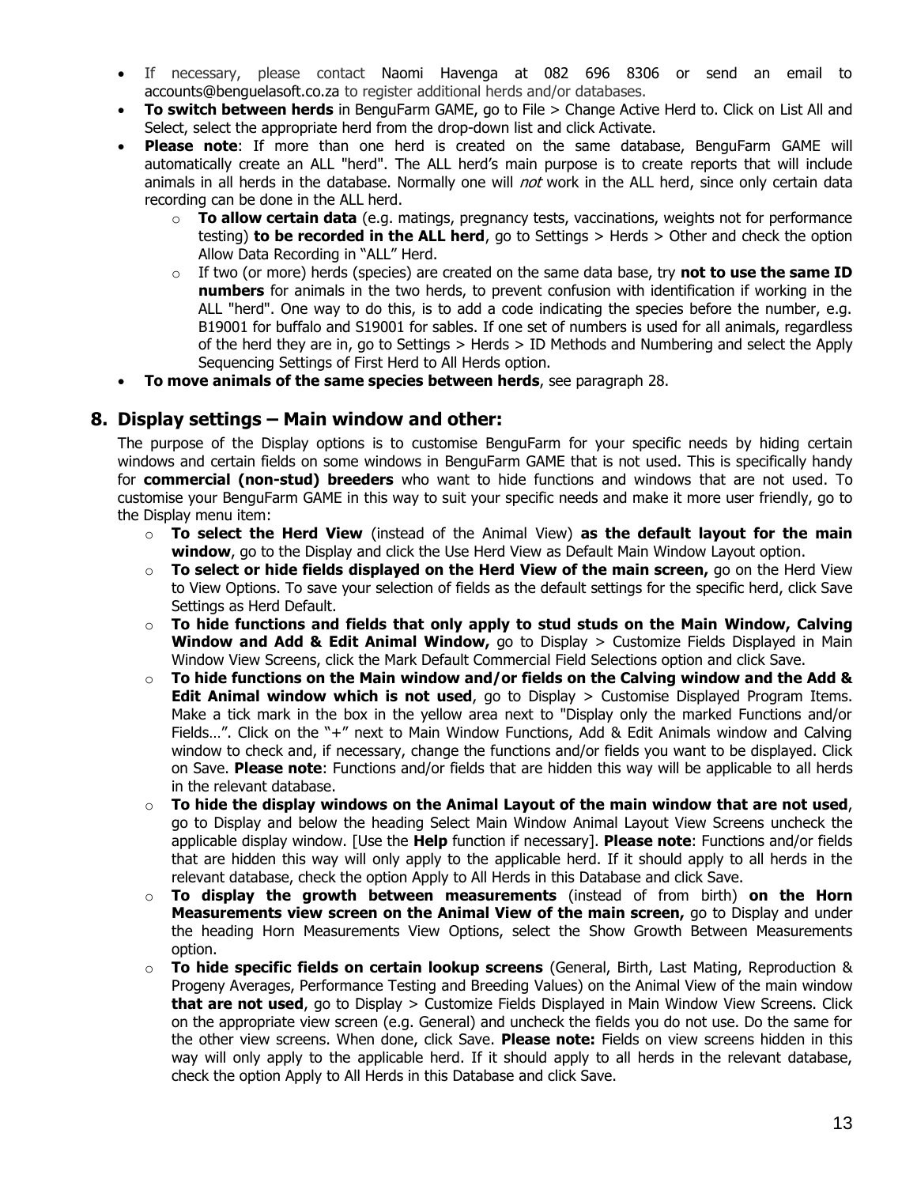- If necessary, please contact Naomi Havenga at 082 696 8306 or send an email to accounts@benguelasoft.co.za to register additional herds and/or databases.
- **To switch between herds** in BenguFarm GAME, go to File > Change Active Herd to. Click on List All and Select, select the appropriate herd from the drop-down list and click Activate.
- **Please note**: If more than one herd is created on the same database, BenguFarm GAME will automatically create an ALL "herd". The ALL herd's main purpose is to create reports that will include animals in all herds in the database. Normally one will *not* work in the ALL herd, since only certain data recording can be done in the ALL herd.
  - **To allow certain data** (e.g. matings, pregnancy tests, vaccinations, weights not for performance testing) **to be recorded in the ALL herd**, go to Settings > Herds > Other and check the option Allow Data Recording in "ALL" Herd.
  - If two (or more) herds (species) are created on the same data base, try **not to use the same ID numbers** for animals in the two herds, to prevent confusion with identification if working in the ALL "herd". One way to do this, is to add a code indicating the species before the number, e.g. B19001 for buffalo and S19001 for sables. If one set of numbers is used for all animals, regardless of the herd they are in, go to Settings > Herds > ID Methods and Numbering and select the Apply Sequencing Settings of First Herd to All Herds option.
- **To move animals of the same species between herds**, see paragraph 28.

## 8. Display settings – Main window and other:

The purpose of the Display options is to customise BenguFarm for your specific needs by hiding certain windows and certain fields on some windows in BenguFarm GAME that is not used. This is specifically handy for **commercial (non-stud) breeders** who want to hide functions and windows that are not used. To customise your BenguFarm GAME in this way to suit your specific needs and make it more user friendly, go to the Display menu item:

- **To select the Herd View** (instead of the Animal View) **as the default layout for the main window**, go to the Display and click the Use Herd View as Default Main Window Layout option.
- **To select or hide fields displayed on the Herd View of the main screen,** go on the Herd View to View Options. To save your selection of fields as the default settings for the specific herd, click Save Settings as Herd Default.
- **To hide functions and fields that only apply to stud studs on the Main Window, Calving Window and Add & Edit Animal Window,** go to Display > Customize Fields Displayed in Main Window View Screens, click the Mark Default Commercial Field Selections option and click Save.
- **To hide functions on the Main window and/or fields on the Calving window and the Add & Edit Animal window which is not used**, go to Display > Customise Displayed Program Items. Make a tick mark in the box in the yellow area next to "Display only the marked Functions and/or Fields…". Click on the "+" next to Main Window Functions, Add & Edit Animals window and Calving window to check and, if necessary, change the functions and/or fields you want to be displayed. Click on Save. **Please note**: Functions and/or fields that are hidden this way will be applicable to all herds in the relevant database.
- **To hide the display windows on the Animal Layout of the main window that are not used**, go to Display and below the heading Select Main Window Animal Layout View Screens uncheck the applicable display window. [Use the **Help** function if necessary]. **Please note**: Functions and/or fields that are hidden this way will only apply to the applicable herd. If it should apply to all herds in the relevant database, check the option Apply to All Herds in this Database and click Save.
- **To display the growth between measurements** (instead of from birth) **on the Horn Measurements view screen on the Animal View of the main screen,** go to Display and under the heading Horn Measurements View Options, select the Show Growth Between Measurements option.
- **To hide specific fields on certain lookup screens** (General, Birth, Last Mating, Reproduction & Progeny Averages, Performance Testing and Breeding Values) on the Animal View of the main window **that are not used**, go to Display > Customize Fields Displayed in Main Window View Screens. Click on the appropriate view screen (e.g. General) and uncheck the fields you do not use. Do the same for the other view screens. When done, click Save. **Please note:** Fields on view screens hidden in this way will only apply to the applicable herd. If it should apply to all herds in the relevant database, check the option Apply to All Herds in this Database and click Save.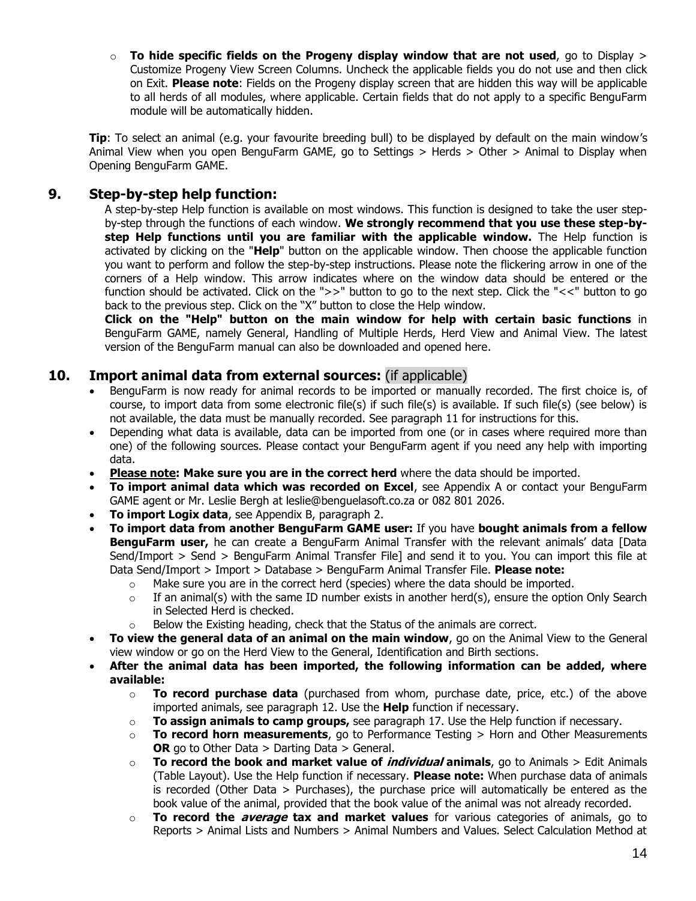- **To hide specific fields on the Progeny display window that are not used**, go to Display > Customize Progeny View Screen Columns. Uncheck the applicable fields you do not use and then click on Exit. **Please note**: Fields on the Progeny display screen that are hidden this way will be applicable to all herds of all modules, where applicable. Certain fields that do not apply to a specific BenguFarm module will be automatically hidden.

**Tip**: To select an animal (e.g. your favourite breeding bull) to be displayed by default on the main window's Animal View when you open BenguFarm GAME, go to Settings > Herds > Other > Animal to Display when Opening BenguFarm GAME.

## 9. Step-by-step help function:

A step-by-step Help function is available on most windows. This function is designed to take the user step-by-step through the functions of each window. **We strongly recommend that you use these step-by-step Help functions until you are familiar with the applicable window.** The Help function is activated by clicking on the "**Help**" button on the applicable window. Then choose the applicable function you want to perform and follow the step-by-step instructions. Please note the flickering arrow in one of the corners of a Help window. This arrow indicates where on the window data should be entered or the function should be activated. Click on the ">>" button to go to the next step. Click the "<<" button to go back to the previous step. Click on the "X" button to close the Help window.

**Click on the "Help" button on the main window for help with certain basic functions** in BenguFarm GAME, namely General, Handling of Multiple Herds, Herd View and Animal View. The latest version of the BenguFarm manual can also be downloaded and opened here.

## 10. Import animal data from external sources: (if applicable)

- BenguFarm is now ready for animal records to be imported or manually recorded. The first choice is, of course, to import data from some electronic file(s) if such file(s) is available. If such file(s) (see below) is not available, the data must be manually recorded. See paragraph 11 for instructions for this.
- Depending what data is available, data can be imported from one (or in cases where required more than one) of the following sources. Please contact your BenguFarm agent if you need any help with importing data.
- **Please note: Make sure you are in the correct herd** where the data should be imported.
- **To import animal data which was recorded on Excel**, see Appendix A or contact your BenguFarm GAME agent or Mr. Leslie Bergh at leslie@benguelasoft.co.za or 082 801 2026.
- **To import Logix data**, see Appendix B, paragraph 2.
- **To import data from another BenguFarm GAME user:** If you have **bought animals from a fellow BenguFarm user,** he can create a BenguFarm Animal Transfer with the relevant animals' data [Data Send/Import > Send > BenguFarm Animal Transfer File] and send it to you. You can import this file at Data Send/Import > Import > Database > BenguFarm Animal Transfer File. **Please note:**
  - Make sure you are in the correct herd (species) where the data should be imported.
  - If an animal(s) with the same ID number exists in another herd(s), ensure the option Only Search in Selected Herd is checked.
  - Below the Existing heading, check that the Status of the animals are correct.
- **To view the general data of an animal on the main window**, go on the Animal View to the General view window or go on the Herd View to the General, Identification and Birth sections.
- **After the animal data has been imported, the following information can be added, where available:**
  - **To record purchase data** (purchased from whom, purchase date, price, etc.) of the above imported animals, see paragraph 12. Use the **Help** function if necessary.
  - **To assign animals to camp groups,** see paragraph 17. Use the Help function if necessary.
  - **To record horn measurements**, go to Performance Testing > Horn and Other Measurements **OR** go to Other Data > Darting Data > General.
  - **To record the book and market value of *individual* animals**, go to Animals > Edit Animals (Table Layout). Use the Help function if necessary. **Please note:** When purchase data of animals is recorded (Other Data > Purchases), the purchase price will automatically be entered as the book value of the animal, provided that the book value of the animal was not already recorded.
  - **To record the *average* tax and market values** for various categories of animals, go to Reports > Animal Lists and Numbers > Animal Numbers and Values. Select Calculation Method at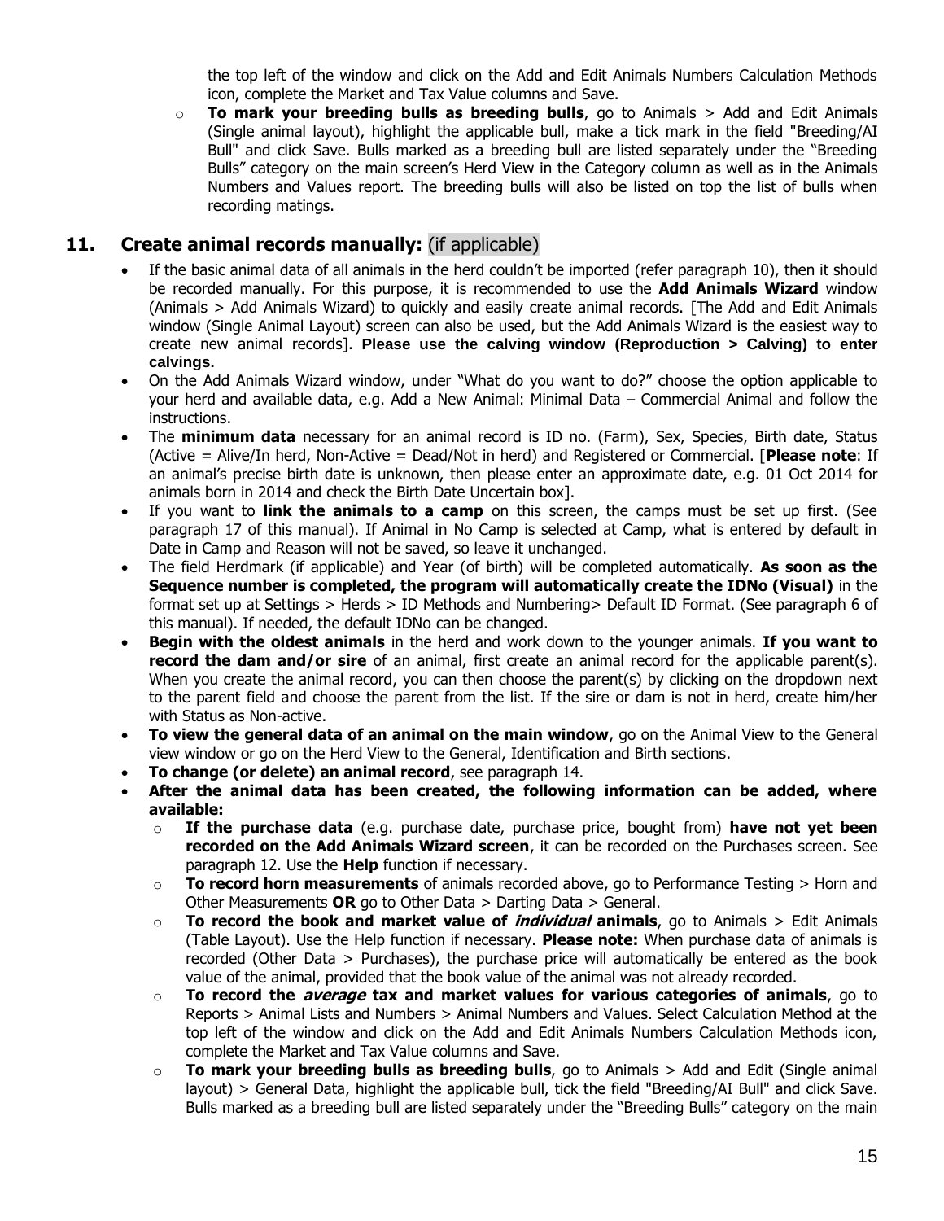the top left of the window and click on the Add and Edit Animals Numbers Calculation Methods icon, complete the Market and Tax Value columns and Save.

- **To mark your breeding bulls as breeding bulls**, go to Animals > Add and Edit Animals (Single animal layout), highlight the applicable bull, make a tick mark in the field "Breeding/AI Bull" and click Save. Bulls marked as a breeding bull are listed separately under the "Breeding Bulls" category on the main screen's Herd View in the Category column as well as in the Animals Numbers and Values report. The breeding bulls will also be listed on top the list of bulls when recording matings.

## 11. Create animal records manually: (if applicable)

- If the basic animal data of all animals in the herd couldn't be imported (refer paragraph 10), then it should be recorded manually. For this purpose, it is recommended to use the **Add Animals Wizard** window (Animals > Add Animals Wizard) to quickly and easily create animal records. [The Add and Edit Animals window (Single Animal Layout) screen can also be used, but the Add Animals Wizard is the easiest way to create new animal records]. **Please use the calving window (Reproduction > Calving) to enter calvings.**
- On the Add Animals Wizard window, under "What do you want to do?" choose the option applicable to your herd and available data, e.g. Add a New Animal: Minimal Data – Commercial Animal and follow the instructions.
- The **minimum data** necessary for an animal record is ID no. (Farm), Sex, Species, Birth date, Status (Active = Alive/In herd, Non-Active = Dead/Not in herd) and Registered or Commercial. [**Please note**: If an animal's precise birth date is unknown, then please enter an approximate date, e.g. 01 Oct 2014 for animals born in 2014 and check the Birth Date Uncertain box].
- If you want to **link the animals to a camp** on this screen, the camps must be set up first. (See paragraph 17 of this manual). If Animal in No Camp is selected at Camp, what is entered by default in Date in Camp and Reason will not be saved, so leave it unchanged.
- The field Herdmark (if applicable) and Year (of birth) will be completed automatically. **As soon as the Sequence number is completed, the program will automatically create the IDNo (Visual)** in the format set up at Settings > Herds > ID Methods and Numbering> Default ID Format. (See paragraph 6 of this manual). If needed, the default IDNo can be changed.
- **Begin with the oldest animals** in the herd and work down to the younger animals. **If you want to record the dam and/or sire** of an animal, first create an animal record for the applicable parent(s). When you create the animal record, you can then choose the parent(s) by clicking on the dropdown next to the parent field and choose the parent from the list. If the sire or dam is not in herd, create him/her with Status as Non-active.
- **To view the general data of an animal on the main window**, go on the Animal View to the General view window or go on the Herd View to the General, Identification and Birth sections.
- **To change (or delete) an animal record**, see paragraph 14.
- **After the animal data has been created, the following information can be added, where available:**
  - **If the purchase data** (e.g. purchase date, purchase price, bought from) **have not yet been recorded on the Add Animals Wizard screen**, it can be recorded on the Purchases screen. See paragraph 12. Use the **Help** function if necessary.
  - **To record horn measurements** of animals recorded above, go to Performance Testing > Horn and Other Measurements **OR** go to Other Data > Darting Data > General.
  - **To record the book and market value of *individual* animals**, go to Animals > Edit Animals (Table Layout). Use the Help function if necessary. **Please note:** When purchase data of animals is recorded (Other Data > Purchases), the purchase price will automatically be entered as the book value of the animal, provided that the book value of the animal was not already recorded.
  - **To record the *average* tax and market values for various categories of animals**, go to Reports > Animal Lists and Numbers > Animal Numbers and Values. Select Calculation Method at the top left of the window and click on the Add and Edit Animals Numbers Calculation Methods icon, complete the Market and Tax Value columns and Save.
  - **To mark your breeding bulls as breeding bulls**, go to Animals > Add and Edit (Single animal layout) > General Data, highlight the applicable bull, tick the field "Breeding/AI Bull" and click Save. Bulls marked as a breeding bull are listed separately under the "Breeding Bulls" category on the main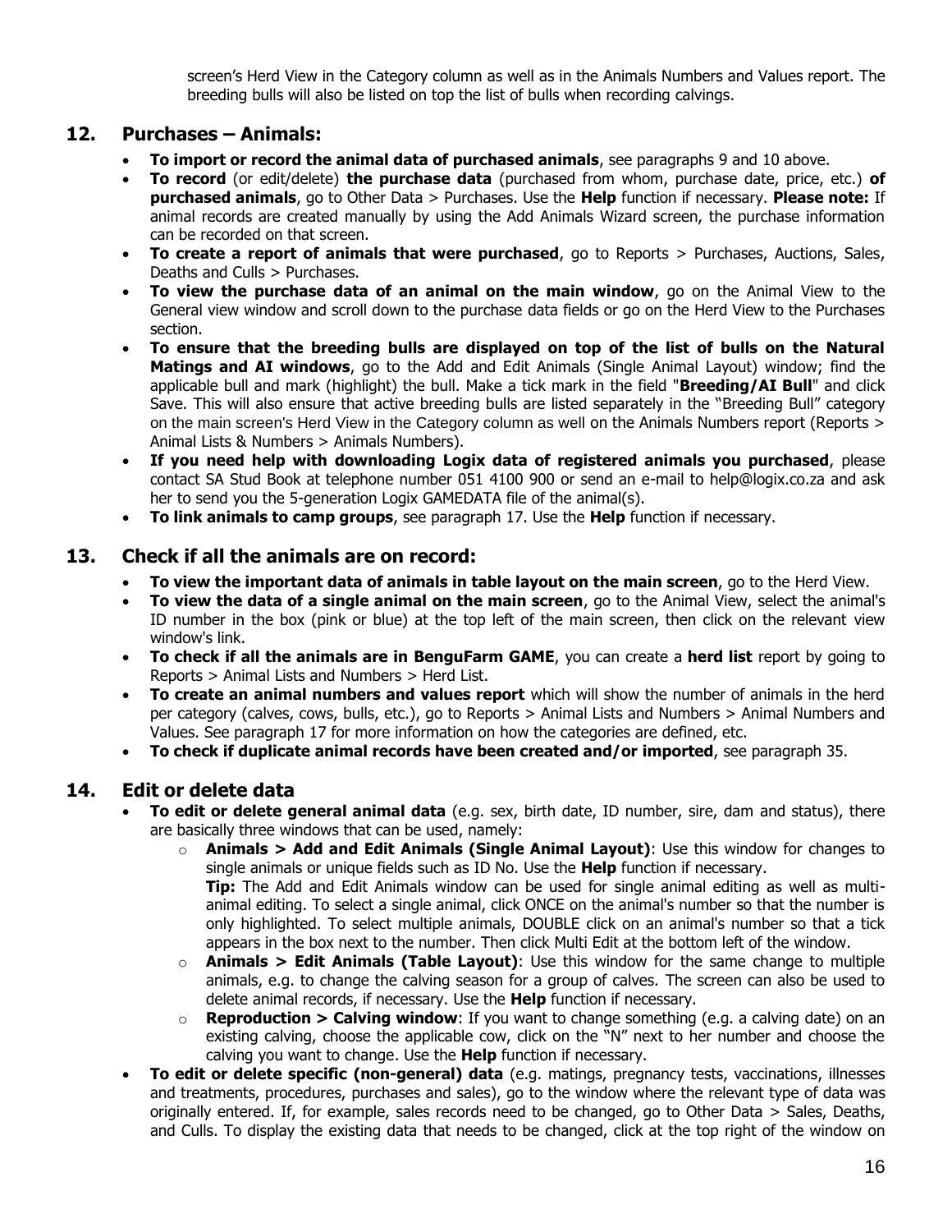screen's Herd View in the Category column as well as in the Animals Numbers and Values report. The breeding bulls will also be listed on top the list of bulls when recording calvings.

## 12. Purchases – Animals:

- **To import or record the animal data of purchased animals**, see paragraphs 9 and 10 above.
- **To record** (or edit/delete) **the purchase data** (purchased from whom, purchase date, price, etc.) **of purchased animals**, go to Other Data > Purchases. Use the **Help** function if necessary. **Please note:** If animal records are created manually by using the Add Animals Wizard screen, the purchase information can be recorded on that screen.
- **To create a report of animals that were purchased**, go to Reports > Purchases, Auctions, Sales, Deaths and Culls > Purchases.
- **To view the purchase data of an animal on the main window**, go on the Animal View to the General view window and scroll down to the purchase data fields or go on the Herd View to the Purchases section.
- **To ensure that the breeding bulls are displayed on top of the list of bulls on the Natural Matings and AI windows**, go to the Add and Edit Animals (Single Animal Layout) window; find the applicable bull and mark (highlight) the bull. Make a tick mark in the field "**Breeding/AI Bull**" and click Save. This will also ensure that active breeding bulls are listed separately in the "Breeding Bull" category on the main screen's Herd View in the Category column as well on the Animals Numbers report (Reports > Animal Lists & Numbers > Animals Numbers).
- **If you need help with downloading Logix data of registered animals you purchased**, please contact SA Stud Book at telephone number 051 4100 900 or send an e-mail to help@logix.co.za and ask her to send you the 5-generation Logix GAMEDATA file of the animal(s).
- **To link animals to camp groups**, see paragraph 17. Use the **Help** function if necessary.

## 13. Check if all the animals are on record:

- **To view the important data of animals in table layout on the main screen**, go to the Herd View.
- **To view the data of a single animal on the main screen**, go to the Animal View, select the animal's ID number in the box (pink or blue) at the top left of the main screen, then click on the relevant view window's link.
- **To check if all the animals are in BenguFarm GAME**, you can create a **herd list** report by going to Reports > Animal Lists and Numbers > Herd List.
- **To create an animal numbers and values report** which will show the number of animals in the herd per category (calves, cows, bulls, etc.), go to Reports > Animal Lists and Numbers > Animal Numbers and Values. See paragraph 17 for more information on how the categories are defined, etc.
- **To check if duplicate animal records have been created and/or imported**, see paragraph 35.

## 14. Edit or delete data

- **To edit or delete general animal data** (e.g. sex, birth date, ID number, sire, dam and status), there are basically three windows that can be used, namely:
  - **Animals > Add and Edit Animals (Single Animal Layout)**: Use this window for changes to single animals or unique fields such as ID No. Use the **Help** function if necessary.
    **Tip:** The Add and Edit Animals window can be used for single animal editing as well as multi-animal editing. To select a single animal, click ONCE on the animal's number so that the number is only highlighted. To select multiple animals, DOUBLE click on an animal's number so that a tick appears in the box next to the number. Then click Multi Edit at the bottom left of the window.
  - **Animals > Edit Animals (Table Layout)**: Use this window for the same change to multiple animals, e.g. to change the calving season for a group of calves. The screen can also be used to delete animal records, if necessary. Use the **Help** function if necessary.
  - **Reproduction > Calving window**: If you want to change something (e.g. a calving date) on an existing calving, choose the applicable cow, click on the "N" next to her number and choose the calving you want to change. Use the **Help** function if necessary.
- **To edit or delete specific (non-general) data** (e.g. matings, pregnancy tests, vaccinations, illnesses and treatments, procedures, purchases and sales), go to the window where the relevant type of data was originally entered. If, for example, sales records need to be changed, go to Other Data > Sales, Deaths, and Culls. To display the existing data that needs to be changed, click at the top right of the window on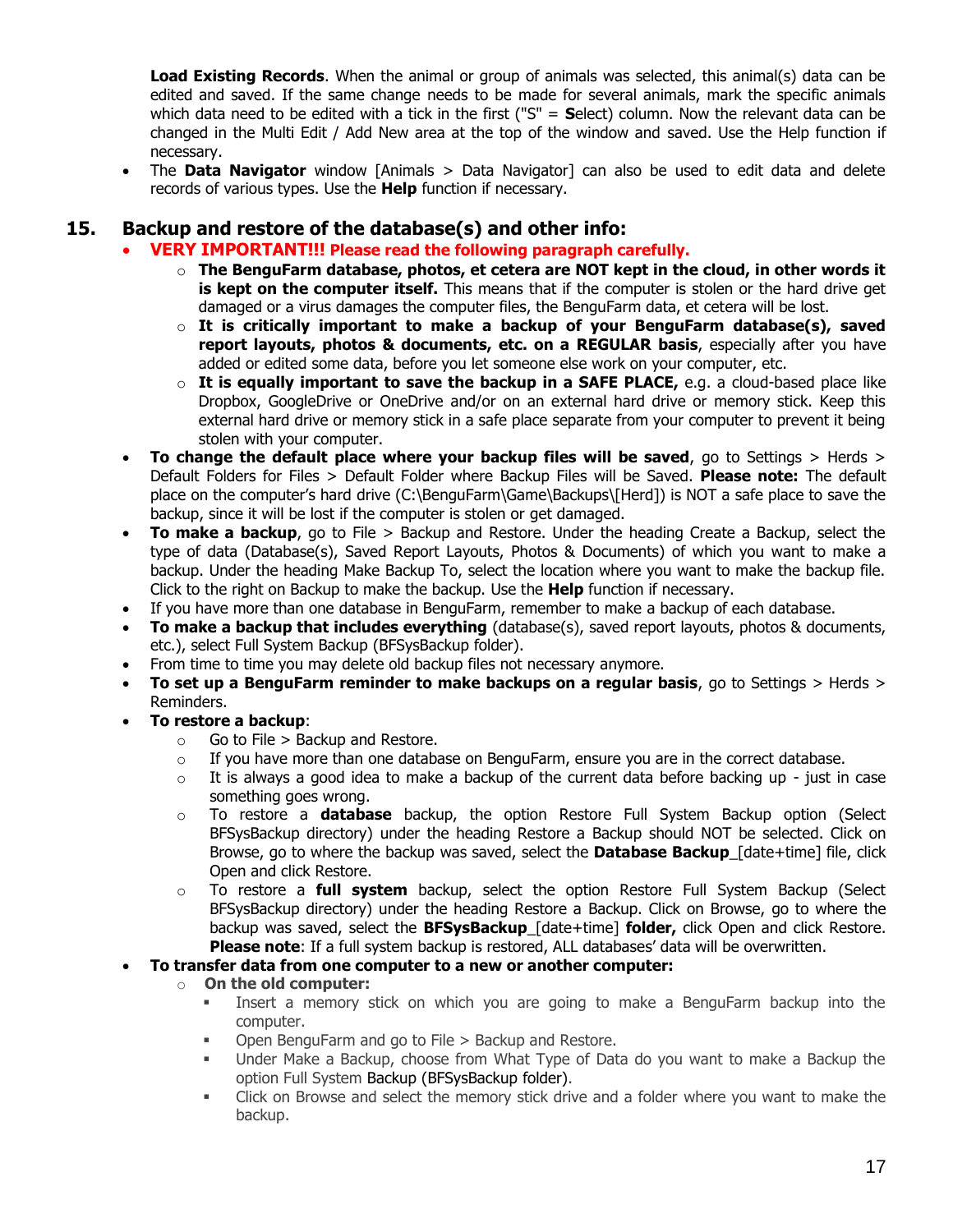**Load Existing Records**. When the animal or group of animals was selected, this animal(s) data can be edited and saved. If the same change needs to be made for several animals, mark the specific animals which data need to be edited with a tick in the first ("S" = **S**elect) column. Now the relevant data can be changed in the Multi Edit / Add New area at the top of the window and saved. Use the Help function if necessary.

- The **Data Navigator** window [Animals > Data Navigator] can also be used to edit data and delete records of various types. Use the **Help** function if necessary.

## 15. Backup and restore of the database(s) and other info:

- **VERY IMPORTANT!!! Please read the following paragraph carefully.**
  - **The BenguFarm database, photos, et cetera are NOT kept in the cloud, in other words it is kept on the computer itself.** This means that if the computer is stolen or the hard drive get damaged or a virus damages the computer files, the BenguFarm data, et cetera will be lost.
  - **It is critically important to make a backup of your BenguFarm database(s), saved report layouts, photos & documents, etc. on a REGULAR basis**, especially after you have added or edited some data, before you let someone else work on your computer, etc.
  - **It is equally important to save the backup in a SAFE PLACE,** e.g. a cloud-based place like Dropbox, GoogleDrive or OneDrive and/or on an external hard drive or memory stick. Keep this external hard drive or memory stick in a safe place separate from your computer to prevent it being stolen with your computer.
- **To change the default place where your backup files will be saved**, go to Settings > Herds > Default Folders for Files > Default Folder where Backup Files will be Saved. **Please note:** The default place on the computer's hard drive (C:\BenguFarm\Game\Backups\[Herd]) is NOT a safe place to save the backup, since it will be lost if the computer is stolen or get damaged.
- **To make a backup**, go to File > Backup and Restore. Under the heading Create a Backup, select the type of data (Database(s), Saved Report Layouts, Photos & Documents) of which you want to make a backup. Under the heading Make Backup To, select the location where you want to make the backup file. Click to the right on Backup to make the backup. Use the **Help** function if necessary.
- If you have more than one database in BenguFarm, remember to make a backup of each database.
- **To make a backup that includes everything** (database(s), saved report layouts, photos & documents, etc.), select Full System Backup (BFSysBackup folder).
- From time to time you may delete old backup files not necessary anymore.
- **To set up a BenguFarm reminder to make backups on a regular basis**, go to Settings > Herds > Reminders.
- **To restore a backup**:
  - Go to File > Backup and Restore.
  - If you have more than one database on BenguFarm, ensure you are in the correct database.
  - It is always a good idea to make a backup of the current data before backing up - just in case something goes wrong.
  - To restore a **database** backup, the option Restore Full System Backup option (Select BFSysBackup directory) under the heading Restore a Backup should NOT be selected. Click on Browse, go to where the backup was saved, select the **Database Backup**_[date+time] file, click Open and click Restore.
  - To restore a **full system** backup, select the option Restore Full System Backup (Select BFSysBackup directory) under the heading Restore a Backup. Click on Browse, go to where the backup was saved, select the **BFSysBackup**_[date+time] **folder,** click Open and click Restore. **Please note**: If a full system backup is restored, ALL databases' data will be overwritten.
- **To transfer data from one computer to a new or another computer:**
  - **On the old computer:**
    - Insert a memory stick on which you are going to make a BenguFarm backup into the computer.
    - Open BenguFarm and go to File > Backup and Restore.
    - Under Make a Backup, choose from What Type of Data do you want to make a Backup the option Full System Backup (BFSysBackup folder).
    - Click on Browse and select the memory stick drive and a folder where you want to make the backup.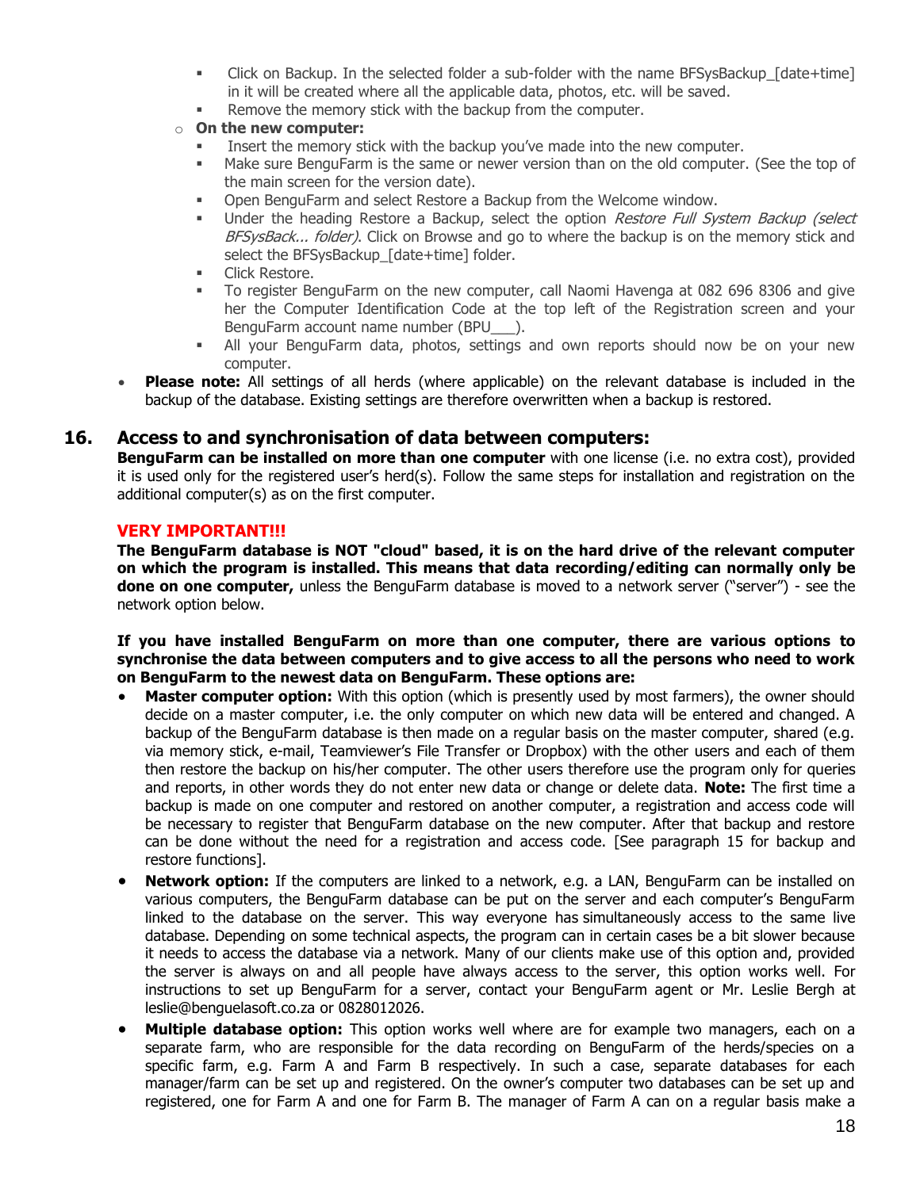- Click on Backup. In the selected folder a sub-folder with the name BFSysBackup_[date+time] in it will be created where all the applicable data, photos, etc. will be saved.
  - Remove the memory stick with the backup from the computer.
- **On the new computer:**
  - Insert the memory stick with the backup you've made into the new computer.
  - Make sure BenguFarm is the same or newer version than on the old computer. (See the top of the main screen for the version date).
  - Open BenguFarm and select Restore a Backup from the Welcome window.
  - Under the heading Restore a Backup, select the option *Restore Full System Backup (select BFSysBack... folder)*. Click on Browse and go to where the backup is on the memory stick and select the BFSysBackup_[date+time] folder.
  - Click Restore.
  - To register BenguFarm on the new computer, call Naomi Havenga at 082 696 8306 and give her the Computer Identification Code at the top left of the Registration screen and your BenguFarm account name number (BPU___).
  - All your BenguFarm data, photos, settings and own reports should now be on your new computer.

- **Please note:** All settings of all herds (where applicable) on the relevant database is included in the backup of the database. Existing settings are therefore overwritten when a backup is restored.

## 16. Access to and synchronisation of data between computers:

**BenguFarm can be installed on more than one computer** with one license (i.e. no extra cost), provided it is used only for the registered user's herd(s). Follow the same steps for installation and registration on the additional computer(s) as on the first computer.

**VERY IMPORTANT!!!**

**The BenguFarm database is NOT "cloud" based, it is on the hard drive of the relevant computer on which the program is installed. This means that data recording/editing can normally only be done on one computer,** unless the BenguFarm database is moved to a network server ("server") - see the network option below.

**If you have installed BenguFarm on more than one computer, there are various options to synchronise the data between computers and to give access to all the persons who need to work on BenguFarm to the newest data on BenguFarm. These options are:**

- **Master computer option:** With this option (which is presently used by most farmers), the owner should decide on a master computer, i.e. the only computer on which new data will be entered and changed. A backup of the BenguFarm database is then made on a regular basis on the master computer, shared (e.g. via memory stick, e-mail, Teamviewer's File Transfer or Dropbox) with the other users and each of them then restore the backup on his/her computer. The other users therefore use the program only for queries and reports, in other words they do not enter new data or change or delete data. **Note:** The first time a backup is made on one computer and restored on another computer, a registration and access code will be necessary to register that BenguFarm database on the new computer. After that backup and restore can be done without the need for a registration and access code. [See paragraph 15 for backup and restore functions].
- **Network option:** If the computers are linked to a network, e.g. a LAN, BenguFarm can be installed on various computers, the BenguFarm database can be put on the server and each computer's BenguFarm linked to the database on the server. This way everyone has simultaneously access to the same live database. Depending on some technical aspects, the program can in certain cases be a bit slower because it needs to access the database via a network. Many of our clients make use of this option and, provided the server is always on and all people have always access to the server, this option works well. For instructions to set up BenguFarm for a server, contact your BenguFarm agent or Mr. Leslie Bergh at leslie@benguelasoft.co.za or 0828012026.
- **Multiple database option:** This option works well where are for example two managers, each on a separate farm, who are responsible for the data recording on BenguFarm of the herds/species on a specific farm, e.g. Farm A and Farm B respectively. In such a case, separate databases for each manager/farm can be set up and registered. On the owner's computer two databases can be set up and registered, one for Farm A and one for Farm B. The manager of Farm A can on a regular basis make a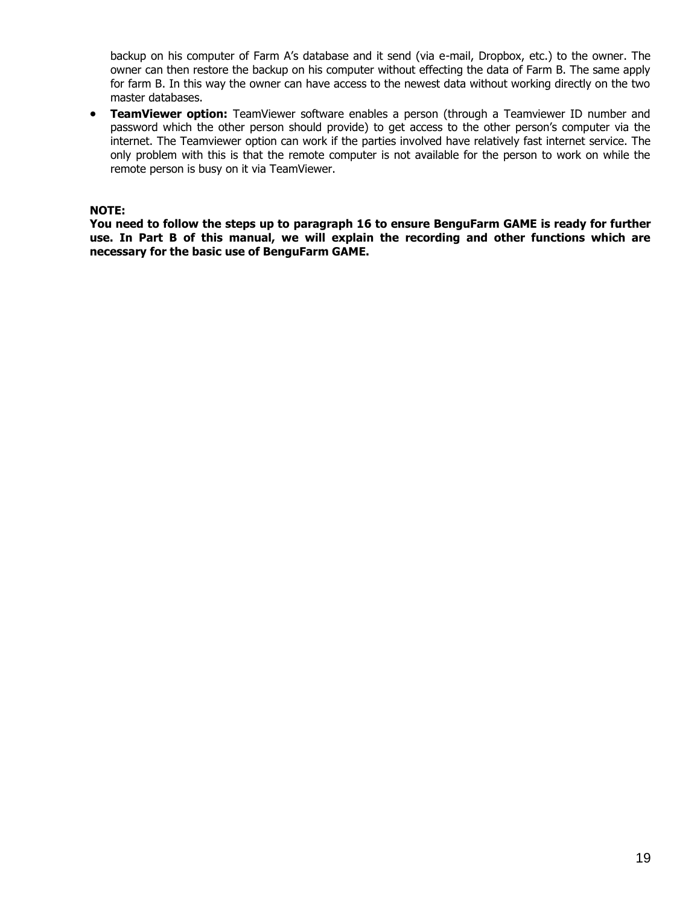backup on his computer of Farm A's database and it send (via e-mail, Dropbox, etc.) to the owner. The owner can then restore the backup on his computer without effecting the data of Farm B. The same apply for farm B. In this way the owner can have access to the newest data without working directly on the two master databases.

- **TeamViewer option:** TeamViewer software enables a person (through a Teamviewer ID number and password which the other person should provide) to get access to the other person's computer via the internet. The Teamviewer option can work if the parties involved have relatively fast internet service. The only problem with this is that the remote computer is not available for the person to work on while the remote person is busy on it via TeamViewer.

**NOTE:**
**You need to follow the steps up to paragraph 16 to ensure BenguFarm GAME is ready for further use. In Part B of this manual, we will explain the recording and other functions which are necessary for the basic use of BenguFarm GAME.**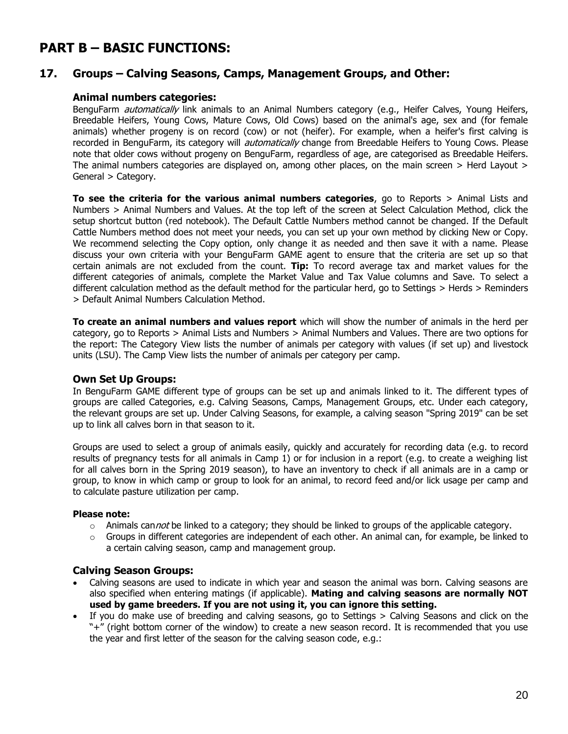# PART B – BASIC FUNCTIONS:

## 17. Groups – Calving Seasons, Camps, Management Groups, and Other:

### Animal numbers categories:

BenguFarm *automatically* link animals to an Animal Numbers category (e.g., Heifer Calves, Young Heifers, Breedable Heifers, Young Cows, Mature Cows, Old Cows) based on the animal's age, sex and (for female animals) whether progeny is on record (cow) or not (heifer). For example, when a heifer's first calving is recorded in BenguFarm, its category will *automatically* change from Breedable Heifers to Young Cows. Please note that older cows without progeny on BenguFarm, regardless of age, are categorised as Breedable Heifers. The animal numbers categories are displayed on, among other places, on the main screen > Herd Layout > General > Category.

**To see the criteria for the various animal numbers categories**, go to Reports > Animal Lists and Numbers > Animal Numbers and Values. At the top left of the screen at Select Calculation Method, click the setup shortcut button (red notebook). The Default Cattle Numbers method cannot be changed. If the Default Cattle Numbers method does not meet your needs, you can set up your own method by clicking New or Copy. We recommend selecting the Copy option, only change it as needed and then save it with a name. Please discuss your own criteria with your BenguFarm GAME agent to ensure that the criteria are set up so that certain animals are not excluded from the count. **Tip:** To record average tax and market values for the different categories of animals, complete the Market Value and Tax Value columns and Save. To select a different calculation method as the default method for the particular herd, go to Settings > Herds > Reminders > Default Animal Numbers Calculation Method.

**To create an animal numbers and values report** which will show the number of animals in the herd per category, go to Reports > Animal Lists and Numbers > Animal Numbers and Values. There are two options for the report: The Category View lists the number of animals per category with values (if set up) and livestock units (LSU). The Camp View lists the number of animals per category per camp.

### Own Set Up Groups:

In BenguFarm GAME different type of groups can be set up and animals linked to it. The different types of groups are called Categories, e.g. Calving Seasons, Camps, Management Groups, etc. Under each category, the relevant groups are set up. Under Calving Seasons, for example, a calving season "Spring 2019" can be set up to link all calves born in that season to it.

Groups are used to select a group of animals easily, quickly and accurately for recording data (e.g. to record results of pregnancy tests for all animals in Camp 1) or for inclusion in a report (e.g. to create a weighing list for all calves born in the Spring 2019 season), to have an inventory to check if all animals are in a camp or group, to know in which camp or group to look for an animal, to record feed and/or lick usage per camp and to calculate pasture utilization per camp.

**Please note:**

- Animals can*not* be linked to a category; they should be linked to groups of the applicable category.
- Groups in different categories are independent of each other. An animal can, for example, be linked to a certain calving season, camp and management group.

### Calving Season Groups:

- Calving seasons are used to indicate in which year and season the animal was born. Calving seasons are also specified when entering matings (if applicable). **Mating and calving seasons are normally NOT used by game breeders. If you are not using it, you can ignore this setting.**
- If you do make use of breeding and calving seasons, go to Settings > Calving Seasons and click on the "+" (right bottom corner of the window) to create a new season record. It is recommended that you use the year and first letter of the season for the calving season code, e.g.: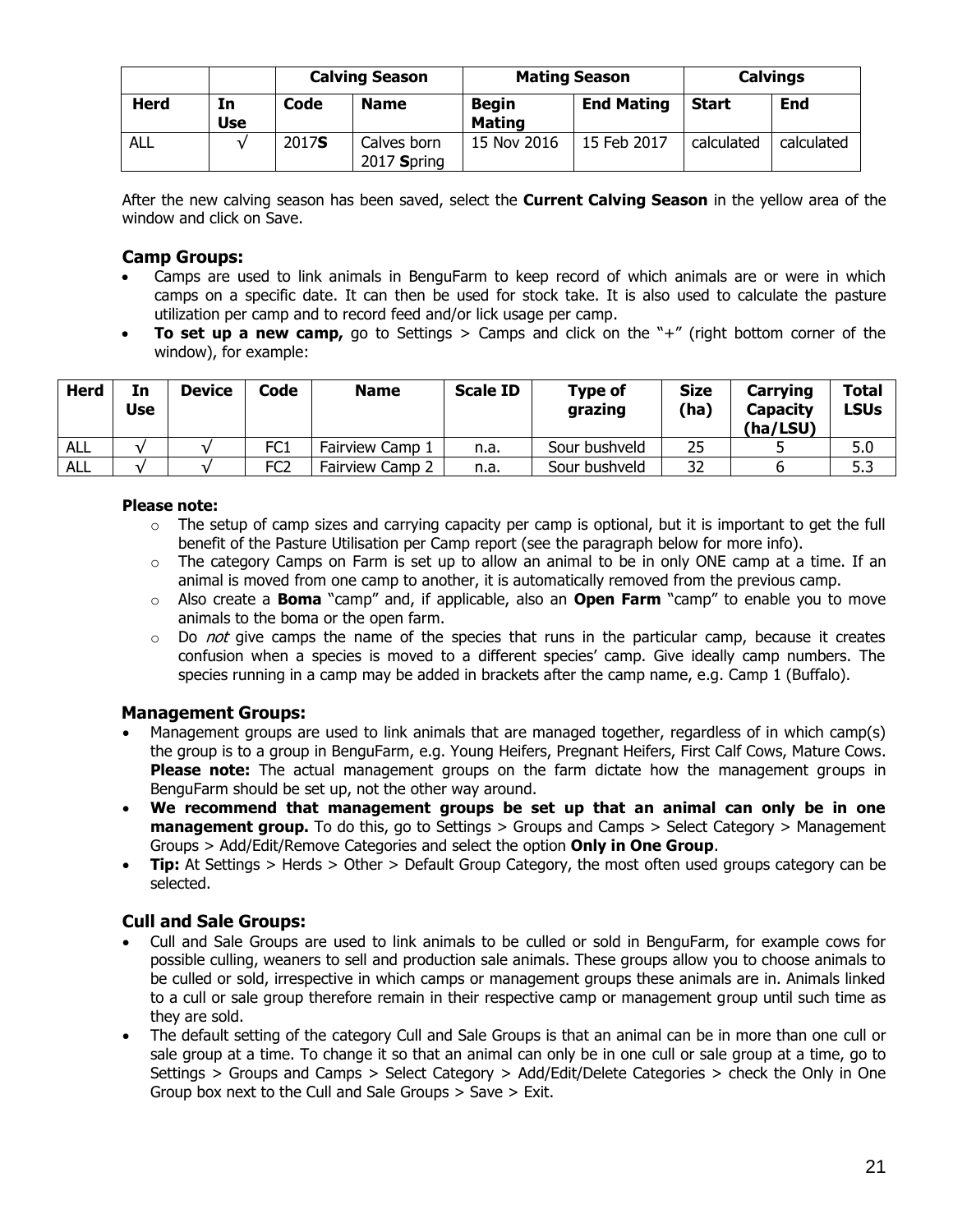| | | Calving Season | | Mating Season | | Calvings | |
|---|---|---|---|---|---|---|---|
| **Herd** | **In Use** | **Code** | **Name** | **Begin Mating** | **End Mating** | **Start** | **End** |
| ALL | √ | 2017**S** | Calves born 2017 **S**pring | 15 Nov 2016 | 15 Feb 2017 | calculated | calculated |

After the new calving season has been saved, select the **Current Calving Season** in the yellow area of the window and click on Save.

### Camp Groups:

- Camps are used to link animals in BenguFarm to keep record of which animals are or were in which camps on a specific date. It can then be used for stock take. It is also used to calculate the pasture utilization per camp and to record feed and/or lick usage per camp.
- **To set up a new camp,** go to Settings > Camps and click on the "+" (right bottom corner of the window), for example:

| Herd | In Use | Device | Code | Name | Scale ID | Type of grazing | Size (ha) | Carrying Capacity (ha/LSU) | Total LSUs |
|---|---|---|---|---|---|---|---|---|---|
| ALL | √ | √ | FC1 | Fairview Camp 1 | n.a. | Sour bushveld | 25 | 5 | 5.0 |
| ALL | √ | √ | FC2 | Fairview Camp 2 | n.a. | Sour bushveld | 32 | 6 | 5.3 |

**Please note:**

- The setup of camp sizes and carrying capacity per camp is optional, but it is important to get the full benefit of the Pasture Utilisation per Camp report (see the paragraph below for more info).
- The category Camps on Farm is set up to allow an animal to be in only ONE camp at a time. If an animal is moved from one camp to another, it is automatically removed from the previous camp.
- Also create a **Boma** "camp" and, if applicable, also an **Open Farm** "camp" to enable you to move animals to the boma or the open farm.
- Do *not* give camps the name of the species that runs in the particular camp, because it creates confusion when a species is moved to a different species' camp. Give ideally camp numbers. The species running in a camp may be added in brackets after the camp name, e.g. Camp 1 (Buffalo).

### Management Groups:

- Management groups are used to link animals that are managed together, regardless of in which camp(s) the group is to a group in BenguFarm, e.g. Young Heifers, Pregnant Heifers, First Calf Cows, Mature Cows. **Please note:** The actual management groups on the farm dictate how the management groups in BenguFarm should be set up, not the other way around.
- **We recommend that management groups be set up that an animal can only be in one management group.** To do this, go to Settings > Groups and Camps > Select Category > Management Groups > Add/Edit/Remove Categories and select the option **Only in One Group**.
- **Tip:** At Settings > Herds > Other > Default Group Category, the most often used groups category can be selected.

### Cull and Sale Groups:

- Cull and Sale Groups are used to link animals to be culled or sold in BenguFarm, for example cows for possible culling, weaners to sell and production sale animals. These groups allow you to choose animals to be culled or sold, irrespective in which camps or management groups these animals are in. Animals linked to a cull or sale group therefore remain in their respective camp or management group until such time as they are sold.
- The default setting of the category Cull and Sale Groups is that an animal can be in more than one cull or sale group at a time. To change it so that an animal can only be in one cull or sale group at a time, go to Settings > Groups and Camps > Select Category > Add/Edit/Delete Categories > check the Only in One Group box next to the Cull and Sale Groups > Save > Exit.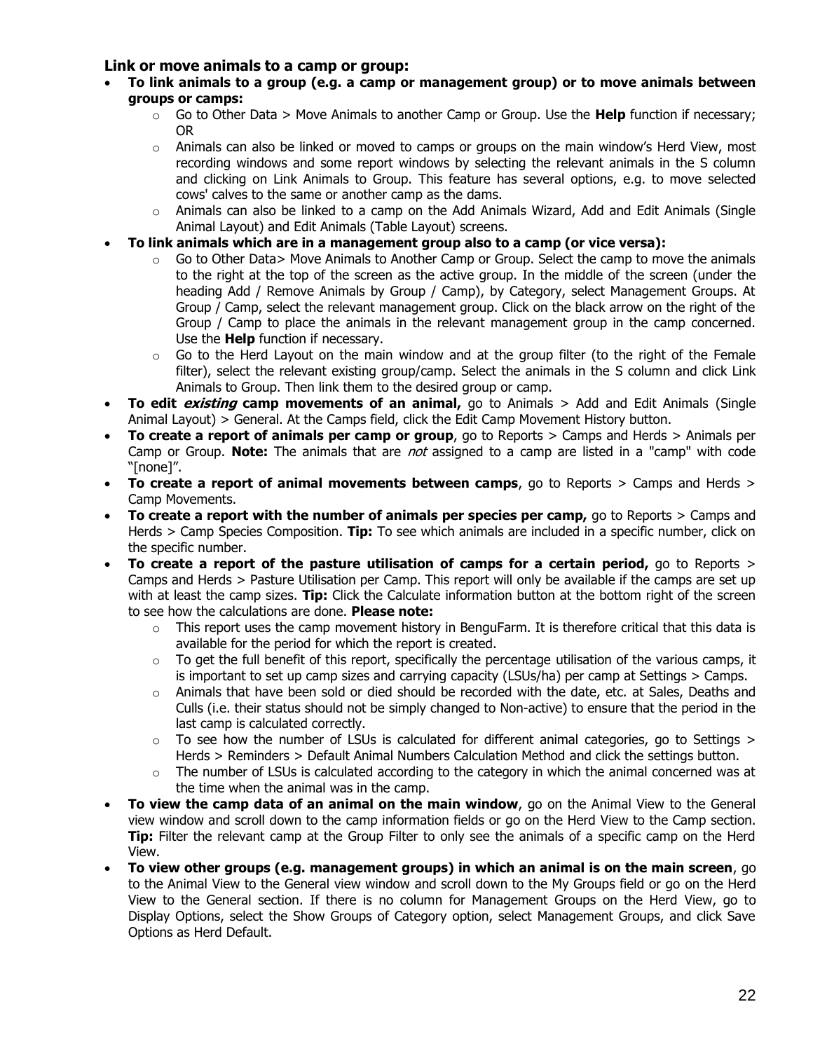### Link or move animals to a camp or group:

- **To link animals to a group (e.g. a camp or management group) or to move animals between groups or camps:**
  - Go to Other Data > Move Animals to another Camp or Group. Use the **Help** function if necessary; OR
  - Animals can also be linked or moved to camps or groups on the main window's Herd View, most recording windows and some report windows by selecting the relevant animals in the S column and clicking on Link Animals to Group. This feature has several options, e.g. to move selected cows' calves to the same or another camp as the dams.
  - Animals can also be linked to a camp on the Add Animals Wizard, Add and Edit Animals (Single Animal Layout) and Edit Animals (Table Layout) screens.
- **To link animals which are in a management group also to a camp (or vice versa):**
  - Go to Other Data> Move Animals to Another Camp or Group. Select the camp to move the animals to the right at the top of the screen as the active group. In the middle of the screen (under the heading Add / Remove Animals by Group / Camp), by Category, select Management Groups. At Group / Camp, select the relevant management group. Click on the black arrow on the right of the Group / Camp to place the animals in the relevant management group in the camp concerned. Use the **Help** function if necessary.
  - Go to the Herd Layout on the main window and at the group filter (to the right of the Female filter), select the relevant existing group/camp. Select the animals in the S column and click Link Animals to Group. Then link them to the desired group or camp.
- **To edit *existing* camp movements of an animal,** go to Animals > Add and Edit Animals (Single Animal Layout) > General. At the Camps field, click the Edit Camp Movement History button.
- **To create a report of animals per camp or group**, go to Reports > Camps and Herds > Animals per Camp or Group. **Note:** The animals that are *not* assigned to a camp are listed in a "camp" with code "[none]".
- **To create a report of animal movements between camps**, go to Reports > Camps and Herds > Camp Movements.
- **To create a report with the number of animals per species per camp,** go to Reports > Camps and Herds > Camp Species Composition. **Tip:** To see which animals are included in a specific number, click on the specific number.
- **To create a report of the pasture utilisation of camps for a certain period,** go to Reports > Camps and Herds > Pasture Utilisation per Camp. This report will only be available if the camps are set up with at least the camp sizes. **Tip:** Click the Calculate information button at the bottom right of the screen to see how the calculations are done. **Please note:**
  - This report uses the camp movement history in BenguFarm. It is therefore critical that this data is available for the period for which the report is created.
  - To get the full benefit of this report, specifically the percentage utilisation of the various camps, it is important to set up camp sizes and carrying capacity (LSUs/ha) per camp at Settings > Camps.
  - Animals that have been sold or died should be recorded with the date, etc. at Sales, Deaths and Culls (i.e. their status should not be simply changed to Non-active) to ensure that the period in the last camp is calculated correctly.
  - To see how the number of LSUs is calculated for different animal categories, go to Settings > Herds > Reminders > Default Animal Numbers Calculation Method and click the settings button.
  - The number of LSUs is calculated according to the category in which the animal concerned was at the time when the animal was in the camp.
- **To view the camp data of an animal on the main window**, go on the Animal View to the General view window and scroll down to the camp information fields or go on the Herd View to the Camp section. **Tip:** Filter the relevant camp at the Group Filter to only see the animals of a specific camp on the Herd View.
- **To view other groups (e.g. management groups) in which an animal is on the main screen**, go to the Animal View to the General view window and scroll down to the My Groups field or go on the Herd View to the General section. If there is no column for Management Groups on the Herd View, go to Display Options, select the Show Groups of Category option, select Management Groups, and click Save Options as Herd Default.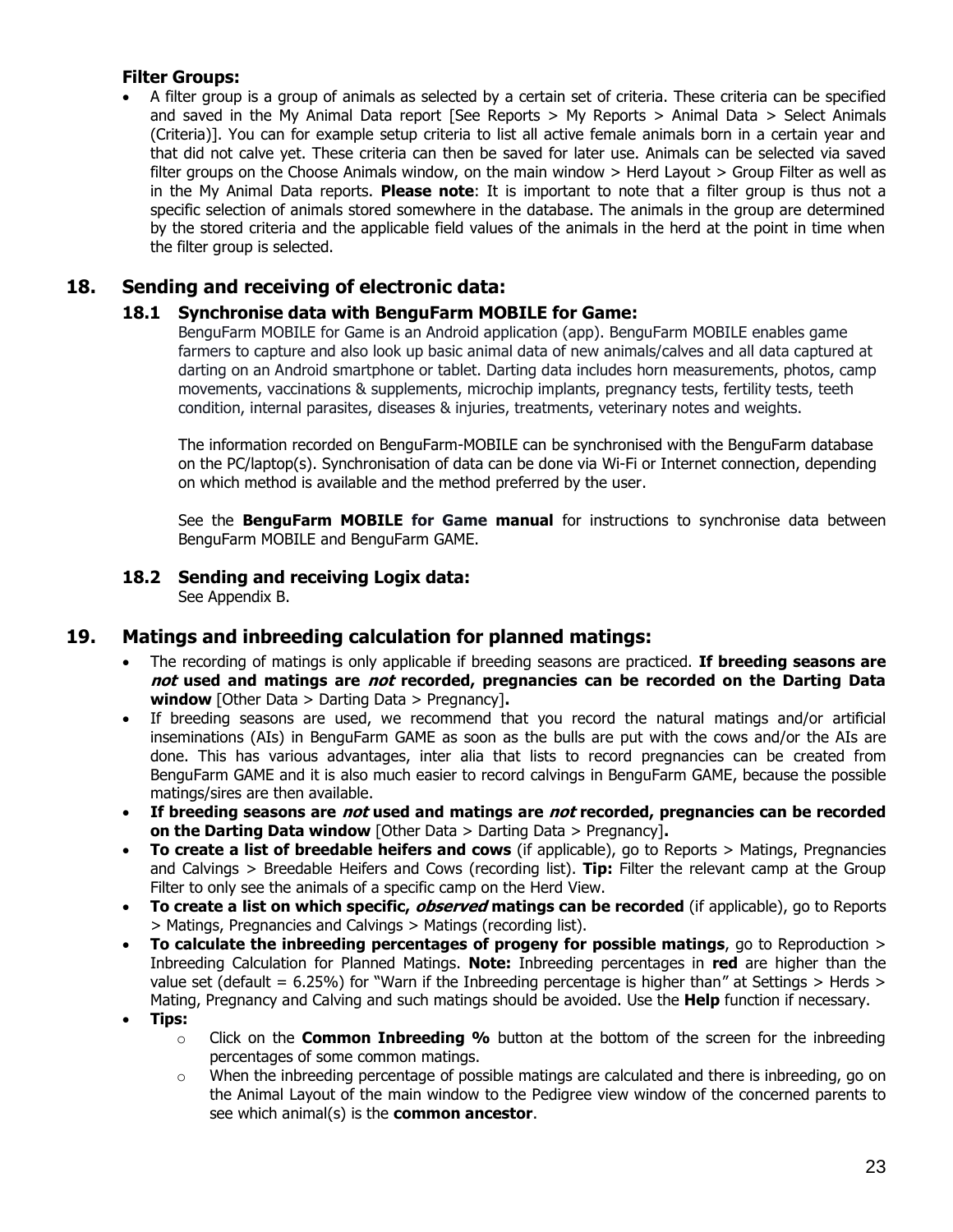**Filter Groups:**

- A filter group is a group of animals as selected by a certain set of criteria. These criteria can be specified and saved in the My Animal Data report [See Reports > My Reports > Animal Data > Select Animals (Criteria)]. You can for example setup criteria to list all active female animals born in a certain year and that did not calve yet. These criteria can then be saved for later use. Animals can be selected via saved filter groups on the Choose Animals window, on the main window > Herd Layout > Group Filter as well as in the My Animal Data reports. **Please note**: It is important to note that a filter group is thus not a specific selection of animals stored somewhere in the database. The animals in the group are determined by the stored criteria and the applicable field values of the animals in the herd at the point in time when the filter group is selected.

## 18. Sending and receiving of electronic data:

### 18.1 Synchronise data with BenguFarm MOBILE for Game:

BenguFarm MOBILE for Game is an Android application (app). BenguFarm MOBILE enables game farmers to capture and also look up basic animal data of new animals/calves and all data captured at darting on an Android smartphone or tablet. Darting data includes horn measurements, photos, camp movements, vaccinations & supplements, microchip implants, pregnancy tests, fertility tests, teeth condition, internal parasites, diseases & injuries, treatments, veterinary notes and weights.

The information recorded on BenguFarm-MOBILE can be synchronised with the BenguFarm database on the PC/laptop(s). Synchronisation of data can be done via Wi-Fi or Internet connection, depending on which method is available and the method preferred by the user.

See the **BenguFarm MOBILE for Game manual** for instructions to synchronise data between BenguFarm MOBILE and BenguFarm GAME.

### 18.2 Sending and receiving Logix data:

See Appendix B.

## 19. Matings and inbreeding calculation for planned matings:

- The recording of matings is only applicable if breeding seasons are practiced. **If breeding seasons are *not* used and matings are *not* recorded, pregnancies can be recorded on the Darting Data window** [Other Data > Darting Data > Pregnancy]**.**
- If breeding seasons are used, we recommend that you record the natural matings and/or artificial inseminations (AIs) in BenguFarm GAME as soon as the bulls are put with the cows and/or the AIs are done. This has various advantages, inter alia that lists to record pregnancies can be created from BenguFarm GAME and it is also much easier to record calvings in BenguFarm GAME, because the possible matings/sires are then available.
- **If breeding seasons are *not* used and matings are *not* recorded, pregnancies can be recorded on the Darting Data window** [Other Data > Darting Data > Pregnancy]**.**
- **To create a list of breedable heifers and cows** (if applicable), go to Reports > Matings, Pregnancies and Calvings > Breedable Heifers and Cows (recording list). **Tip:** Filter the relevant camp at the Group Filter to only see the animals of a specific camp on the Herd View.
- **To create a list on which specific, *observed* matings can be recorded** (if applicable), go to Reports > Matings, Pregnancies and Calvings > Matings (recording list).
- **To calculate the inbreeding percentages of progeny for possible matings**, go to Reproduction > Inbreeding Calculation for Planned Matings. **Note:** Inbreeding percentages in **red** are higher than the value set (default = 6.25%) for "Warn if the Inbreeding percentage is higher than" at Settings > Herds > Mating, Pregnancy and Calving and such matings should be avoided. Use the **Help** function if necessary.
- **Tips:**
    - Click on the **Common Inbreeding %** button at the bottom of the screen for the inbreeding percentages of some common matings.
    - When the inbreeding percentage of possible matings are calculated and there is inbreeding, go on the Animal Layout of the main window to the Pedigree view window of the concerned parents to see which animal(s) is the **common ancestor**.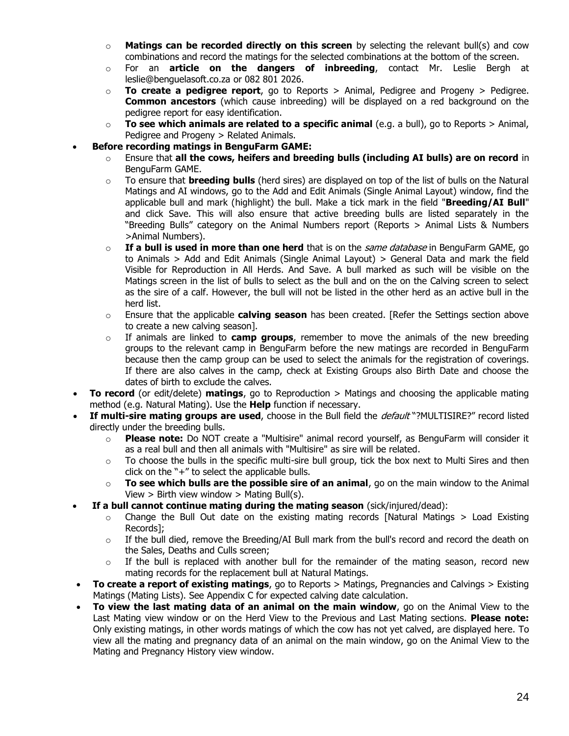- **Matings can be recorded directly on this screen** by selecting the relevant bull(s) and cow combinations and record the matings for the selected combinations at the bottom of the screen.
  - For an **article on the dangers of inbreeding**, contact Mr. Leslie Bergh at leslie@benguelasoft.co.za or 082 801 2026.
  - **To create a pedigree report**, go to Reports > Animal, Pedigree and Progeny > Pedigree. **Common ancestors** (which cause inbreeding) will be displayed on a red background on the pedigree report for easy identification.
  - **To see which animals are related to a specific animal** (e.g. a bull), go to Reports > Animal, Pedigree and Progeny > Related Animals.
- **Before recording matings in BenguFarm GAME:**
  - Ensure that **all the cows, heifers and breeding bulls (including AI bulls) are on record** in BenguFarm GAME.
  - To ensure that **breeding bulls** (herd sires) are displayed on top of the list of bulls on the Natural Matings and AI windows, go to the Add and Edit Animals (Single Animal Layout) window, find the applicable bull and mark (highlight) the bull. Make a tick mark in the field "**Breeding/AI Bull**" and click Save. This will also ensure that active breeding bulls are listed separately in the "Breeding Bulls" category on the Animal Numbers report (Reports > Animal Lists & Numbers >Animal Numbers).
  - **If a bull is used in more than one herd** that is on the *same database* in BenguFarm GAME, go to Animals > Add and Edit Animals (Single Animal Layout) > General Data and mark the field Visible for Reproduction in All Herds. And Save. A bull marked as such will be visible on the Matings screen in the list of bulls to select as the bull and on the on the Calving screen to select as the sire of a calf. However, the bull will not be listed in the other herd as an active bull in the herd list.
  - Ensure that the applicable **calving season** has been created. [Refer the Settings section above to create a new calving season].
  - If animals are linked to **camp groups**, remember to move the animals of the new breeding groups to the relevant camp in BenguFarm before the new matings are recorded in BenguFarm because then the camp group can be used to select the animals for the registration of coverings. If there are also calves in the camp, check at Existing Groups also Birth Date and choose the dates of birth to exclude the calves.
- **To record** (or edit/delete) **matings**, go to Reproduction > Matings and choosing the applicable mating method (e.g. Natural Mating). Use the **Help** function if necessary.
- **If multi-sire mating groups are used**, choose in the Bull field the *default* "?MULTISIRE?" record listed directly under the breeding bulls.
  - **Please note:** Do NOT create a "Multisire" animal record yourself, as BenguFarm will consider it as a real bull and then all animals with "Multisire" as sire will be related.
  - To choose the bulls in the specific multi-sire bull group, tick the box next to Multi Sires and then click on the "+" to select the applicable bulls.
  - **To see which bulls are the possible sire of an animal**, go on the main window to the Animal View > Birth view window > Mating Bull(s).
- **If a bull cannot continue mating during the mating season** (sick/injured/dead):
  - Change the Bull Out date on the existing mating records [Natural Matings > Load Existing Records];
  - If the bull died, remove the Breeding/AI Bull mark from the bull's record and record the death on the Sales, Deaths and Culls screen;
  - If the bull is replaced with another bull for the remainder of the mating season, record new mating records for the replacement bull at Natural Matings.
- **To create a report of existing matings**, go to Reports > Matings, Pregnancies and Calvings > Existing Matings (Mating Lists). See Appendix C for expected calving date calculation.
- **To view the last mating data of an animal on the main window**, go on the Animal View to the Last Mating view window or on the Herd View to the Previous and Last Mating sections. **Please note:** Only existing matings, in other words matings of which the cow has not yet calved, are displayed here. To view all the mating and pregnancy data of an animal on the main window, go on the Animal View to the Mating and Pregnancy History view window.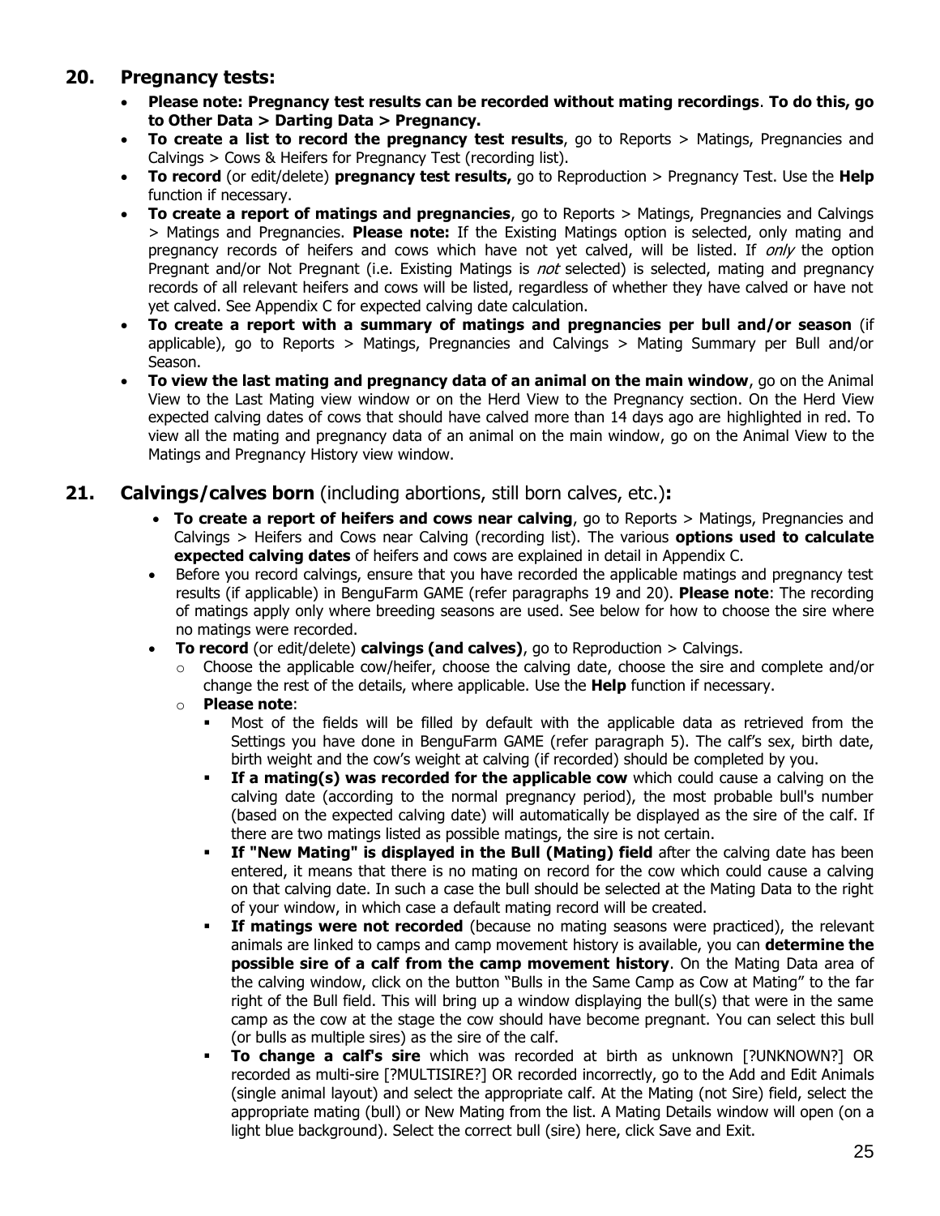## 20. Pregnancy tests:

- **Please note: Pregnancy test results can be recorded without mating recordings**. **To do this, go to Other Data > Darting Data > Pregnancy.**
- **To create a list to record the pregnancy test results**, go to Reports > Matings, Pregnancies and Calvings > Cows & Heifers for Pregnancy Test (recording list).
- **To record** (or edit/delete) **pregnancy test results,** go to Reproduction > Pregnancy Test. Use the **Help** function if necessary.
- **To create a report of matings and pregnancies**, go to Reports > Matings, Pregnancies and Calvings > Matings and Pregnancies. **Please note:** If the Existing Matings option is selected, only mating and pregnancy records of heifers and cows which have not yet calved, will be listed. If *only* the option Pregnant and/or Not Pregnant (i.e. Existing Matings is *not* selected) is selected, mating and pregnancy records of all relevant heifers and cows will be listed, regardless of whether they have calved or have not yet calved. See Appendix C for expected calving date calculation.
- **To create a report with a summary of matings and pregnancies per bull and/or season** (if applicable), go to Reports > Matings, Pregnancies and Calvings > Mating Summary per Bull and/or Season.
- **To view the last mating and pregnancy data of an animal on the main window**, go on the Animal View to the Last Mating view window or on the Herd View to the Pregnancy section. On the Herd View expected calving dates of cows that should have calved more than 14 days ago are highlighted in red. To view all the mating and pregnancy data of an animal on the main window, go on the Animal View to the Matings and Pregnancy History view window.

## 21. Calvings/calves born (including abortions, still born calves, etc.):

- **To create a report of heifers and cows near calving**, go to Reports > Matings, Pregnancies and Calvings > Heifers and Cows near Calving (recording list). The various **options used to calculate expected calving dates** of heifers and cows are explained in detail in Appendix C.
- Before you record calvings, ensure that you have recorded the applicable matings and pregnancy test results (if applicable) in BenguFarm GAME (refer paragraphs 19 and 20). **Please note**: The recording of matings apply only where breeding seasons are used. See below for how to choose the sire where no matings were recorded.
- **To record** (or edit/delete) **calvings (and calves)**, go to Reproduction > Calvings.
  - Choose the applicable cow/heifer, choose the calving date, choose the sire and complete and/or change the rest of the details, where applicable. Use the **Help** function if necessary.
  - **Please note**:
    - Most of the fields will be filled by default with the applicable data as retrieved from the Settings you have done in BenguFarm GAME (refer paragraph 5). The calf's sex, birth date, birth weight and the cow's weight at calving (if recorded) should be completed by you.
    - **If a mating(s) was recorded for the applicable cow** which could cause a calving on the calving date (according to the normal pregnancy period), the most probable bull's number (based on the expected calving date) will automatically be displayed as the sire of the calf. If there are two matings listed as possible matings, the sire is not certain.
    - **If "New Mating" is displayed in the Bull (Mating) field** after the calving date has been entered, it means that there is no mating on record for the cow which could cause a calving on that calving date. In such a case the bull should be selected at the Mating Data to the right of your window, in which case a default mating record will be created.
    - **If matings were not recorded** (because no mating seasons were practiced), the relevant animals are linked to camps and camp movement history is available, you can **determine the possible sire of a calf from the camp movement history**. On the Mating Data area of the calving window, click on the button "Bulls in the Same Camp as Cow at Mating" to the far right of the Bull field. This will bring up a window displaying the bull(s) that were in the same camp as the cow at the stage the cow should have become pregnant. You can select this bull (or bulls as multiple sires) as the sire of the calf.
    - **To change a calf's sire** which was recorded at birth as unknown [?UNKNOWN?] OR recorded as multi-sire [?MULTISIRE?] OR recorded incorrectly, go to the Add and Edit Animals (single animal layout) and select the appropriate calf. At the Mating (not Sire) field, select the appropriate mating (bull) or New Mating from the list. A Mating Details window will open (on a light blue background). Select the correct bull (sire) here, click Save and Exit.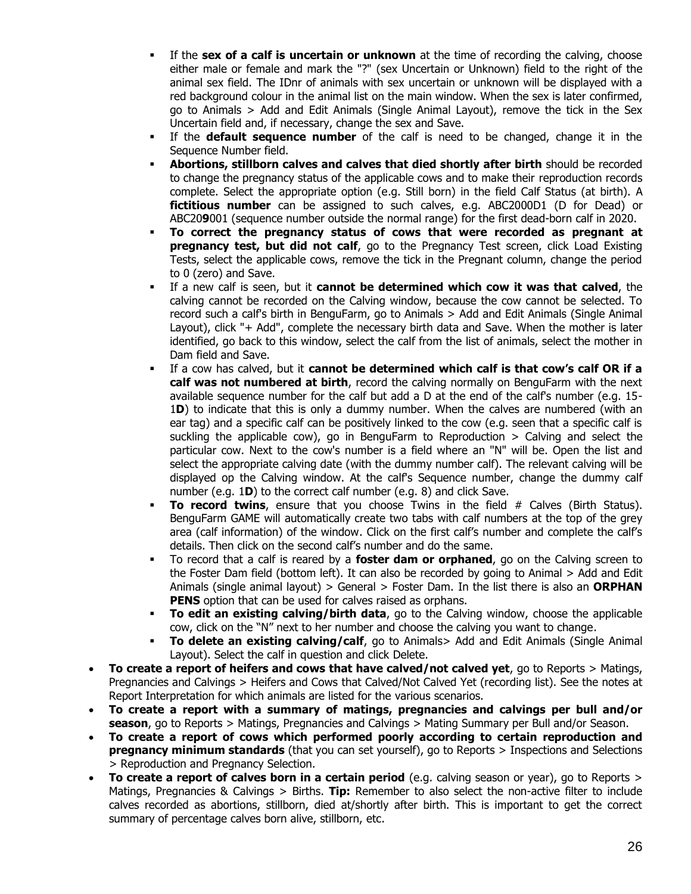- If the **sex of a calf is uncertain or unknown** at the time of recording the calving, choose either male or female and mark the "?" (sex Uncertain or Unknown) field to the right of the animal sex field. The IDnr of animals with sex uncertain or unknown will be displayed with a red background colour in the animal list on the main window. When the sex is later confirmed, go to Animals > Add and Edit Animals (Single Animal Layout), remove the tick in the Sex Uncertain field and, if necessary, change the sex and Save.
  - If the **default sequence number** of the calf is need to be changed, change it in the Sequence Number field.
  - **Abortions, stillborn calves and calves that died shortly after birth** should be recorded to change the pregnancy status of the applicable cows and to make their reproduction records complete. Select the appropriate option (e.g. Still born) in the field Calf Status (at birth). A **fictitious number** can be assigned to such calves, e.g. ABC2000D1 (D for Dead) or ABC20**9**001 (sequence number outside the normal range) for the first dead-born calf in 2020.
  - **To correct the pregnancy status of cows that were recorded as pregnant at pregnancy test, but did not calf**, go to the Pregnancy Test screen, click Load Existing Tests, select the applicable cows, remove the tick in the Pregnant column, change the period to 0 (zero) and Save.
  - If a new calf is seen, but it **cannot be determined which cow it was that calved**, the calving cannot be recorded on the Calving window, because the cow cannot be selected. To record such a calf's birth in BenguFarm, go to Animals > Add and Edit Animals (Single Animal Layout), click "+ Add", complete the necessary birth data and Save. When the mother is later identified, go back to this window, select the calf from the list of animals, select the mother in Dam field and Save.
  - If a cow has calved, but it **cannot be determined which calf is that cow's calf OR if a calf was not numbered at birth**, record the calving normally on BenguFarm with the next available sequence number for the calf but add a D at the end of the calf's number (e.g. 15-1**D**) to indicate that this is only a dummy number. When the calves are numbered (with an ear tag) and a specific calf can be positively linked to the cow (e.g. seen that a specific calf is suckling the applicable cow), go in BenguFarm to Reproduction > Calving and select the particular cow. Next to the cow's number is a field where an "N" will be. Open the list and select the appropriate calving date (with the dummy number calf). The relevant calving will be displayed op the Calving window. At the calf's Sequence number, change the dummy calf number (e.g. 1**D**) to the correct calf number (e.g. 8) and click Save.
  - **To record twins**, ensure that you choose Twins in the field # Calves (Birth Status). BenguFarm GAME will automatically create two tabs with calf numbers at the top of the grey area (calf information) of the window. Click on the first calf's number and complete the calf's details. Then click on the second calf's number and do the same.
  - To record that a calf is reared by a **foster dam or orphaned**, go on the Calving screen to the Foster Dam field (bottom left). It can also be recorded by going to Animal > Add and Edit Animals (single animal layout) > General > Foster Dam. In the list there is also an **ORPHAN PENS** option that can be used for calves raised as orphans.
  - **To edit an existing calving/birth data**, go to the Calving window, choose the applicable cow, click on the "N" next to her number and choose the calving you want to change.
  - **To delete an existing calving/calf**, go to Animals> Add and Edit Animals (Single Animal Layout). Select the calf in question and click Delete.

- **To create a report of heifers and cows that have calved/not calved yet**, go to Reports > Matings, Pregnancies and Calvings > Heifers and Cows that Calved/Not Calved Yet (recording list). See the notes at Report Interpretation for which animals are listed for the various scenarios.
- **To create a report with a summary of matings, pregnancies and calvings per bull and/or season**, go to Reports > Matings, Pregnancies and Calvings > Mating Summary per Bull and/or Season.
- **To create a report of cows which performed poorly according to certain reproduction and pregnancy minimum standards** (that you can set yourself), go to Reports > Inspections and Selections > Reproduction and Pregnancy Selection.
- **To create a report of calves born in a certain period** (e.g. calving season or year), go to Reports > Matings, Pregnancies & Calvings > Births. **Tip:** Remember to also select the non-active filter to include calves recorded as abortions, stillborn, died at/shortly after birth. This is important to get the correct summary of percentage calves born alive, stillborn, etc.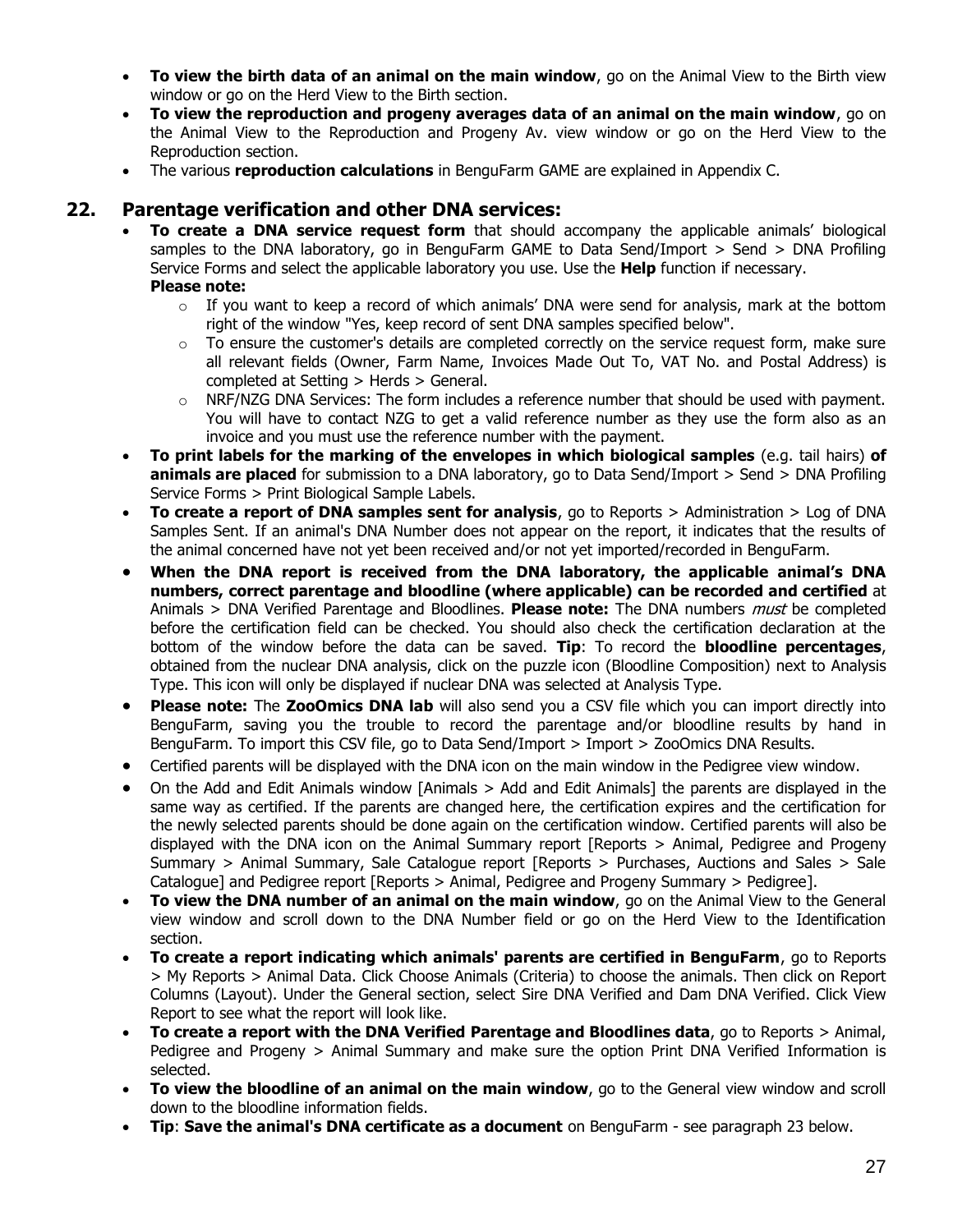- **To view the birth data of an animal on the main window**, go on the Animal View to the Birth view window or go on the Herd View to the Birth section.
- **To view the reproduction and progeny averages data of an animal on the main window**, go on the Animal View to the Reproduction and Progeny Av. view window or go on the Herd View to the Reproduction section.
- The various **reproduction calculations** in BenguFarm GAME are explained in Appendix C.

## 22. Parentage verification and other DNA services:

- **To create a DNA service request form** that should accompany the applicable animals' biological samples to the DNA laboratory, go in BenguFarm GAME to Data Send/Import > Send > DNA Profiling Service Forms and select the applicable laboratory you use. Use the **Help** function if necessary.
  **Please note:**
    - If you want to keep a record of which animals' DNA were send for analysis, mark at the bottom right of the window "Yes, keep record of sent DNA samples specified below".
    - To ensure the customer's details are completed correctly on the service request form, make sure all relevant fields (Owner, Farm Name, Invoices Made Out To, VAT No. and Postal Address) is completed at Setting > Herds > General.
    - NRF/NZG DNA Services: The form includes a reference number that should be used with payment. You will have to contact NZG to get a valid reference number as they use the form also as an invoice and you must use the reference number with the payment.
- **To print labels for the marking of the envelopes in which biological samples** (e.g. tail hairs) **of animals are placed** for submission to a DNA laboratory, go to Data Send/Import > Send > DNA Profiling Service Forms > Print Biological Sample Labels.
- **To create a report of DNA samples sent for analysis**, go to Reports > Administration > Log of DNA Samples Sent. If an animal's DNA Number does not appear on the report, it indicates that the results of the animal concerned have not yet been received and/or not yet imported/recorded in BenguFarm.
- **When the DNA report is received from the DNA laboratory, the applicable animal's DNA numbers, correct parentage and bloodline (where applicable) can be recorded and certified** at Animals > DNA Verified Parentage and Bloodlines. **Please note:** The DNA numbers *must* be completed before the certification field can be checked. You should also check the certification declaration at the bottom of the window before the data can be saved. **Tip**: To record the **bloodline percentages**, obtained from the nuclear DNA analysis, click on the puzzle icon (Bloodline Composition) next to Analysis Type. This icon will only be displayed if nuclear DNA was selected at Analysis Type.
- **Please note:** The **ZooOmics DNA lab** will also send you a CSV file which you can import directly into BenguFarm, saving you the trouble to record the parentage and/or bloodline results by hand in BenguFarm. To import this CSV file, go to Data Send/Import > Import > ZooOmics DNA Results.
- Certified parents will be displayed with the DNA icon on the main window in the Pedigree view window.
- On the Add and Edit Animals window [Animals > Add and Edit Animals] the parents are displayed in the same way as certified. If the parents are changed here, the certification expires and the certification for the newly selected parents should be done again on the certification window. Certified parents will also be displayed with the DNA icon on the Animal Summary report [Reports > Animal, Pedigree and Progeny Summary > Animal Summary, Sale Catalogue report [Reports > Purchases, Auctions and Sales > Sale Catalogue] and Pedigree report [Reports > Animal, Pedigree and Progeny Summary > Pedigree].
- **To view the DNA number of an animal on the main window**, go on the Animal View to the General view window and scroll down to the DNA Number field or go on the Herd View to the Identification section.
- **To create a report indicating which animals' parents are certified in BenguFarm**, go to Reports > My Reports > Animal Data. Click Choose Animals (Criteria) to choose the animals. Then click on Report Columns (Layout). Under the General section, select Sire DNA Verified and Dam DNA Verified. Click View Report to see what the report will look like.
- **To create a report with the DNA Verified Parentage and Bloodlines data**, go to Reports > Animal, Pedigree and Progeny > Animal Summary and make sure the option Print DNA Verified Information is selected.
- **To view the bloodline of an animal on the main window**, go to the General view window and scroll down to the bloodline information fields.
- **Tip**: **Save the animal's DNA certificate as a document** on BenguFarm - see paragraph 23 below.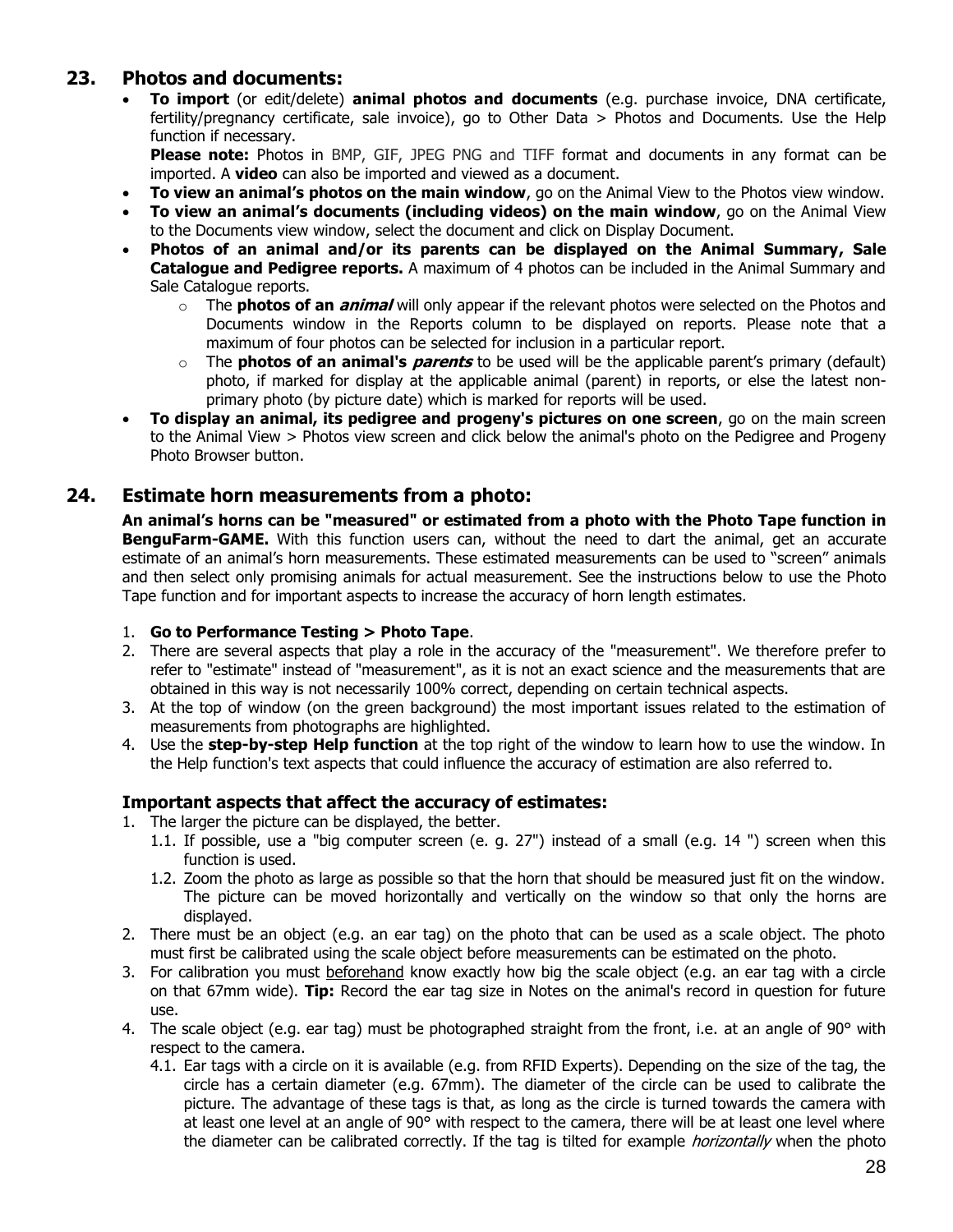## 23. Photos and documents:

- **To import** (or edit/delete) **animal photos and documents** (e.g. purchase invoice, DNA certificate, fertility/pregnancy certificate, sale invoice), go to Other Data > Photos and Documents. Use the Help function if necessary.
  **Please note:** Photos in BMP, GIF, JPEG PNG and TIFF format and documents in any format can be imported. A **video** can also be imported and viewed as a document.
- **To view an animal's photos on the main window**, go on the Animal View to the Photos view window.
- **To view an animal's documents (including videos) on the main window**, go on the Animal View to the Documents view window, select the document and click on Display Document.
- **Photos of an animal and/or its parents can be displayed on the Animal Summary, Sale Catalogue and Pedigree reports.** A maximum of 4 photos can be included in the Animal Summary and Sale Catalogue reports.
  - The **photos of an *animal*** will only appear if the relevant photos were selected on the Photos and Documents window in the Reports column to be displayed on reports. Please note that a maximum of four photos can be selected for inclusion in a particular report.
  - The **photos of an animal's *parents*** to be used will be the applicable parent's primary (default) photo, if marked for display at the applicable animal (parent) in reports, or else the latest non-primary photo (by picture date) which is marked for reports will be used.
- **To display an animal, its pedigree and progeny's pictures on one screen**, go on the main screen to the Animal View > Photos view screen and click below the animal's photo on the Pedigree and Progeny Photo Browser button.

## 24. Estimate horn measurements from a photo:

**An animal's horns can be "measured" or estimated from a photo with the Photo Tape function in BenguFarm-GAME.** With this function users can, without the need to dart the animal, get an accurate estimate of an animal's horn measurements. These estimated measurements can be used to "screen" animals and then select only promising animals for actual measurement. See the instructions below to use the Photo Tape function and for important aspects to increase the accuracy of horn length estimates.

1. **Go to Performance Testing > Photo Tape**.
2. There are several aspects that play a role in the accuracy of the "measurement". We therefore prefer to refer to "estimate" instead of "measurement", as it is not an exact science and the measurements that are obtained in this way is not necessarily 100% correct, depending on certain technical aspects.
3. At the top of window (on the green background) the most important issues related to the estimation of measurements from photographs are highlighted.
4. Use the **step-by-step Help function** at the top right of the window to learn how to use the window. In the Help function's text aspects that could influence the accuracy of estimation are also referred to.

### Important aspects that affect the accuracy of estimates:

1. The larger the picture can be displayed, the better.
   - 1.1. If possible, use a "big computer screen (e. g. 27") instead of a small (e.g. 14 ") screen when this function is used.
   - 1.2. Zoom the photo as large as possible so that the horn that should be measured just fit on the window. The picture can be moved horizontally and vertically on the window so that only the horns are displayed.
2. There must be an object (e.g. an ear tag) on the photo that can be used as a scale object. The photo must first be calibrated using the scale object before measurements can be estimated on the photo.
3. For calibration you must <u>beforehand</u> know exactly how big the scale object (e.g. an ear tag with a circle on that 67mm wide). **Tip:** Record the ear tag size in Notes on the animal's record in question for future use.
4. The scale object (e.g. ear tag) must be photographed straight from the front, i.e. at an angle of 90° with respect to the camera.
   - 4.1. Ear tags with a circle on it is available (e.g. from RFID Experts). Depending on the size of the tag, the circle has a certain diameter (e.g. 67mm). The diameter of the circle can be used to calibrate the picture. The advantage of these tags is that, as long as the circle is turned towards the camera with at least one level at an angle of 90° with respect to the camera, there will be at least one level where the diameter can be calibrated correctly. If the tag is tilted for example *horizontally* when the photo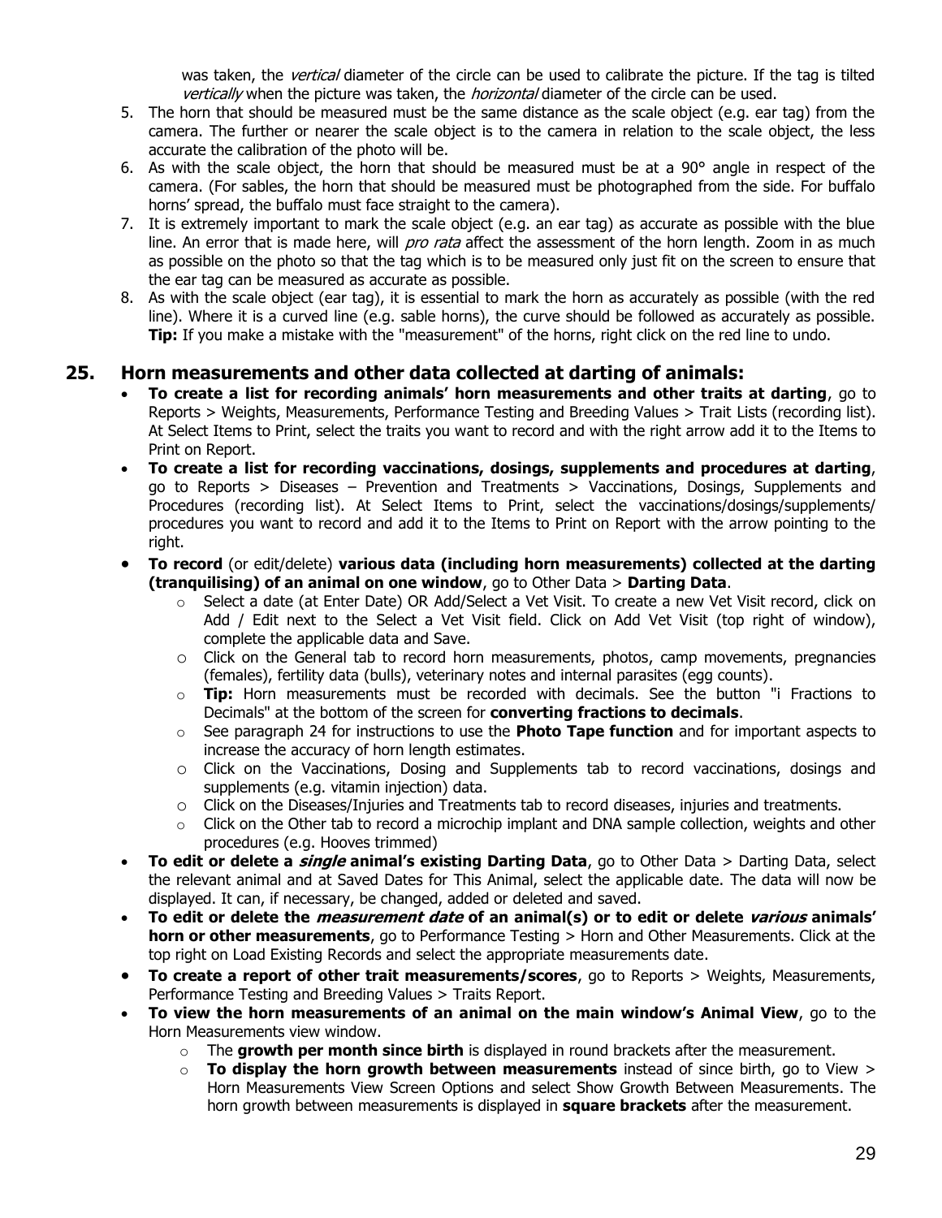was taken, the *vertical* diameter of the circle can be used to calibrate the picture. If the tag is tilted *vertically* when the picture was taken, the *horizontal* diameter of the circle can be used.

5. The horn that should be measured must be the same distance as the scale object (e.g. ear tag) from the camera. The further or nearer the scale object is to the camera in relation to the scale object, the less accurate the calibration of the photo will be.
6. As with the scale object, the horn that should be measured must be at a 90° angle in respect of the camera. (For sables, the horn that should be measured must be photographed from the side. For buffalo horns' spread, the buffalo must face straight to the camera).
7. It is extremely important to mark the scale object (e.g. an ear tag) as accurate as possible with the blue line. An error that is made here, will *pro rata* affect the assessment of the horn length. Zoom in as much as possible on the photo so that the tag which is to be measured only just fit on the screen to ensure that the ear tag can be measured as accurate as possible.
8. As with the scale object (ear tag), it is essential to mark the horn as accurately as possible (with the red line). Where it is a curved line (e.g. sable horns), the curve should be followed as accurately as possible. **Tip:** If you make a mistake with the "measurement" of the horns, right click on the red line to undo.

## 25. Horn measurements and other data collected at darting of animals:

- **To create a list for recording animals' horn measurements and other traits at darting**, go to Reports > Weights, Measurements, Performance Testing and Breeding Values > Trait Lists (recording list). At Select Items to Print, select the traits you want to record and with the right arrow add it to the Items to Print on Report.
- **To create a list for recording vaccinations, dosings, supplements and procedures at darting**, go to Reports > Diseases – Prevention and Treatments > Vaccinations, Dosings, Supplements and Procedures (recording list). At Select Items to Print, select the vaccinations/dosings/supplements/ procedures you want to record and add it to the Items to Print on Report with the arrow pointing to the right.
- **To record** (or edit/delete) **various data (including horn measurements) collected at the darting (tranquilising) of an animal on one window**, go to Other Data > **Darting Data**.
  - Select a date (at Enter Date) OR Add/Select a Vet Visit. To create a new Vet Visit record, click on Add / Edit next to the Select a Vet Visit field. Click on Add Vet Visit (top right of window), complete the applicable data and Save.
  - Click on the General tab to record horn measurements, photos, camp movements, pregnancies (females), fertility data (bulls), veterinary notes and internal parasites (egg counts).
  - **Tip:** Horn measurements must be recorded with decimals. See the button "i Fractions to Decimals" at the bottom of the screen for **converting fractions to decimals**.
  - See paragraph 24 for instructions to use the **Photo Tape function** and for important aspects to increase the accuracy of horn length estimates.
  - Click on the Vaccinations, Dosing and Supplements tab to record vaccinations, dosings and supplements (e.g. vitamin injection) data.
  - Click on the Diseases/Injuries and Treatments tab to record diseases, injuries and treatments.
  - Click on the Other tab to record a microchip implant and DNA sample collection, weights and other procedures (e.g. Hooves trimmed)
- **To edit or delete a *single* animal's existing Darting Data**, go to Other Data > Darting Data, select the relevant animal and at Saved Dates for This Animal, select the applicable date. The data will now be displayed. It can, if necessary, be changed, added or deleted and saved.
- **To edit or delete the *measurement date* of an animal(s) or to edit or delete *various* animals' horn or other measurements**, go to Performance Testing > Horn and Other Measurements. Click at the top right on Load Existing Records and select the appropriate measurements date.
- **To create a report of other trait measurements/scores**, go to Reports > Weights, Measurements, Performance Testing and Breeding Values > Traits Report.
- **To view the horn measurements of an animal on the main window's Animal View**, go to the Horn Measurements view window.
  - The **growth per month since birth** is displayed in round brackets after the measurement.
  - **To display the horn growth between measurements** instead of since birth, go to View > Horn Measurements View Screen Options and select Show Growth Between Measurements. The horn growth between measurements is displayed in **square brackets** after the measurement.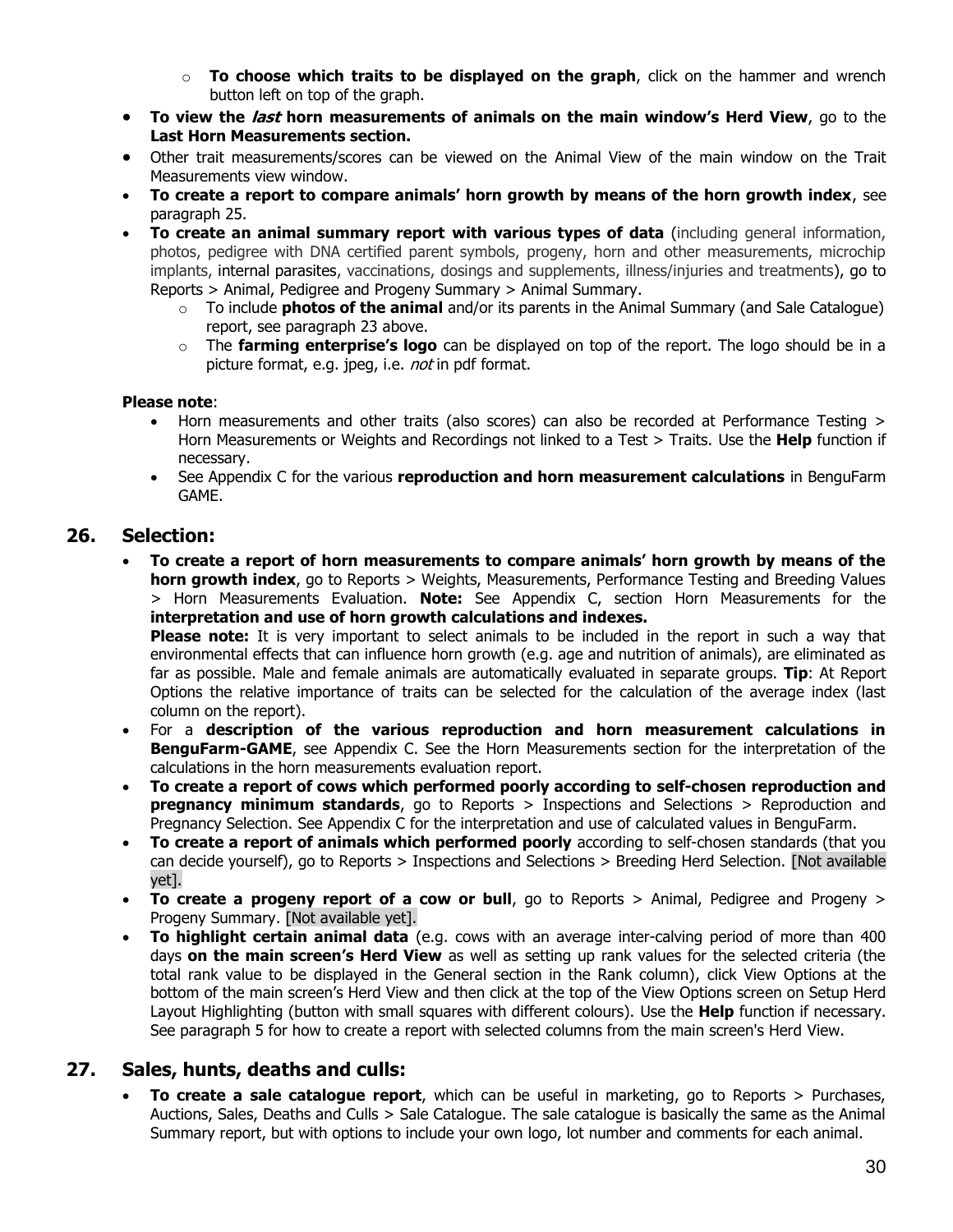- **To choose which traits to be displayed on the graph**, click on the hammer and wrench button left on top of the graph.
- **To view the *last* horn measurements of animals on the main window's Herd View**, go to the **Last Horn Measurements section.**
- Other trait measurements/scores can be viewed on the Animal View of the main window on the Trait Measurements view window.
- **To create a report to compare animals' horn growth by means of the horn growth index**, see paragraph 25.
- **To create an animal summary report with various types of data** (including general information, photos, pedigree with DNA certified parent symbols, progeny, horn and other measurements, microchip implants, internal parasites, vaccinations, dosings and supplements, illness/injuries and treatments), go to Reports > Animal, Pedigree and Progeny Summary > Animal Summary.
  - To include **photos of the animal** and/or its parents in the Animal Summary (and Sale Catalogue) report, see paragraph 23 above.
  - The **farming enterprise's logo** can be displayed on top of the report. The logo should be in a picture format, e.g. jpeg, i.e. *not* in pdf format.

**Please note**:

- Horn measurements and other traits (also scores) can also be recorded at Performance Testing > Horn Measurements or Weights and Recordings not linked to a Test > Traits. Use the **Help** function if necessary.
- See Appendix C for the various **reproduction and horn measurement calculations** in BenguFarm GAME.

## 26. Selection:

- **To create a report of horn measurements to compare animals' horn growth by means of the horn growth index**, go to Reports > Weights, Measurements, Performance Testing and Breeding Values > Horn Measurements Evaluation. **Note:** See Appendix C, section Horn Measurements for the **interpretation and use of horn growth calculations and indexes.**

  **Please note:** It is very important to select animals to be included in the report in such a way that environmental effects that can influence horn growth (e.g. age and nutrition of animals), are eliminated as far as possible. Male and female animals are automatically evaluated in separate groups. **Tip**: At Report Options the relative importance of traits can be selected for the calculation of the average index (last column on the report).
- For a **description of the various reproduction and horn measurement calculations in BenguFarm-GAME**, see Appendix C. See the Horn Measurements section for the interpretation of the calculations in the horn measurements evaluation report.
- **To create a report of cows which performed poorly according to self-chosen reproduction and pregnancy minimum standards**, go to Reports > Inspections and Selections > Reproduction and Pregnancy Selection. See Appendix C for the interpretation and use of calculated values in BenguFarm.
- **To create a report of animals which performed poorly** according to self-chosen standards (that you can decide yourself), go to Reports > Inspections and Selections > Breeding Herd Selection. [Not available yet].
- **To create a progeny report of a cow or bull**, go to Reports > Animal, Pedigree and Progeny > Progeny Summary. [Not available yet].
- **To highlight certain animal data** (e.g. cows with an average inter-calving period of more than 400 days **on the main screen's Herd View** as well as setting up rank values for the selected criteria (the total rank value to be displayed in the General section in the Rank column), click View Options at the bottom of the main screen's Herd View and then click at the top of the View Options screen on Setup Herd Layout Highlighting (button with small squares with different colours). Use the **Help** function if necessary. See paragraph 5 for how to create a report with selected columns from the main screen's Herd View.

## 27. Sales, hunts, deaths and culls:

- **To create a sale catalogue report**, which can be useful in marketing, go to Reports > Purchases, Auctions, Sales, Deaths and Culls > Sale Catalogue. The sale catalogue is basically the same as the Animal Summary report, but with options to include your own logo, lot number and comments for each animal.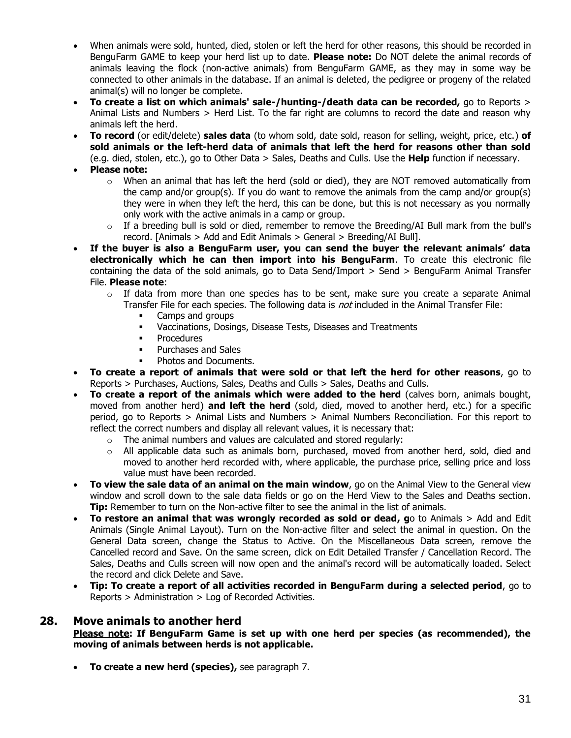- When animals were sold, hunted, died, stolen or left the herd for other reasons, this should be recorded in BenguFarm GAME to keep your herd list up to date. **Please note:** Do NOT delete the animal records of animals leaving the flock (non-active animals) from BenguFarm GAME, as they may in some way be connected to other animals in the database. If an animal is deleted, the pedigree or progeny of the related animal(s) will no longer be complete.
- **To create a list on which animals' sale-/hunting-/death data can be recorded,** go to Reports > Animal Lists and Numbers > Herd List. To the far right are columns to record the date and reason why animals left the herd.
- **To record** (or edit/delete) **sales data** (to whom sold, date sold, reason for selling, weight, price, etc.) **of sold animals or the left-herd data of animals that left the herd for reasons other than sold** (e.g. died, stolen, etc.), go to Other Data > Sales, Deaths and Culls. Use the **Help** function if necessary.
- **Please note:**
  - When an animal that has left the herd (sold or died), they are NOT removed automatically from the camp and/or group(s). If you do want to remove the animals from the camp and/or group(s) they were in when they left the herd, this can be done, but this is not necessary as you normally only work with the active animals in a camp or group.
  - If a breeding bull is sold or died, remember to remove the Breeding/AI Bull mark from the bull's record. [Animals > Add and Edit Animals > General > Breeding/AI Bull].
- **If the buyer is also a BenguFarm user, you can send the buyer the relevant animals' data electronically which he can then import into his BenguFarm**. To create this electronic file containing the data of the sold animals, go to Data Send/Import > Send > BenguFarm Animal Transfer File. **Please note**:
  - If data from more than one species has to be sent, make sure you create a separate Animal Transfer File for each species. The following data is *not* included in the Animal Transfer File:
    - Camps and groups
    - Vaccinations, Dosings, Disease Tests, Diseases and Treatments
    - Procedures
    - Purchases and Sales
    - Photos and Documents.
- **To create a report of animals that were sold or that left the herd for other reasons**, go to Reports > Purchases, Auctions, Sales, Deaths and Culls > Sales, Deaths and Culls.
- **To create a report of the animals which were added to the herd** (calves born, animals bought, moved from another herd) **and left the herd** (sold, died, moved to another herd, etc.) for a specific period, go to Reports > Animal Lists and Numbers > Animal Numbers Reconciliation. For this report to reflect the correct numbers and display all relevant values, it is necessary that:
  - The animal numbers and values are calculated and stored regularly:
  - All applicable data such as animals born, purchased, moved from another herd, sold, died and moved to another herd recorded with, where applicable, the purchase price, selling price and loss value must have been recorded.
- **To view the sale data of an animal on the main window**, go on the Animal View to the General view window and scroll down to the sale data fields or go on the Herd View to the Sales and Deaths section. **Tip:** Remember to turn on the Non-active filter to see the animal in the list of animals.
- **To restore an animal that was wrongly recorded as sold or dead, g**o to Animals > Add and Edit Animals (Single Animal Layout). Turn on the Non-active filter and select the animal in question. On the General Data screen, change the Status to Active. On the Miscellaneous Data screen, remove the Cancelled record and Save. On the same screen, click on Edit Detailed Transfer / Cancellation Record. The Sales, Deaths and Culls screen will now open and the animal's record will be automatically loaded. Select the record and click Delete and Save.
- **Tip: To create a report of all activities recorded in BenguFarm during a selected period**, go to Reports > Administration > Log of Recorded Activities.

## 28. Move animals to another herd

**Please note: If BenguFarm Game is set up with one herd per species (as recommended), the moving of animals between herds is not applicable.**

- **To create a new herd (species),** see paragraph 7.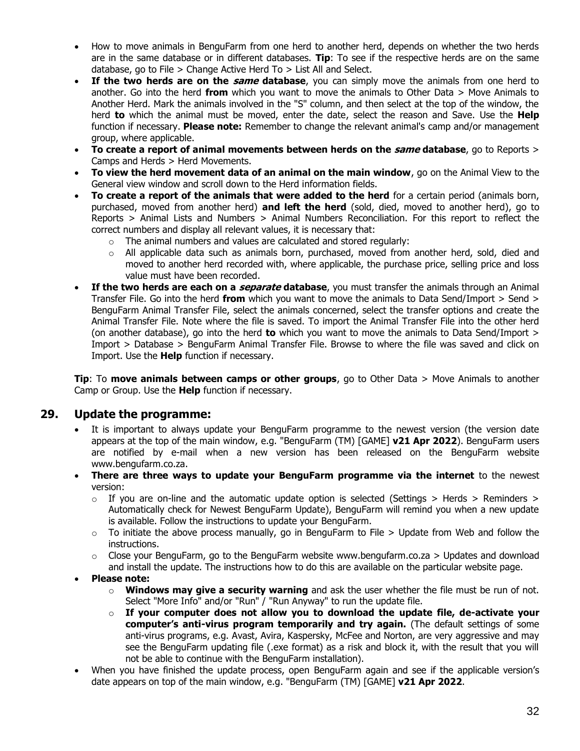- How to move animals in BenguFarm from one herd to another herd, depends on whether the two herds are in the same database or in different databases. **Tip**: To see if the respective herds are on the same database, go to File > Change Active Herd To > List All and Select.
- **If the two herds are on the *same* database**, you can simply move the animals from one herd to another. Go into the herd **from** which you want to move the animals to Other Data > Move Animals to Another Herd. Mark the animals involved in the "S" column, and then select at the top of the window, the herd **to** which the animal must be moved, enter the date, select the reason and Save. Use the **Help** function if necessary. **Please note:** Remember to change the relevant animal's camp and/or management group, where applicable.
- **To create a report of animal movements between herds on the *same* database**, go to Reports > Camps and Herds > Herd Movements.
- **To view the herd movement data of an animal on the main window**, go on the Animal View to the General view window and scroll down to the Herd information fields.
- **To create a report of the animals that were added to the herd** for a certain period (animals born, purchased, moved from another herd) **and left the herd** (sold, died, moved to another herd), go to Reports > Animal Lists and Numbers > Animal Numbers Reconciliation. For this report to reflect the correct numbers and display all relevant values, it is necessary that:
  - The animal numbers and values are calculated and stored regularly:
  - All applicable data such as animals born, purchased, moved from another herd, sold, died and moved to another herd recorded with, where applicable, the purchase price, selling price and loss value must have been recorded.
- **If the two herds are each on a *separate* database**, you must transfer the animals through an Animal Transfer File. Go into the herd **from** which you want to move the animals to Data Send/Import > Send > BenguFarm Animal Transfer File, select the animals concerned, select the transfer options and create the Animal Transfer File. Note where the file is saved. To import the Animal Transfer File into the other herd (on another database), go into the herd **to** which you want to move the animals to Data Send/Import > Import > Database > BenguFarm Animal Transfer File. Browse to where the file was saved and click on Import. Use the **Help** function if necessary.

**Tip**: To **move animals between camps or other groups**, go to Other Data > Move Animals to another Camp or Group. Use the **Help** function if necessary.

## 29. Update the programme:

- It is important to always update your BenguFarm programme to the newest version (the version date appears at the top of the main window, e.g. "BenguFarm (TM) [GAME] **v21 Apr 2022**). BenguFarm users are notified by e-mail when a new version has been released on the BenguFarm website www.bengufarm.co.za.
- **There are three ways to update your BenguFarm programme via the internet** to the newest version:
  - If you are on-line and the automatic update option is selected (Settings > Herds > Reminders > Automatically check for Newest BenguFarm Update), BenguFarm will remind you when a new update is available. Follow the instructions to update your BenguFarm.
  - To initiate the above process manually, go in BenguFarm to File > Update from Web and follow the instructions.
  - Close your BenguFarm, go to the BenguFarm website www.bengufarm.co.za > Updates and download and install the update. The instructions how to do this are available on the particular website page.
- **Please note:**
  - **Windows may give a security warning** and ask the user whether the file must be run of not. Select "More Info" and/or "Run" / "Run Anyway" to run the update file.
  - **If your computer does not allow you to download the update file, de-activate your computer's anti-virus program temporarily and try again.** (The default settings of some anti-virus programs, e.g. Avast, Avira, Kaspersky, McFee and Norton, are very aggressive and may see the BenguFarm updating file (.exe format) as a risk and block it, with the result that you will not be able to continue with the BenguFarm installation).
- When you have finished the update process, open BenguFarm again and see if the applicable version's date appears on top of the main window, e.g. "BenguFarm (TM) [GAME] **v21 Apr 2022**.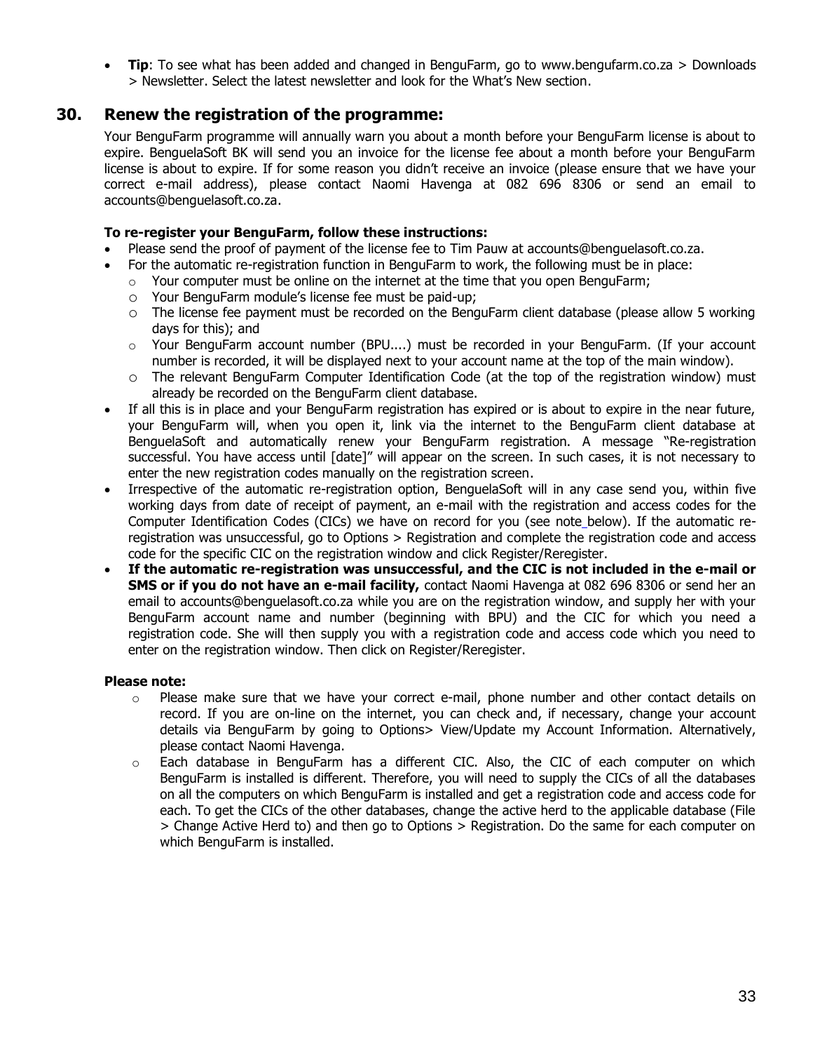- **Tip**: To see what has been added and changed in BenguFarm, go to www.bengufarm.co.za > Downloads > Newsletter. Select the latest newsletter and look for the What's New section.

## 30. Renew the registration of the programme:

Your BenguFarm programme will annually warn you about a month before your BenguFarm license is about to expire. BenguelaSoft BK will send you an invoice for the license fee about a month before your BenguFarm license is about to expire. If for some reason you didn't receive an invoice (please ensure that we have your correct e-mail address), please contact Naomi Havenga at 082 696 8306 or send an email to accounts@benguelasoft.co.za.

**To re-register your BenguFarm, follow these instructions:**

- Please send the proof of payment of the license fee to Tim Pauw at accounts@benguelasoft.co.za.
- For the automatic re-registration function in BenguFarm to work, the following must be in place:
  - Your computer must be online on the internet at the time that you open BenguFarm;
  - Your BenguFarm module's license fee must be paid-up;
  - The license fee payment must be recorded on the BenguFarm client database (please allow 5 working days for this); and
  - Your BenguFarm account number (BPU....) must be recorded in your BenguFarm. (If your account number is recorded, it will be displayed next to your account name at the top of the main window).
  - The relevant BenguFarm Computer Identification Code (at the top of the registration window) must already be recorded on the BenguFarm client database.
- If all this is in place and your BenguFarm registration has expired or is about to expire in the near future, your BenguFarm will, when you open it, link via the internet to the BenguFarm client database at BenguelaSoft and automatically renew your BenguFarm registration. A message "Re-registration successful. You have access until [date]" will appear on the screen. In such cases, it is not necessary to enter the new registration codes manually on the registration screen.
- Irrespective of the automatic re-registration option, BenguelaSoft will in any case send you, within five working days from date of receipt of payment, an e-mail with the registration and access codes for the Computer Identification Codes (CICs) we have on record for you (see note below). If the automatic re-registration was unsuccessful, go to Options > Registration and complete the registration code and access code for the specific CIC on the registration window and click Register/Reregister.
- **If the automatic re-registration was unsuccessful, and the CIC is not included in the e-mail or SMS or if you do not have an e-mail facility,** contact Naomi Havenga at 082 696 8306 or send her an email to accounts@benguelasoft.co.za while you are on the registration window, and supply her with your BenguFarm account name and number (beginning with BPU) and the CIC for which you need a registration code. She will then supply you with a registration code and access code which you need to enter on the registration window. Then click on Register/Reregister.

**Please note:**

- Please make sure that we have your correct e-mail, phone number and other contact details on record. If you are on-line on the internet, you can check and, if necessary, change your account details via BenguFarm by going to Options> View/Update my Account Information. Alternatively, please contact Naomi Havenga.
- Each database in BenguFarm has a different CIC. Also, the CIC of each computer on which BenguFarm is installed is different. Therefore, you will need to supply the CICs of all the databases on all the computers on which BenguFarm is installed and get a registration code and access code for each. To get the CICs of the other databases, change the active herd to the applicable database (File > Change Active Herd to) and then go to Options > Registration. Do the same for each computer on which BenguFarm is installed.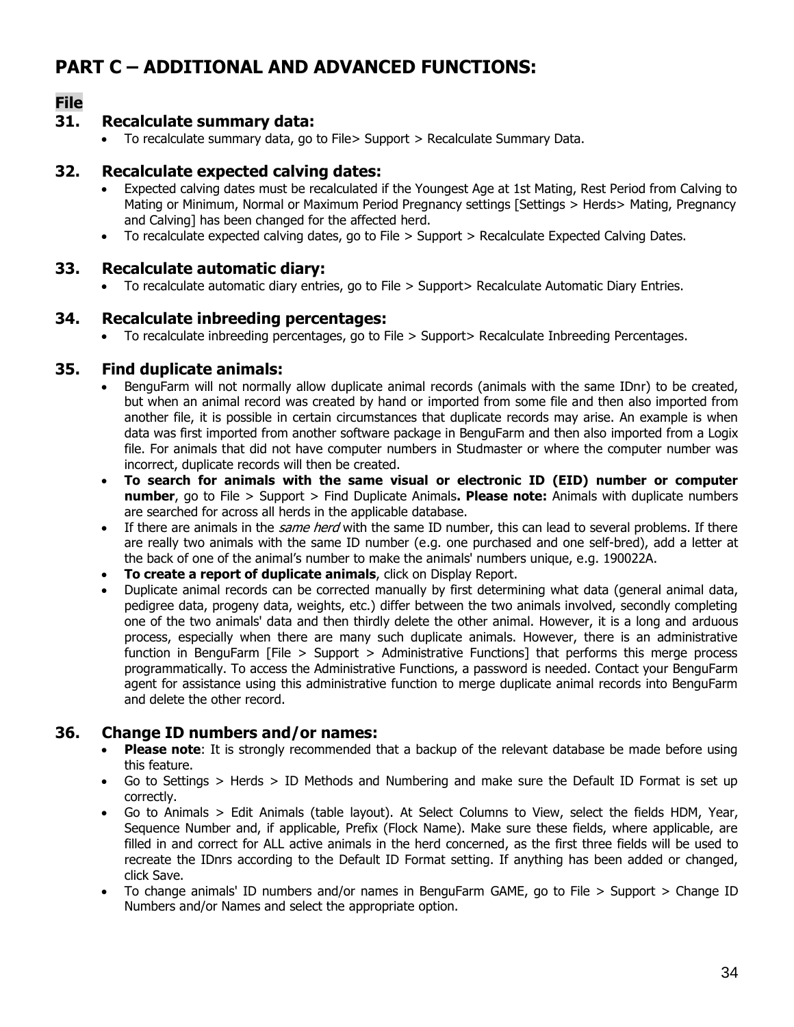# PART C – ADDITIONAL AND ADVANCED FUNCTIONS:

## File

### 31. Recalculate summary data:

- To recalculate summary data, go to File> Support > Recalculate Summary Data.

### 32. Recalculate expected calving dates:

- Expected calving dates must be recalculated if the Youngest Age at 1st Mating, Rest Period from Calving to Mating or Minimum, Normal or Maximum Period Pregnancy settings [Settings > Herds> Mating, Pregnancy and Calving] has been changed for the affected herd.
- To recalculate expected calving dates, go to File > Support > Recalculate Expected Calving Dates.

### 33. Recalculate automatic diary:

- To recalculate automatic diary entries, go to File > Support> Recalculate Automatic Diary Entries.

### 34. Recalculate inbreeding percentages:

- To recalculate inbreeding percentages, go to File > Support> Recalculate Inbreeding Percentages.

### 35. Find duplicate animals:

- BenguFarm will not normally allow duplicate animal records (animals with the same IDnr) to be created, but when an animal record was created by hand or imported from some file and then also imported from another file, it is possible in certain circumstances that duplicate records may arise. An example is when data was first imported from another software package in BenguFarm and then also imported from a Logix file. For animals that did not have computer numbers in Studmaster or where the computer number was incorrect, duplicate records will then be created.
- **To search for animals with the same visual or electronic ID (EID) number or computer number**, go to File > Support > Find Duplicate Animals**. Please note:** Animals with duplicate numbers are searched for across all herds in the applicable database.
- If there are animals in the *same herd* with the same ID number, this can lead to several problems. If there are really two animals with the same ID number (e.g. one purchased and one self-bred), add a letter at the back of one of the animal's number to make the animals' numbers unique, e.g. 190022A.
- **To create a report of duplicate animals**, click on Display Report.
- Duplicate animal records can be corrected manually by first determining what data (general animal data, pedigree data, progeny data, weights, etc.) differ between the two animals involved, secondly completing one of the two animals' data and then thirdly delete the other animal. However, it is a long and arduous process, especially when there are many such duplicate animals. However, there is an administrative function in BenguFarm [File > Support > Administrative Functions] that performs this merge process programmatically. To access the Administrative Functions, a password is needed. Contact your BenguFarm agent for assistance using this administrative function to merge duplicate animal records into BenguFarm and delete the other record.

### 36. Change ID numbers and/or names:

- **Please note**: It is strongly recommended that a backup of the relevant database be made before using this feature.
- Go to Settings > Herds > ID Methods and Numbering and make sure the Default ID Format is set up correctly.
- Go to Animals > Edit Animals (table layout). At Select Columns to View, select the fields HDM, Year, Sequence Number and, if applicable, Prefix (Flock Name). Make sure these fields, where applicable, are filled in and correct for ALL active animals in the herd concerned, as the first three fields will be used to recreate the IDnrs according to the Default ID Format setting. If anything has been added or changed, click Save.
- To change animals' ID numbers and/or names in BenguFarm GAME, go to File > Support > Change ID Numbers and/or Names and select the appropriate option.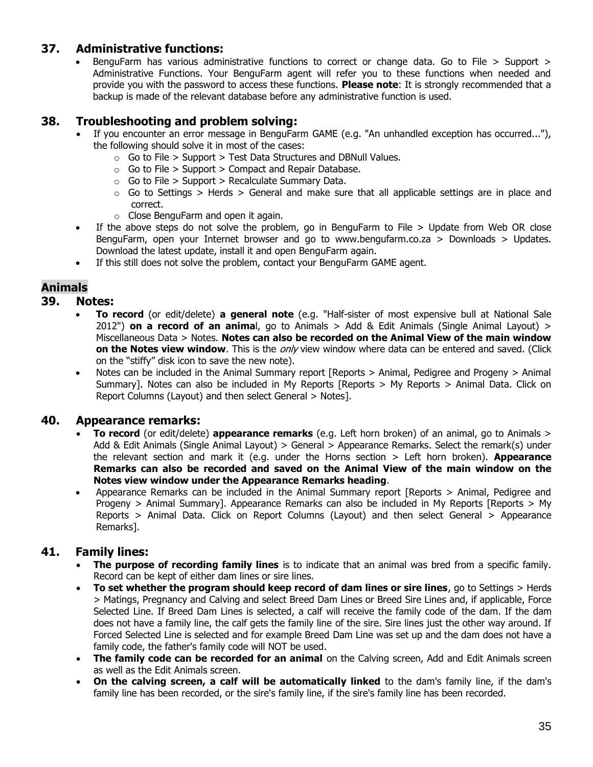## 37. Administrative functions:

- BenguFarm has various administrative functions to correct or change data. Go to File > Support > Administrative Functions. Your BenguFarm agent will refer you to these functions when needed and provide you with the password to access these functions. **Please note**: It is strongly recommended that a backup is made of the relevant database before any administrative function is used.

## 38. Troubleshooting and problem solving:

- If you encounter an error message in BenguFarm GAME (e.g. "An unhandled exception has occurred..."), the following should solve it in most of the cases:
  - Go to File > Support > Test Data Structures and DBNull Values.
  - Go to File > Support > Compact and Repair Database.
  - Go to File > Support > Recalculate Summary Data.
  - Go to Settings > Herds > General and make sure that all applicable settings are in place and correct.
  - Close BenguFarm and open it again.
- If the above steps do not solve the problem, go in BenguFarm to File > Update from Web OR close BenguFarm, open your Internet browser and go to www.bengufarm.co.za > Downloads > Updates. Download the latest update, install it and open BenguFarm again.
- If this still does not solve the problem, contact your BenguFarm GAME agent.

# Animals

## 39. Notes:

- **To record** (or edit/delete) **a general note** (e.g. "Half-sister of most expensive bull at National Sale 2012") **on a record of an animal**, go to Animals > Add & Edit Animals (Single Animal Layout) > Miscellaneous Data > Notes. **Notes can also be recorded on the Animal View of the main window on the Notes view window**. This is the *only* view window where data can be entered and saved. (Click on the "stiffy" disk icon to save the new note).
- Notes can be included in the Animal Summary report [Reports > Animal, Pedigree and Progeny > Animal Summary]. Notes can also be included in My Reports [Reports > My Reports > Animal Data. Click on Report Columns (Layout) and then select General > Notes].

## 40. Appearance remarks:

- **To record** (or edit/delete) **appearance remarks** (e.g. Left horn broken) of an animal, go to Animals > Add & Edit Animals (Single Animal Layout) > General > Appearance Remarks. Select the remark(s) under the relevant section and mark it (e.g. under the Horns section > Left horn broken). **Appearance Remarks can also be recorded and saved on the Animal View of the main window on the Notes view window under the Appearance Remarks heading**.
- Appearance Remarks can be included in the Animal Summary report [Reports > Animal, Pedigree and Progeny > Animal Summary]. Appearance Remarks can also be included in My Reports [Reports > My Reports > Animal Data. Click on Report Columns (Layout) and then select General > Appearance Remarks].

## 41. Family lines:

- **The purpose of recording family lines** is to indicate that an animal was bred from a specific family. Record can be kept of either dam lines or sire lines.
- **To set whether the program should keep record of dam lines or sire lines**, go to Settings > Herds > Matings, Pregnancy and Calving and select Breed Dam Lines or Breed Sire Lines and, if applicable, Force Selected Line. If Breed Dam Lines is selected, a calf will receive the family code of the dam. If the dam does not have a family line, the calf gets the family line of the sire. Sire lines just the other way around. If Forced Selected Line is selected and for example Breed Dam Line was set up and the dam does not have a family code, the father's family code will NOT be used.
- **The family code can be recorded for an animal** on the Calving screen, Add and Edit Animals screen as well as the Edit Animals screen.
- **On the calving screen, a calf will be automatically linked** to the dam's family line, if the dam's family line has been recorded, or the sire's family line, if the sire's family line has been recorded.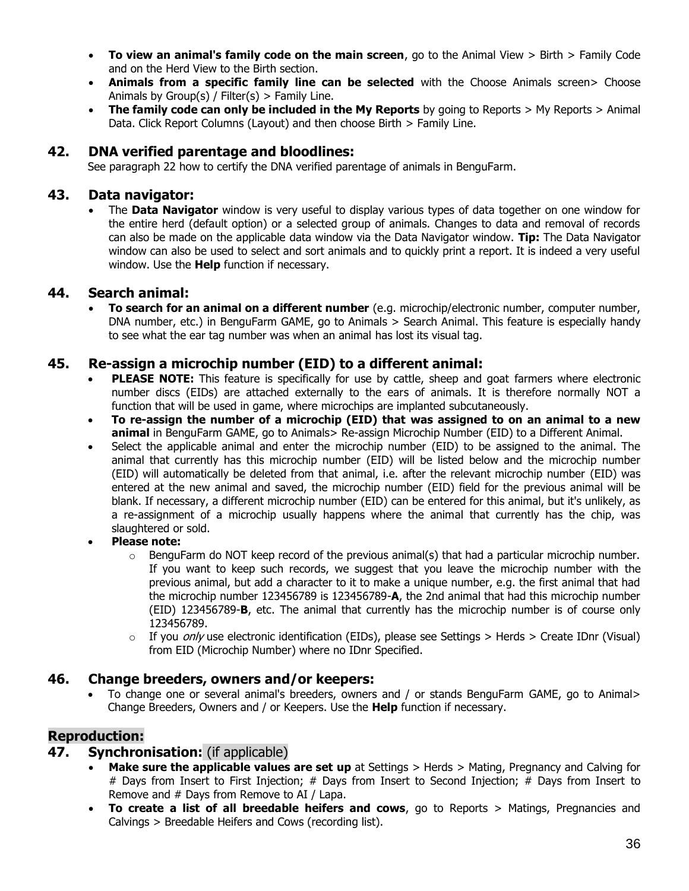- **To view an animal's family code on the main screen**, go to the Animal View > Birth > Family Code and on the Herd View to the Birth section.
- **Animals from a specific family line can be selected** with the Choose Animals screen> Choose Animals by Group(s) / Filter(s) > Family Line.
- **The family code can only be included in the My Reports** by going to Reports > My Reports > Animal Data. Click Report Columns (Layout) and then choose Birth > Family Line.

## 42. DNA verified parentage and bloodlines:

See paragraph 22 how to certify the DNA verified parentage of animals in BenguFarm.

## 43. Data navigator:

- The **Data Navigator** window is very useful to display various types of data together on one window for the entire herd (default option) or a selected group of animals. Changes to data and removal of records can also be made on the applicable data window via the Data Navigator window. **Tip:** The Data Navigator window can also be used to select and sort animals and to quickly print a report. It is indeed a very useful window. Use the **Help** function if necessary.

## 44. Search animal:

- **To search for an animal on a different number** (e.g. microchip/electronic number, computer number, DNA number, etc.) in BenguFarm GAME, go to Animals > Search Animal. This feature is especially handy to see what the ear tag number was when an animal has lost its visual tag.

## 45. Re-assign a microchip number (EID) to a different animal:

- **PLEASE NOTE:** This feature is specifically for use by cattle, sheep and goat farmers where electronic number discs (EIDs) are attached externally to the ears of animals. It is therefore normally NOT a function that will be used in game, where microchips are implanted subcutaneously.
- **To re-assign the number of a microchip (EID) that was assigned to on an animal to a new animal** in BenguFarm GAME, go to Animals> Re-assign Microchip Number (EID) to a Different Animal.
- Select the applicable animal and enter the microchip number (EID) to be assigned to the animal. The animal that currently has this microchip number (EID) will be listed below and the microchip number (EID) will automatically be deleted from that animal, i.e. after the relevant microchip number (EID) was entered at the new animal and saved, the microchip number (EID) field for the previous animal will be blank. If necessary, a different microchip number (EID) can be entered for this animal, but it's unlikely, as a re-assignment of a microchip usually happens where the animal that currently has the chip, was slaughtered or sold.
- **Please note:**
  - BenguFarm do NOT keep record of the previous animal(s) that had a particular microchip number. If you want to keep such records, we suggest that you leave the microchip number with the previous animal, but add a character to it to make a unique number, e.g. the first animal that had the microchip number 123456789 is 123456789-**A**, the 2nd animal that had this microchip number (EID) 123456789-**B**, etc. The animal that currently has the microchip number is of course only 123456789.
  - If you *only* use electronic identification (EIDs), please see Settings > Herds > Create IDnr (Visual) from EID (Microchip Number) where no IDnr Specified.

## 46. Change breeders, owners and/or keepers:

- To change one or several animal's breeders, owners and / or stands BenguFarm GAME, go to Animal> Change Breeders, Owners and / or Keepers. Use the **Help** function if necessary.

# Reproduction:

## 47. Synchronisation: (if applicable)

- **Make sure the applicable values are set up** at Settings > Herds > Mating, Pregnancy and Calving for # Days from Insert to First Injection; # Days from Insert to Second Injection; # Days from Insert to Remove and # Days from Remove to AI / Lapa.
- **To create a list of all breedable heifers and cows**, go to Reports > Matings, Pregnancies and Calvings > Breedable Heifers and Cows (recording list).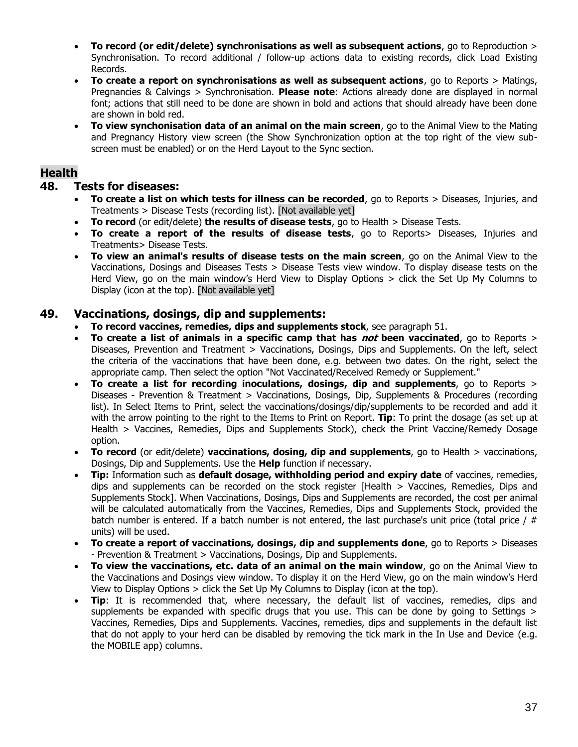- **To record (or edit/delete) synchronisations as well as subsequent actions**, go to Reproduction > Synchronisation. To record additional / follow-up actions data to existing records, click Load Existing Records.
- **To create a report on synchronisations as well as subsequent actions**, go to Reports > Matings, Pregnancies & Calvings > Synchronisation. **Please note**: Actions already done are displayed in normal font; actions that still need to be done are shown in bold and actions that should already have been done are shown in bold red.
- **To view synchonisation data of an animal on the main screen**, go to the Animal View to the Mating and Pregnancy History view screen (the Show Synchronization option at the top right of the view sub-screen must be enabled) or on the Herd Layout to the Sync section.

# Health

## 48. Tests for diseases:

- **To create a list on which tests for illness can be recorded**, go to Reports > Diseases, Injuries, and Treatments > Disease Tests (recording list). [Not available yet]
- **To record** (or edit/delete) **the results of disease tests**, go to Health > Disease Tests.
- **To create a report of the results of disease tests**, go to Reports> Diseases, Injuries and Treatments> Disease Tests.
- **To view an animal's results of disease tests on the main screen**, go on the Animal View to the Vaccinations, Dosings and Diseases Tests > Disease Tests view window. To display disease tests on the Herd View, go on the main window's Herd View to Display Options > click the Set Up My Columns to Display (icon at the top). [Not available yet]

## 49. Vaccinations, dosings, dip and supplements:

- **To record vaccines, remedies, dips and supplements stock**, see paragraph 51.
- **To create a list of animals in a specific camp that has *not* been vaccinated**, go to Reports > Diseases, Prevention and Treatment > Vaccinations, Dosings, Dips and Supplements. On the left, select the criteria of the vaccinations that have been done, e.g. between two dates. On the right, select the appropriate camp. Then select the option "Not Vaccinated/Received Remedy or Supplement."
- **To create a list for recording inoculations, dosings, dip and supplements**, go to Reports > Diseases - Prevention & Treatment > Vaccinations, Dosings, Dip, Supplements & Procedures (recording list). In Select Items to Print, select the vaccinations/dosings/dip/supplements to be recorded and add it with the arrow pointing to the right to the Items to Print on Report. **Tip**: To print the dosage (as set up at Health > Vaccines, Remedies, Dips and Supplements Stock), check the Print Vaccine/Remedy Dosage option.
- **To record** (or edit/delete) **vaccinations, dosing, dip and supplements**, go to Health > vaccinations, Dosings, Dip and Supplements. Use the **Help** function if necessary.
- **Tip:** Information such as **default dosage, withholding period and expiry date** of vaccines, remedies, dips and supplements can be recorded on the stock register [Health > Vaccines, Remedies, Dips and Supplements Stock]. When Vaccinations, Dosings, Dips and Supplements are recorded, the cost per animal will be calculated automatically from the Vaccines, Remedies, Dips and Supplements Stock, provided the batch number is entered. If a batch number is not entered, the last purchase's unit price (total price / # units) will be used.
- **To create a report of vaccinations, dosings, dip and supplements done**, go to Reports > Diseases - Prevention & Treatment > Vaccinations, Dosings, Dip and Supplements.
- **To view the vaccinations, etc. data of an animal on the main window**, go on the Animal View to the Vaccinations and Dosings view window. To display it on the Herd View, go on the main window's Herd View to Display Options > click the Set Up My Columns to Display (icon at the top).
- **Tip**: It is recommended that, where necessary, the default list of vaccines, remedies, dips and supplements be expanded with specific drugs that you use. This can be done by going to Settings > Vaccines, Remedies, Dips and Supplements. Vaccines, remedies, dips and supplements in the default list that do not apply to your herd can be disabled by removing the tick mark in the In Use and Device (e.g. the MOBILE app) columns.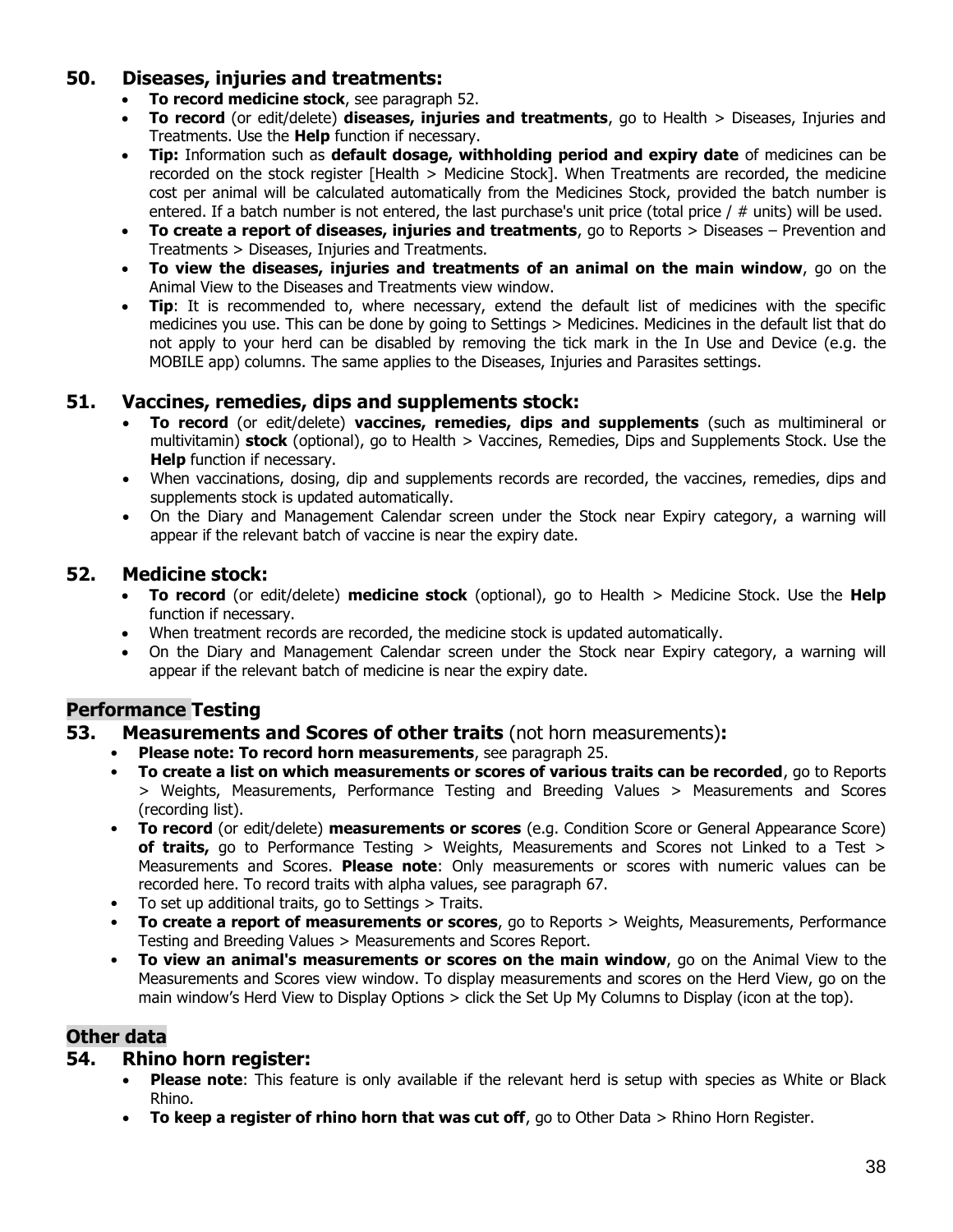## 50. Diseases, injuries and treatments:

- **To record medicine stock**, see paragraph 52.
- **To record** (or edit/delete) **diseases, injuries and treatments**, go to Health > Diseases, Injuries and Treatments. Use the **Help** function if necessary.
- **Tip:** Information such as **default dosage, withholding period and expiry date** of medicines can be recorded on the stock register [Health > Medicine Stock]. When Treatments are recorded, the medicine cost per animal will be calculated automatically from the Medicines Stock, provided the batch number is entered. If a batch number is not entered, the last purchase's unit price (total price / # units) will be used.
- **To create a report of diseases, injuries and treatments**, go to Reports > Diseases – Prevention and Treatments > Diseases, Injuries and Treatments.
- **To view the diseases, injuries and treatments of an animal on the main window**, go on the Animal View to the Diseases and Treatments view window.
- **Tip**: It is recommended to, where necessary, extend the default list of medicines with the specific medicines you use. This can be done by going to Settings > Medicines. Medicines in the default list that do not apply to your herd can be disabled by removing the tick mark in the In Use and Device (e.g. the MOBILE app) columns. The same applies to the Diseases, Injuries and Parasites settings.

## 51. Vaccines, remedies, dips and supplements stock:

- **To record** (or edit/delete) **vaccines, remedies, dips and supplements** (such as multimineral or multivitamin) **stock** (optional), go to Health > Vaccines, Remedies, Dips and Supplements Stock. Use the **Help** function if necessary.
- When vaccinations, dosing, dip and supplements records are recorded, the vaccines, remedies, dips and supplements stock is updated automatically.
- On the Diary and Management Calendar screen under the Stock near Expiry category, a warning will appear if the relevant batch of vaccine is near the expiry date.

## 52. Medicine stock:

- **To record** (or edit/delete) **medicine stock** (optional), go to Health > Medicine Stock. Use the **Help** function if necessary.
- When treatment records are recorded, the medicine stock is updated automatically.
- On the Diary and Management Calendar screen under the Stock near Expiry category, a warning will appear if the relevant batch of medicine is near the expiry date.

# Performance Testing

## 53. Measurements and Scores of other traits (not horn measurements):

- **Please note: To record horn measurements**, see paragraph 25.
- **To create a list on which measurements or scores of various traits can be recorded**, go to Reports > Weights, Measurements, Performance Testing and Breeding Values > Measurements and Scores (recording list).
- **To record** (or edit/delete) **measurements or scores** (e.g. Condition Score or General Appearance Score) **of traits,** go to Performance Testing > Weights, Measurements and Scores not Linked to a Test > Measurements and Scores. **Please note**: Only measurements or scores with numeric values can be recorded here. To record traits with alpha values, see paragraph 67.
- To set up additional traits, go to Settings > Traits.
- **To create a report of measurements or scores**, go to Reports > Weights, Measurements, Performance Testing and Breeding Values > Measurements and Scores Report.
- **To view an animal's measurements or scores on the main window**, go on the Animal View to the Measurements and Scores view window. To display measurements and scores on the Herd View, go on the main window's Herd View to Display Options > click the Set Up My Columns to Display (icon at the top).

# Other data

## 54. Rhino horn register:

- **Please note**: This feature is only available if the relevant herd is setup with species as White or Black Rhino.
- **To keep a register of rhino horn that was cut off**, go to Other Data > Rhino Horn Register.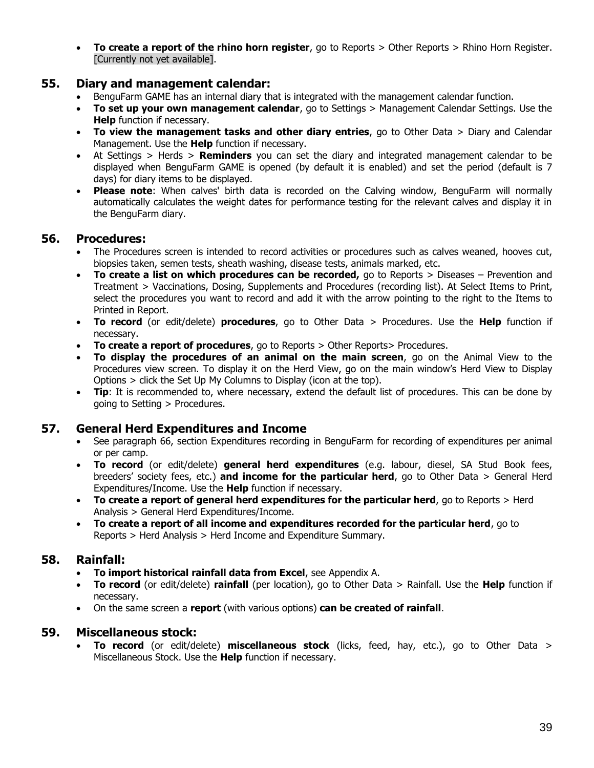- **To create a report of the rhino horn register**, go to Reports > Other Reports > Rhino Horn Register. [Currently not yet available].

## 55. Diary and management calendar:

- BenguFarm GAME has an internal diary that is integrated with the management calendar function.
- **To set up your own management calendar**, go to Settings > Management Calendar Settings. Use the **Help** function if necessary.
- **To view the management tasks and other diary entries**, go to Other Data > Diary and Calendar Management. Use the **Help** function if necessary.
- At Settings > Herds > **Reminders** you can set the diary and integrated management calendar to be displayed when BenguFarm GAME is opened (by default it is enabled) and set the period (default is 7 days) for diary items to be displayed.
- **Please note**: When calves' birth data is recorded on the Calving window, BenguFarm will normally automatically calculates the weight dates for performance testing for the relevant calves and display it in the BenguFarm diary.

## 56. Procedures:

- The Procedures screen is intended to record activities or procedures such as calves weaned, hooves cut, biopsies taken, semen tests, sheath washing, disease tests, animals marked, etc.
- **To create a list on which procedures can be recorded,** go to Reports > Diseases – Prevention and Treatment > Vaccinations, Dosing, Supplements and Procedures (recording list). At Select Items to Print, select the procedures you want to record and add it with the arrow pointing to the right to the Items to Printed in Report.
- **To record** (or edit/delete) **procedures**, go to Other Data > Procedures. Use the **Help** function if necessary.
- **To create a report of procedures**, go to Reports > Other Reports> Procedures.
- **To display the procedures of an animal on the main screen**, go on the Animal View to the Procedures view screen. To display it on the Herd View, go on the main window's Herd View to Display Options > click the Set Up My Columns to Display (icon at the top).
- **Tip**: It is recommended to, where necessary, extend the default list of procedures. This can be done by going to Setting > Procedures.

## 57. General Herd Expenditures and Income

- See paragraph 66, section Expenditures recording in BenguFarm for recording of expenditures per animal or per camp.
- **To record** (or edit/delete) **general herd expenditures** (e.g. labour, diesel, SA Stud Book fees, breeders' society fees, etc.) **and income for the particular herd**, go to Other Data > General Herd Expenditures/Income. Use the **Help** function if necessary.
- **To create a report of general herd expenditures for the particular herd**, go to Reports > Herd Analysis > General Herd Expenditures/Income.
- **To create a report of all income and expenditures recorded for the particular herd**, go to Reports > Herd Analysis > Herd Income and Expenditure Summary.

## 58. Rainfall:

- **To import historical rainfall data from Excel**, see Appendix A.
- **To record** (or edit/delete) **rainfall** (per location), go to Other Data > Rainfall. Use the **Help** function if necessary.
- On the same screen a **report** (with various options) **can be created of rainfall**.

## 59. Miscellaneous stock:

- **To record** (or edit/delete) **miscellaneous stock** (licks, feed, hay, etc.), go to Other Data > Miscellaneous Stock. Use the **Help** function if necessary.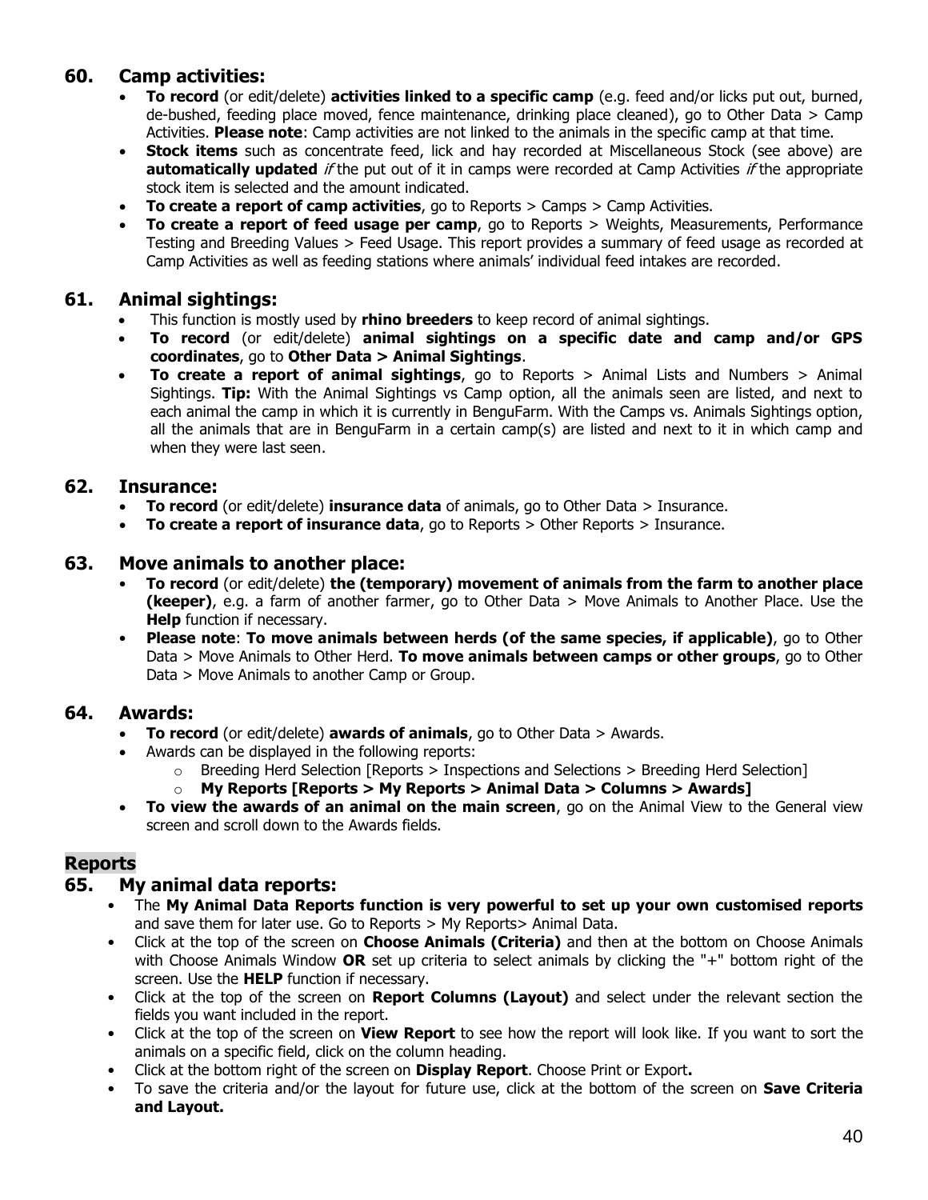## 60. Camp activities:

- **To record** (or edit/delete) **activities linked to a specific camp** (e.g. feed and/or licks put out, burned, de-bushed, feeding place moved, fence maintenance, drinking place cleaned), go to Other Data > Camp Activities. **Please note**: Camp activities are not linked to the animals in the specific camp at that time.
- **Stock items** such as concentrate feed, lick and hay recorded at Miscellaneous Stock (see above) are **automatically updated** *if* the put out of it in camps were recorded at Camp Activities *if* the appropriate stock item is selected and the amount indicated.
- **To create a report of camp activities**, go to Reports > Camps > Camp Activities.
- **To create a report of feed usage per camp**, go to Reports > Weights, Measurements, Performance Testing and Breeding Values > Feed Usage. This report provides a summary of feed usage as recorded at Camp Activities as well as feeding stations where animals' individual feed intakes are recorded.

## 61. Animal sightings:

- This function is mostly used by **rhino breeders** to keep record of animal sightings.
- **To record** (or edit/delete) **animal sightings on a specific date and camp and/or GPS coordinates**, go to **Other Data > Animal Sightings**.
- **To create a report of animal sightings**, go to Reports > Animal Lists and Numbers > Animal Sightings. **Tip:** With the Animal Sightings vs Camp option, all the animals seen are listed, and next to each animal the camp in which it is currently in BenguFarm. With the Camps vs. Animals Sightings option, all the animals that are in BenguFarm in a certain camp(s) are listed and next to it in which camp and when they were last seen.

## 62. Insurance:

- **To record** (or edit/delete) **insurance data** of animals, go to Other Data > Insurance.
- **To create a report of insurance data**, go to Reports > Other Reports > Insurance.

## 63. Move animals to another place:

- **To record** (or edit/delete) **the (temporary) movement of animals from the farm to another place (keeper)**, e.g. a farm of another farmer, go to Other Data > Move Animals to Another Place. Use the **Help** function if necessary.
- **Please note**: **To move animals between herds (of the same species, if applicable)**, go to Other Data > Move Animals to Other Herd. **To move animals between camps or other groups**, go to Other Data > Move Animals to another Camp or Group.

## 64. Awards:

- **To record** (or edit/delete) **awards of animals**, go to Other Data > Awards.
- Awards can be displayed in the following reports:
  - Breeding Herd Selection [Reports > Inspections and Selections > Breeding Herd Selection]
  - **My Reports [Reports > My Reports > Animal Data > Columns > Awards]**
- **To view the awards of an animal on the main screen**, go on the Animal View to the General view screen and scroll down to the Awards fields.

# Reports

## 65. My animal data reports:

- The **My Animal Data Reports function is very powerful to set up your own customised reports** and save them for later use. Go to Reports > My Reports> Animal Data.
- Click at the top of the screen on **Choose Animals (Criteria)** and then at the bottom on Choose Animals with Choose Animals Window **OR** set up criteria to select animals by clicking the "+" bottom right of the screen. Use the **HELP** function if necessary.
- Click at the top of the screen on **Report Columns (Layout)** and select under the relevant section the fields you want included in the report.
- Click at the top of the screen on **View Report** to see how the report will look like. If you want to sort the animals on a specific field, click on the column heading.
- Click at the bottom right of the screen on **Display Report**. Choose Print or Export**.**
- To save the criteria and/or the layout for future use, click at the bottom of the screen on **Save Criteria and Layout.**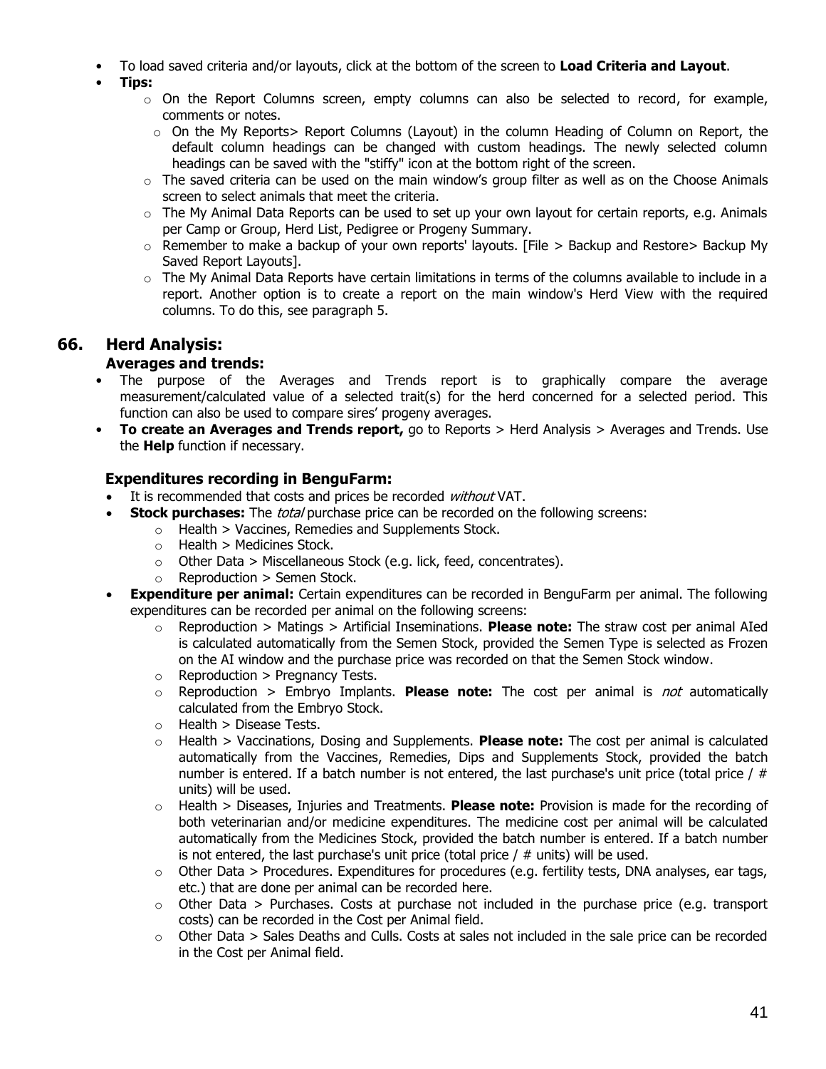- To load saved criteria and/or layouts, click at the bottom of the screen to **Load Criteria and Layout**.
- **Tips:**
  - On the Report Columns screen, empty columns can also be selected to record, for example, comments or notes.
  - On the My Reports> Report Columns (Layout) in the column Heading of Column on Report, the default column headings can be changed with custom headings. The newly selected column headings can be saved with the "stiffy" icon at the bottom right of the screen.
  - The saved criteria can be used on the main window's group filter as well as on the Choose Animals screen to select animals that meet the criteria.
  - The My Animal Data Reports can be used to set up your own layout for certain reports, e.g. Animals per Camp or Group, Herd List, Pedigree or Progeny Summary.
  - Remember to make a backup of your own reports' layouts. [File > Backup and Restore> Backup My Saved Report Layouts].
  - The My Animal Data Reports have certain limitations in terms of the columns available to include in a report. Another option is to create a report on the main window's Herd View with the required columns. To do this, see paragraph 5.

## 66. Herd Analysis:

### Averages and trends:

- The purpose of the Averages and Trends report is to graphically compare the average measurement/calculated value of a selected trait(s) for the herd concerned for a selected period. This function can also be used to compare sires' progeny averages.
- **To create an Averages and Trends report,** go to Reports > Herd Analysis > Averages and Trends. Use the **Help** function if necessary.

### Expenditures recording in BenguFarm:

- It is recommended that costs and prices be recorded *without* VAT.
- **Stock purchases:** The *total* purchase price can be recorded on the following screens:
  - Health > Vaccines, Remedies and Supplements Stock.
  - Health > Medicines Stock.
  - Other Data > Miscellaneous Stock (e.g. lick, feed, concentrates).
  - Reproduction > Semen Stock.
- **Expenditure per animal:** Certain expenditures can be recorded in BenguFarm per animal. The following expenditures can be recorded per animal on the following screens:
  - Reproduction > Matings > Artificial Inseminations. **Please note:** The straw cost per animal AIed is calculated automatically from the Semen Stock, provided the Semen Type is selected as Frozen on the AI window and the purchase price was recorded on that the Semen Stock window.
  - Reproduction > Pregnancy Tests.
  - Reproduction > Embryo Implants. **Please note:** The cost per animal is *not* automatically calculated from the Embryo Stock.
  - Health > Disease Tests.
  - Health > Vaccinations, Dosing and Supplements. **Please note:** The cost per animal is calculated automatically from the Vaccines, Remedies, Dips and Supplements Stock, provided the batch number is entered. If a batch number is not entered, the last purchase's unit price (total price / # units) will be used.
  - Health > Diseases, Injuries and Treatments. **Please note:** Provision is made for the recording of both veterinarian and/or medicine expenditures. The medicine cost per animal will be calculated automatically from the Medicines Stock, provided the batch number is entered. If a batch number is not entered, the last purchase's unit price (total price / # units) will be used.
  - Other Data > Procedures. Expenditures for procedures (e.g. fertility tests, DNA analyses, ear tags, etc.) that are done per animal can be recorded here.
  - Other Data > Purchases. Costs at purchase not included in the purchase price (e.g. transport costs) can be recorded in the Cost per Animal field.
  - Other Data > Sales Deaths and Culls. Costs at sales not included in the sale price can be recorded in the Cost per Animal field.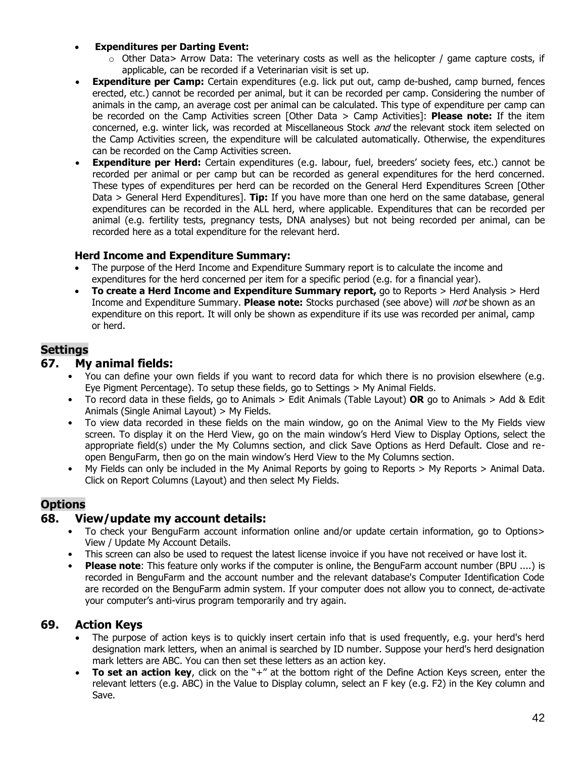- **Expenditures per Darting Event:**
    - Other Data> Arrow Data: The veterinary costs as well as the helicopter / game capture costs, if applicable, can be recorded if a Veterinarian visit is set up.
- **Expenditure per Camp:** Certain expenditures (e.g. lick put out, camp de-bushed, camp burned, fences erected, etc.) cannot be recorded per animal, but it can be recorded per camp. Considering the number of animals in the camp, an average cost per animal can be calculated. This type of expenditure per camp can be recorded on the Camp Activities screen [Other Data > Camp Activities]: **Please note:** If the item concerned, e.g. winter lick, was recorded at Miscellaneous Stock *and* the relevant stock item selected on the Camp Activities screen, the expenditure will be calculated automatically. Otherwise, the expenditures can be recorded on the Camp Activities screen.
- **Expenditure per Herd:** Certain expenditures (e.g. labour, fuel, breeders' society fees, etc.) cannot be recorded per animal or per camp but can be recorded as general expenditures for the herd concerned. These types of expenditures per herd can be recorded on the General Herd Expenditures Screen [Other Data > General Herd Expenditures]. **Tip:** If you have more than one herd on the same database, general expenditures can be recorded in the ALL herd, where applicable. Expenditures that can be recorded per animal (e.g. fertility tests, pregnancy tests, DNA analyses) but not being recorded per animal, can be recorded here as a total expenditure for the relevant herd.

### Herd Income and Expenditure Summary:

- The purpose of the Herd Income and Expenditure Summary report is to calculate the income and expenditures for the herd concerned per item for a specific period (e.g. for a financial year).
- **To create a Herd Income and Expenditure Summary report,** go to Reports > Herd Analysis > Herd Income and Expenditure Summary. **Please note:** Stocks purchased (see above) will *not* be shown as an expenditure on this report. It will only be shown as expenditure if its use was recorded per animal, camp or herd.

# Settings

## 67. My animal fields:

- You can define your own fields if you want to record data for which there is no provision elsewhere (e.g. Eye Pigment Percentage). To setup these fields, go to Settings > My Animal Fields.
- To record data in these fields, go to Animals > Edit Animals (Table Layout) **OR** go to Animals > Add & Edit Animals (Single Animal Layout) > My Fields.
- To view data recorded in these fields on the main window, go on the Animal View to the My Fields view screen. To display it on the Herd View, go on the main window's Herd View to Display Options, select the appropriate field(s) under the My Columns section, and click Save Options as Herd Default. Close and re-open BenguFarm, then go on the main window's Herd View to the My Columns section.
- My Fields can only be included in the My Animal Reports by going to Reports > My Reports > Animal Data. Click on Report Columns (Layout) and then select My Fields.

# Options

## 68. View/update my account details:

- To check your BenguFarm account information online and/or update certain information, go to Options> View / Update My Account Details.
- This screen can also be used to request the latest license invoice if you have not received or have lost it.
- **Please note**: This feature only works if the computer is online, the BenguFarm account number (BPU ....) is recorded in BenguFarm and the account number and the relevant database's Computer Identification Code are recorded on the BenguFarm admin system. If your computer does not allow you to connect, de-activate your computer's anti-virus program temporarily and try again.

## 69. Action Keys

- The purpose of action keys is to quickly insert certain info that is used frequently, e.g. your herd's herd designation mark letters, when an animal is searched by ID number. Suppose your herd's herd designation mark letters are ABC. You can then set these letters as an action key.
- **To set an action key**, click on the "+" at the bottom right of the Define Action Keys screen, enter the relevant letters (e.g. ABC) in the Value to Display column, select an F key (e.g. F2) in the Key column and Save.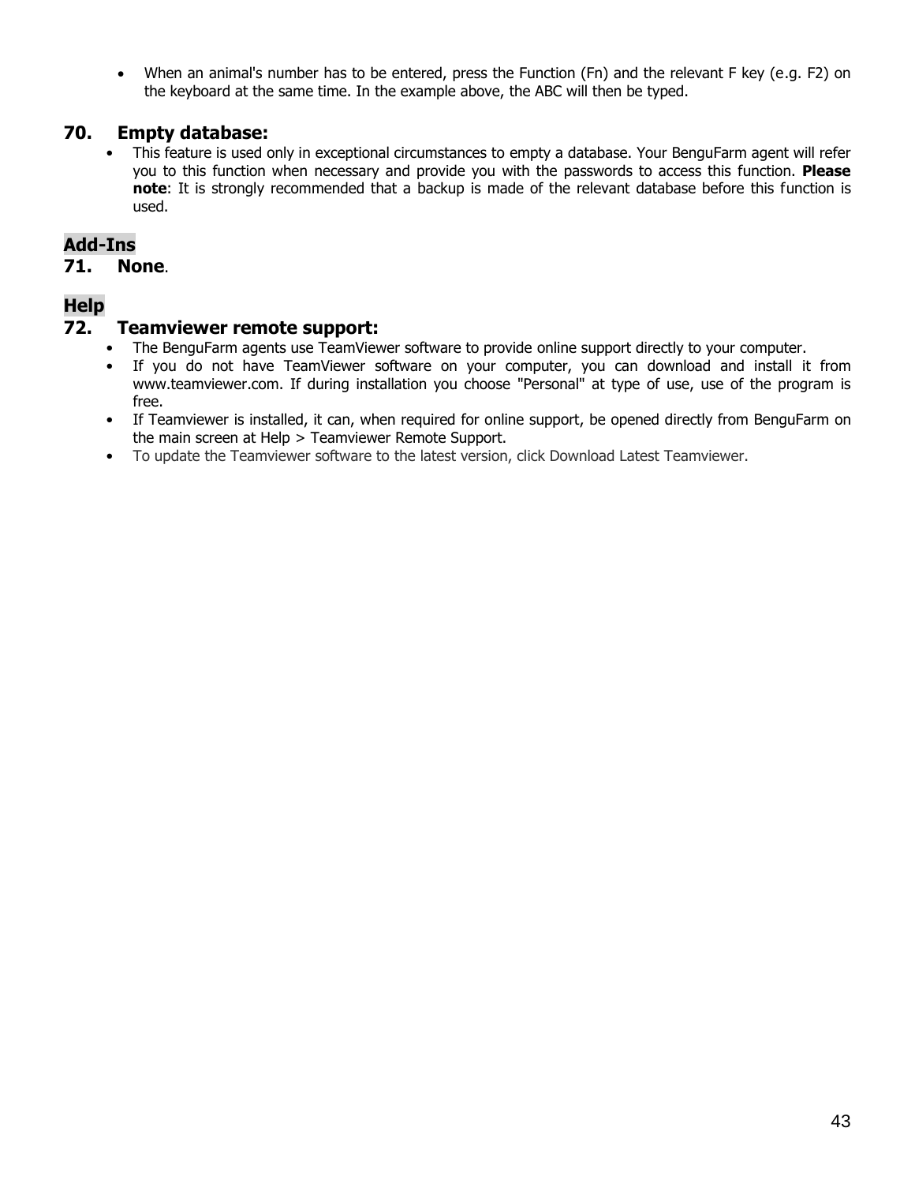- When an animal's number has to be entered, press the Function (Fn) and the relevant F key (e.g. F2) on the keyboard at the same time. In the example above, the ABC will then be typed.

## 70. Empty database:

- This feature is used only in exceptional circumstances to empty a database. Your BenguFarm agent will refer you to this function when necessary and provide you with the passwords to access this function. **Please note**: It is strongly recommended that a backup is made of the relevant database before this function is used.

# Add-Ins

## 71. None.

# Help

## 72. Teamviewer remote support:

- The BenguFarm agents use TeamViewer software to provide online support directly to your computer.
- If you do not have TeamViewer software on your computer, you can download and install it from www.teamviewer.com. If during installation you choose "Personal" at type of use, use of the program is free.
- If Teamviewer is installed, it can, when required for online support, be opened directly from BenguFarm on the main screen at Help > Teamviewer Remote Support.
- To update the Teamviewer software to the latest version, click Download Latest Teamviewer.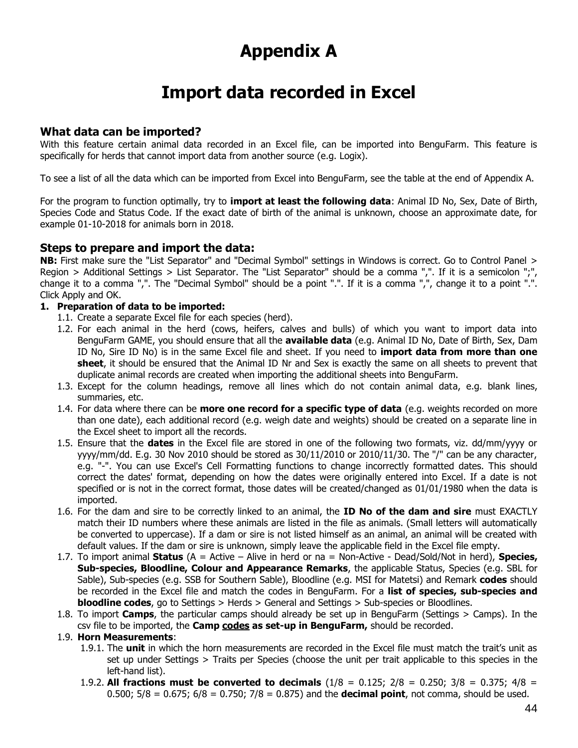# Appendix A

# Import data recorded in Excel

## What data can be imported?

With this feature certain animal data recorded in an Excel file, can be imported into BenguFarm. This feature is specifically for herds that cannot import data from another source (e.g. Logix).

To see a list of all the data which can be imported from Excel into BenguFarm, see the table at the end of Appendix A.

For the program to function optimally, try to **import at least the following data**: Animal ID No, Sex, Date of Birth, Species Code and Status Code. If the exact date of birth of the animal is unknown, choose an approximate date, for example 01-10-2018 for animals born in 2018.

## Steps to prepare and import the data:

**NB:** First make sure the "List Separator" and "Decimal Symbol" settings in Windows is correct. Go to Control Panel > Region > Additional Settings > List Separator. The "List Separator" should be a comma ",". If it is a semicolon ";", change it to a comma ",". The "Decimal Symbol" should be a point ".". If it is a comma ",", change it to a point ".". Click Apply and OK.

1. **Preparation of data to be imported:**
   - 1.1. Create a separate Excel file for each species (herd).
   - 1.2. For each animal in the herd (cows, heifers, calves and bulls) of which you want to import data into BenguFarm GAME, you should ensure that all the **available data** (e.g. Animal ID No, Date of Birth, Sex, Dam ID No, Sire ID No) is in the same Excel file and sheet. If you need to **import data from more than one sheet**, it should be ensured that the Animal ID Nr and Sex is exactly the same on all sheets to prevent that duplicate animal records are created when importing the additional sheets into BenguFarm.
   - 1.3. Except for the column headings, remove all lines which do not contain animal data, e.g. blank lines, summaries, etc.
   - 1.4. For data where there can be **more one record for a specific type of data** (e.g. weights recorded on more than one date), each additional record (e.g. weigh date and weights) should be created on a separate line in the Excel sheet to import all the records.
   - 1.5. Ensure that the **dates** in the Excel file are stored in one of the following two formats, viz. dd/mm/yyyy or yyyy/mm/dd. E.g. 30 Nov 2010 should be stored as 30/11/2010 or 2010/11/30. The "/" can be any character, e.g. "-". You can use Excel's Cell Formatting functions to change incorrectly formatted dates. This should correct the dates' format, depending on how the dates were originally entered into Excel. If a date is not specified or is not in the correct format, those dates will be created/changed as 01/01/1980 when the data is imported.
   - 1.6. For the dam and sire to be correctly linked to an animal, the **ID No of the dam and sire** must EXACTLY match their ID numbers where these animals are listed in the file as animals. (Small letters will automatically be converted to uppercase). If a dam or sire is not listed himself as an animal, an animal will be created with default values. If the dam or sire is unknown, simply leave the applicable field in the Excel file empty.
   - 1.7. To import animal **Status** (A = Active – Alive in herd or na = Non-Active - Dead/Sold/Not in herd), **Species, Sub-species, Bloodline, Colour and Appearance Remarks**, the applicable Status, Species (e.g. SBL for Sable), Sub-species (e.g. SSB for Southern Sable), Bloodline (e.g. MSI for Matetsi) and Remark **codes** should be recorded in the Excel file and match the codes in BenguFarm. For a **list of species, sub-species and bloodline codes**, go to Settings > Herds > General and Settings > Sub-species or Bloodlines.
   - 1.8. To import **Camps**, the particular camps should already be set up in BenguFarm (Settings > Camps). In the csv file to be imported, the **Camp <u>codes</u> as set-up in BenguFarm,** should be recorded.
   - 1.9. **Horn Measurements**:
     - 1.9.1. The **unit** in which the horn measurements are recorded in the Excel file must match the trait's unit as set up under Settings > Traits per Species (choose the unit per trait applicable to this species in the left-hand list).
     - 1.9.2. **All fractions must be converted to decimals** (1/8 = 0.125; 2/8 = 0.250; 3/8 = 0.375; 4/8 = 0.500; 5/8 = 0.675; 6/8 = 0.750; 7/8 = 0.875) and the **decimal point**, not comma, should be used.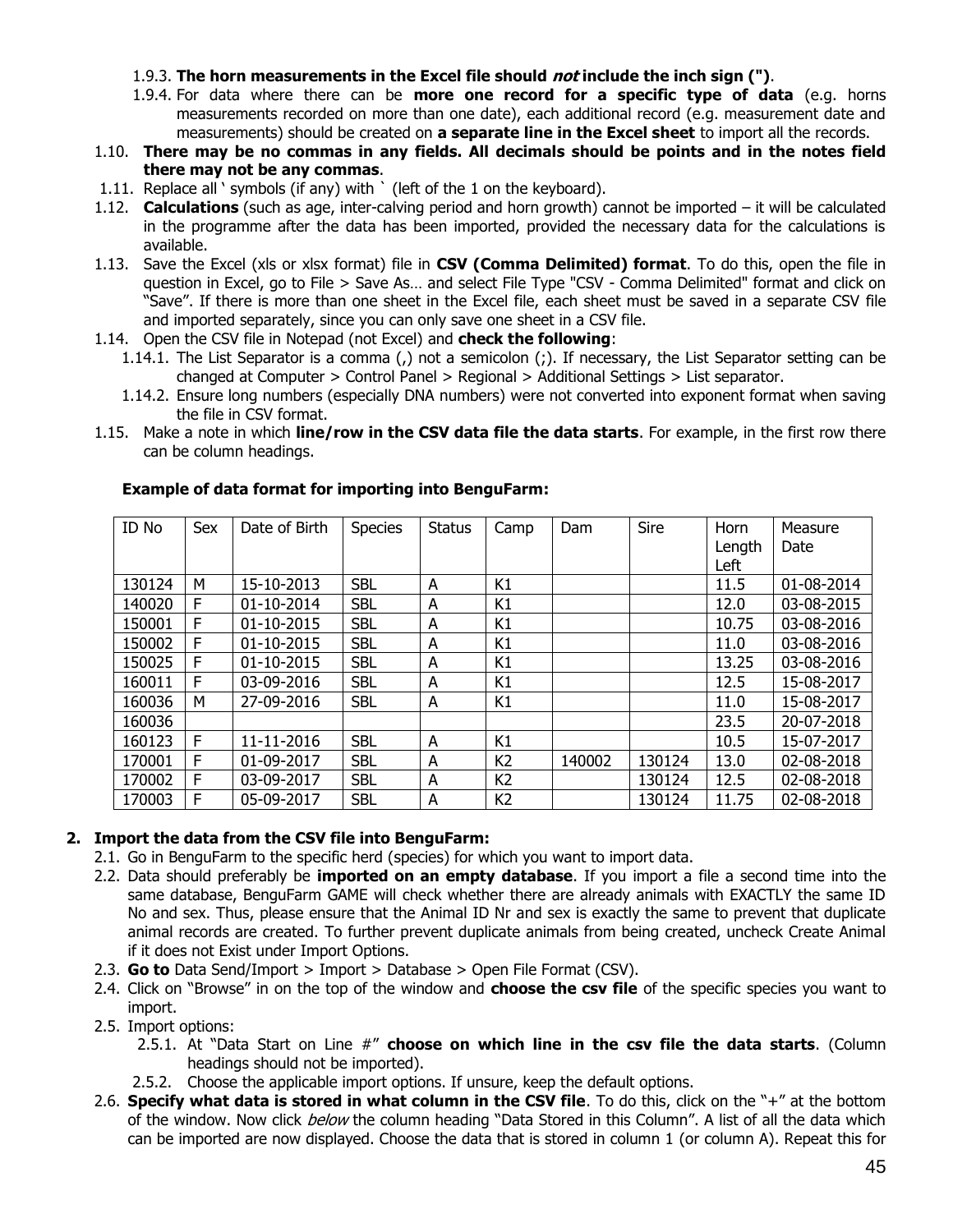- 1.9.3. **The horn measurements in the Excel file should *not* include the inch sign (")**.
- 1.9.4. For data where there can be **more one record for a specific type of data** (e.g. horns measurements recorded on more than one date), each additional record (e.g. measurement date and measurements) should be created on **a separate line in the Excel sheet** to import all the records.

1.10. **There may be no commas in any fields. All decimals should be points and in the notes field there may not be any commas**.

1.11. Replace all ' symbols (if any) with ` (left of the 1 on the keyboard).

1.12. **Calculations** (such as age, inter-calving period and horn growth) cannot be imported – it will be calculated in the programme after the data has been imported, provided the necessary data for the calculations is available.

1.13. Save the Excel (xls or xlsx format) file in **CSV (Comma Delimited) format**. To do this, open the file in question in Excel, go to File > Save As… and select File Type "CSV - Comma Delimited" format and click on "Save". If there is more than one sheet in the Excel file, each sheet must be saved in a separate CSV file and imported separately, since you can only save one sheet in a CSV file.

1.14. Open the CSV file in Notepad (not Excel) and **check the following**:

- 1.14.1. The List Separator is a comma (,) not a semicolon (;). If necessary, the List Separator setting can be changed at Computer > Control Panel > Regional > Additional Settings > List separator.
- 1.14.2. Ensure long numbers (especially DNA numbers) were not converted into exponent format when saving the file in CSV format.

1.15. Make a note in which **line/row in the CSV data file the data starts**. For example, in the first row there can be column headings.

**Example of data format for importing into BenguFarm:**

| ID No | Sex | Date of Birth | Species | Status | Camp | Dam | Sire | Horn Length Left | Measure Date |
|---|---|---|---|---|---|---|---|---|---|
| 130124 | M | 15-10-2013 | SBL | A | K1 | | | 11.5 | 01-08-2014 |
| 140020 | F | 01-10-2014 | SBL | A | K1 | | | 12.0 | 03-08-2015 |
| 150001 | F | 01-10-2015 | SBL | A | K1 | | | 10.75 | 03-08-2016 |
| 150002 | F | 01-10-2015 | SBL | A | K1 | | | 11.0 | 03-08-2016 |
| 150025 | F | 01-10-2015 | SBL | A | K1 | | | 13.25 | 03-08-2016 |
| 160011 | F | 03-09-2016 | SBL | A | K1 | | | 12.5 | 15-08-2017 |
| 160036 | M | 27-09-2016 | SBL | A | K1 | | | 11.0 | 15-08-2017 |
| 160036 | | | | | | | | 23.5 | 20-07-2018 |
| 160123 | F | 11-11-2016 | SBL | A | K1 | | | 10.5 | 15-07-2017 |
| 170001 | F | 01-09-2017 | SBL | A | K2 | 140002 | 130124 | 13.0 | 02-08-2018 |
| 170002 | F | 03-09-2017 | SBL | A | K2 | | 130124 | 12.5 | 02-08-2018 |
| 170003 | F | 05-09-2017 | SBL | A | K2 | | 130124 | 11.75 | 02-08-2018 |

## 2. Import the data from the CSV file into BenguFarm:

2.1. Go in BenguFarm to the specific herd (species) for which you want to import data.

2.2. Data should preferably be **imported on an empty database**. If you import a file a second time into the same database, BenguFarm GAME will check whether there are already animals with EXACTLY the same ID No and sex. Thus, please ensure that the Animal ID Nr and sex is exactly the same to prevent that duplicate animal records are created. To further prevent duplicate animals from being created, uncheck Create Animal if it does not Exist under Import Options.

2.3. **Go to** Data Send/Import > Import > Database > Open File Format (CSV).

2.4. Click on "Browse" in on the top of the window and **choose the csv file** of the specific species you want to import.

2.5. Import options:

- 2.5.1. At "Data Start on Line #" **choose on which line in the csv file the data starts**. (Column headings should not be imported).
- 2.5.2. Choose the applicable import options. If unsure, keep the default options.

2.6. **Specify what data is stored in what column in the CSV file**. To do this, click on the "+" at the bottom of the window. Now click *below* the column heading "Data Stored in this Column". A list of all the data which can be imported are now displayed. Choose the data that is stored in column 1 (or column A). Repeat this for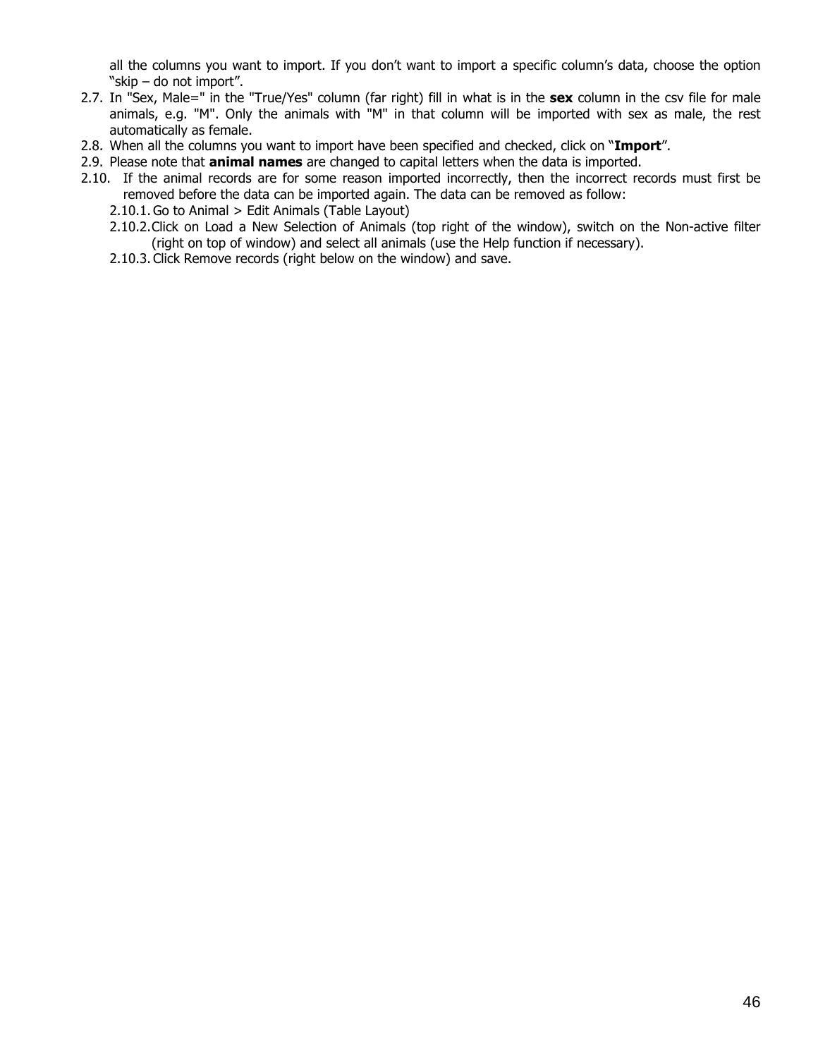all the columns you want to import. If you don't want to import a specific column's data, choose the option "skip – do not import".

2.7. In "Sex, Male=" in the "True/Yes" column (far right) fill in what is in the **sex** column in the csv file for male animals, e.g. "M". Only the animals with "M" in that column will be imported with sex as male, the rest automatically as female.

2.8. When all the columns you want to import have been specified and checked, click on "**Import**".

2.9. Please note that **animal names** are changed to capital letters when the data is imported.

2.10. If the animal records are for some reason imported incorrectly, then the incorrect records must first be removed before the data can be imported again. The data can be removed as follow:

   2.10.1. Go to Animal > Edit Animals (Table Layout)

   2.10.2. Click on Load a New Selection of Animals (top right of the window), switch on the Non-active filter (right on top of window) and select all animals (use the Help function if necessary).

   2.10.3. Click Remove records (right below on the window) and save.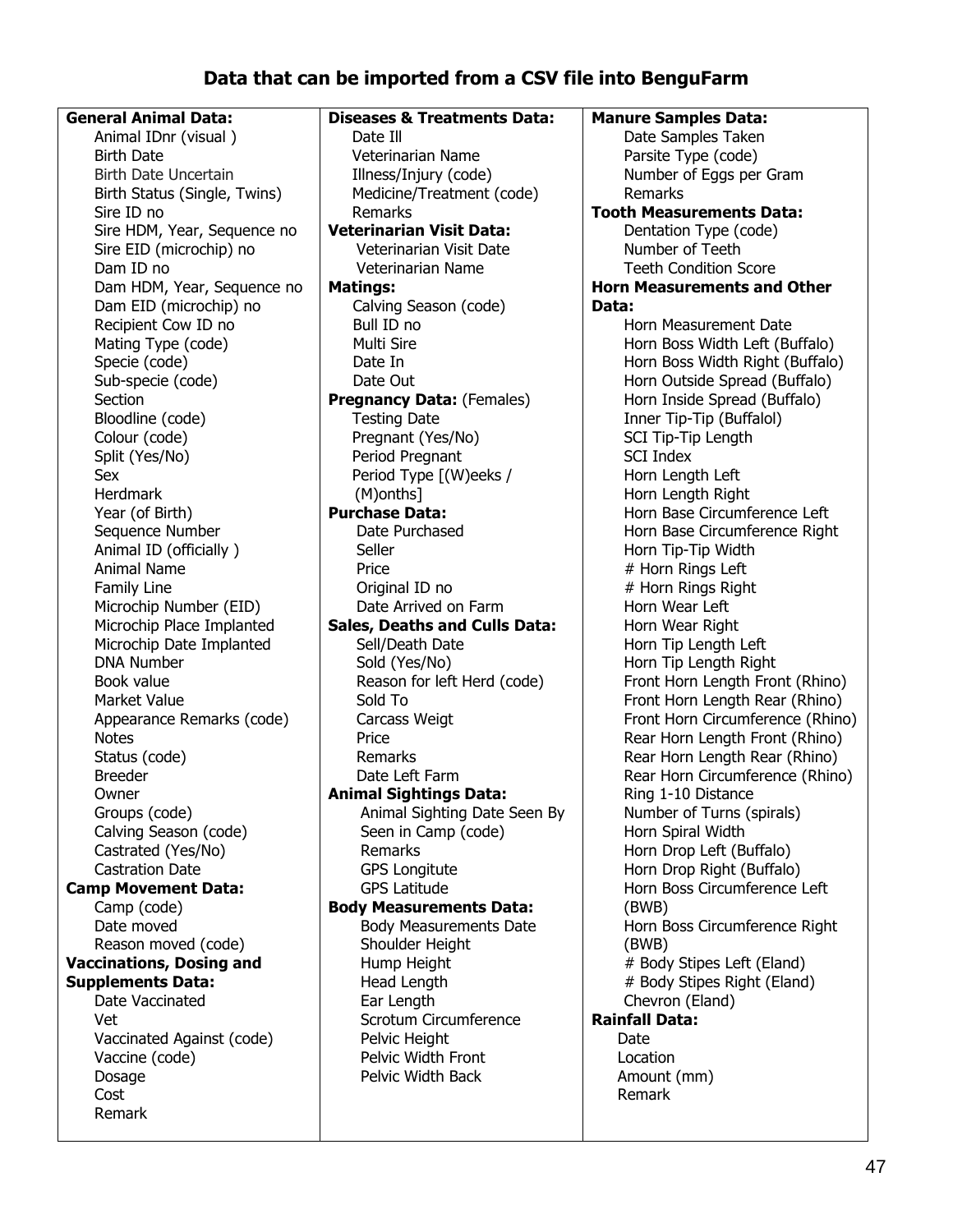# Data that can be imported from a CSV file into BenguFarm

**General Animal Data:**
- Animal IDnr (visual )
- Birth Date
- Birth Date Uncertain
- Birth Status (Single, Twins)
- Sire ID no
- Sire HDM, Year, Sequence no
- Sire EID (microchip) no
- Dam ID no
- Dam HDM, Year, Sequence no
- Dam EID (microchip) no
- Recipient Cow ID no
- Mating Type (code)
- Specie (code)
- Sub-specie (code)
- Section
- Bloodline (code)
- Colour (code)
- Split (Yes/No)
- Sex
- Herdmark
- Year (of Birth)
- Sequence Number
- Animal ID (officially )
- Animal Name
- Family Line
- Microchip Number (EID)
- Microchip Place Implanted
- Microchip Date Implanted
- DNA Number
- Book value
- Market Value
- Appearance Remarks (code)
- Notes
- Status (code)
- Breeder
- Owner
- Groups (code)
- Calving Season (code)
- Castrated (Yes/No)
- Castration Date

**Camp Movement Data:**
- Camp (code)
- Date moved
- Reason moved (code)

**Vaccinations, Dosing and Supplements Data:**
- Date Vaccinated
- Vet
- Vaccinated Against (code)
- Vaccine (code)
- Dosage
- Cost
- Remark

**Diseases & Treatments Data:**
- Date Ill
- Veterinarian Name
- Illness/Injury (code)
- Medicine/Treatment (code)
- Remarks

**Veterinarian Visit Data:**
- Veterinarian Visit Date
- Veterinarian Name

**Matings:**
- Calving Season (code)
- Bull ID no
- Multi Sire
- Date In
- Date Out

**Pregnancy Data:** (Females)
- Testing Date
- Pregnant (Yes/No)
- Period Pregnant
- Period Type [(W)eeks / (M)onths]

**Purchase Data:**
- Date Purchased
- Seller
- Price
- Original ID no
- Date Arrived on Farm

**Sales, Deaths and Culls Data:**
- Sell/Death Date
- Sold (Yes/No)
- Reason for left Herd (code)
- Sold To
- Carcass Weigt
- Price
- Remarks
- Date Left Farm

**Animal Sightings Data:**
- Animal Sighting Date Seen By
- Seen in Camp (code)
- Remarks
- GPS Longitute
- GPS Latitude

**Body Measurements Data:**
- Body Measurements Date
- Shoulder Height
- Hump Height
- Head Length
- Ear Length
- Scrotum Circumference
- Pelvic Height
- Pelvic Width Front
- Pelvic Width Back

**Manure Samples Data:**
- Date Samples Taken
- Parsite Type (code)
- Number of Eggs per Gram
- Remarks

**Tooth Measurements Data:**
- Dentation Type (code)
- Number of Teeth
- Teeth Condition Score

**Horn Measurements and Other Data:**
- Horn Measurement Date
- Horn Boss Width Left (Buffalo)
- Horn Boss Width Right (Buffalo)
- Horn Outside Spread (Buffalo)
- Horn Inside Spread (Buffalo)
- Inner Tip-Tip (Buffalol)
- SCI Tip-Tip Length
- SCI Index
- Horn Length Left
- Horn Length Right
- Horn Base Circumference Left
- Horn Base Circumference Right
- Horn Tip-Tip Width
- # Horn Rings Left
- # Horn Rings Right
- Horn Wear Left
- Horn Wear Right
- Horn Tip Length Left
- Horn Tip Length Right
- Front Horn Length Front (Rhino)
- Front Horn Length Rear (Rhino)
- Front Horn Circumference (Rhino)
- Rear Horn Length Front (Rhino)
- Rear Horn Length Rear (Rhino)
- Rear Horn Circumference (Rhino)
- Ring 1-10 Distance
- Number of Turns (spirals)
- Horn Spiral Width
- Horn Drop Left (Buffalo)
- Horn Drop Right (Buffalo)
- Horn Boss Circumference Left (BWB)
- Horn Boss Circumference Right (BWB)
- # Body Stipes Left (Eland)
- # Body Stipes Right (Eland)
- Chevron (Eland)

**Rainfall Data:**
- Date
- Location
- Amount (mm)
- Remark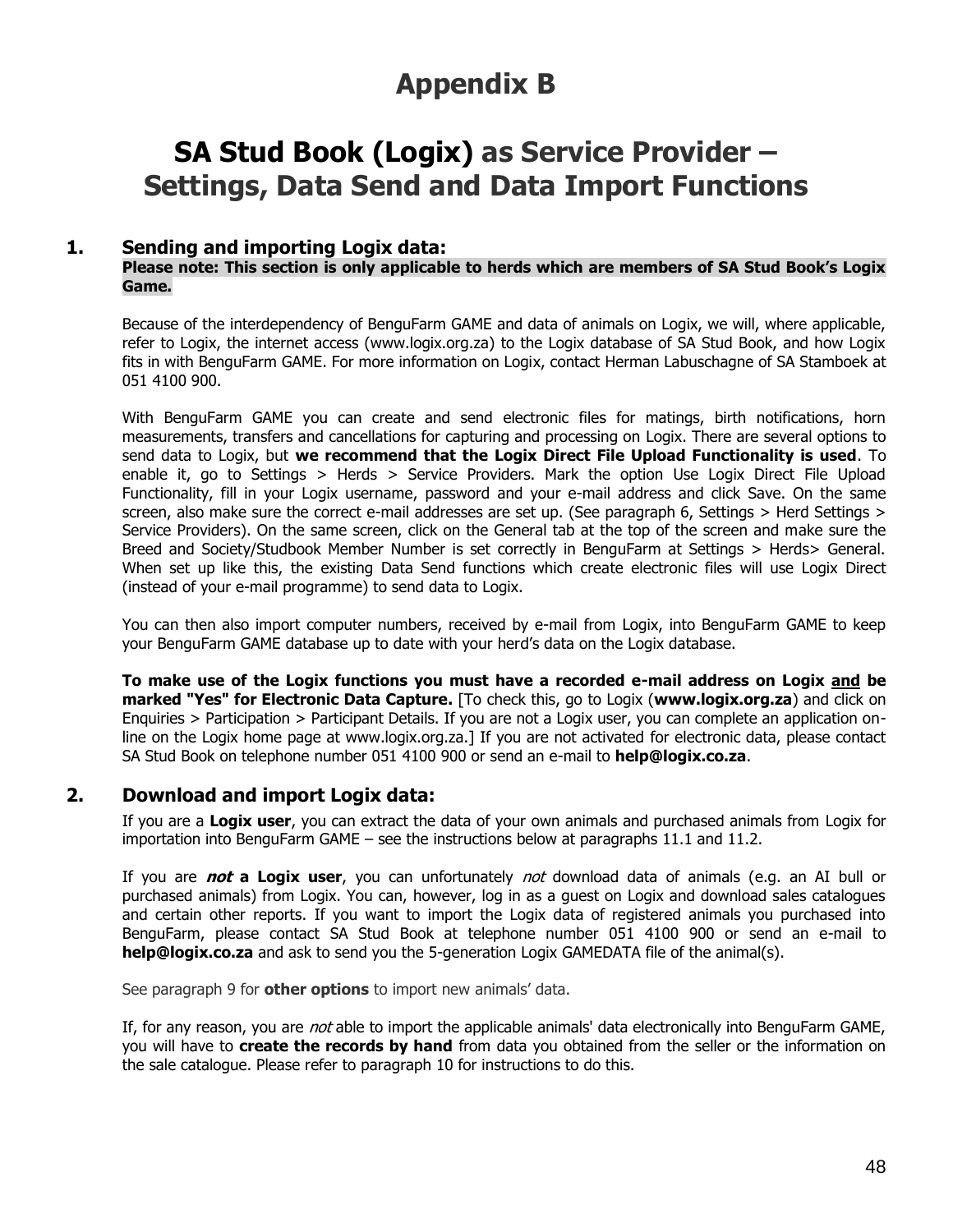# Appendix B

# SA Stud Book (Logix) as Service Provider – Settings, Data Send and Data Import Functions

## 1. Sending and importing Logix data:

**Please note: This section is only applicable to herds which are members of SA Stud Book's Logix Game.**

Because of the interdependency of BenguFarm GAME and data of animals on Logix, we will, where applicable, refer to Logix, the internet access (www.logix.org.za) to the Logix database of SA Stud Book, and how Logix fits in with BenguFarm GAME. For more information on Logix, contact Herman Labuschagne of SA Stamboek at 051 4100 900.

With BenguFarm GAME you can create and send electronic files for matings, birth notifications, horn measurements, transfers and cancellations for capturing and processing on Logix. There are several options to send data to Logix, but **we recommend that the Logix Direct File Upload Functionality is used**. To enable it, go to Settings > Herds > Service Providers. Mark the option Use Logix Direct File Upload Functionality, fill in your Logix username, password and your e-mail address and click Save. On the same screen, also make sure the correct e-mail addresses are set up. (See paragraph 6, Settings > Herd Settings > Service Providers). On the same screen, click on the General tab at the top of the screen and make sure the Breed and Society/Studbook Member Number is set correctly in BenguFarm at Settings > Herds> General. When set up like this, the existing Data Send functions which create electronic files will use Logix Direct (instead of your e-mail programme) to send data to Logix.

You can then also import computer numbers, received by e-mail from Logix, into BenguFarm GAME to keep your BenguFarm GAME database up to date with your herd's data on the Logix database.

**To make use of the Logix functions you must have a recorded e-mail address on Logix <u>and</u> be marked "Yes" for Electronic Data Capture.** [To check this, go to Logix (**www.logix.org.za**) and click on Enquiries > Participation > Participant Details. If you are not a Logix user, you can complete an application on-line on the Logix home page at www.logix.org.za.] If you are not activated for electronic data, please contact SA Stud Book on telephone number 051 4100 900 or send an e-mail to **help@logix.co.za**.

## 2. Download and import Logix data:

If you are a **Logix user**, you can extract the data of your own animals and purchased animals from Logix for importation into BenguFarm GAME – see the instructions below at paragraphs 11.1 and 11.2.

If you are ***not*** **a Logix user**, you can unfortunately *not* download data of animals (e.g. an AI bull or purchased animals) from Logix. You can, however, log in as a guest on Logix and download sales catalogues and certain other reports. If you want to import the Logix data of registered animals you purchased into BenguFarm, please contact SA Stud Book at telephone number 051 4100 900 or send an e-mail to **help@logix.co.za** and ask to send you the 5-generation Logix GAMEDATA file of the animal(s).

See paragraph 9 for **other options** to import new animals' data.

If, for any reason, you are *not* able to import the applicable animals' data electronically into BenguFarm GAME, you will have to **create the records by hand** from data you obtained from the seller or the information on the sale catalogue. Please refer to paragraph 10 for instructions to do this.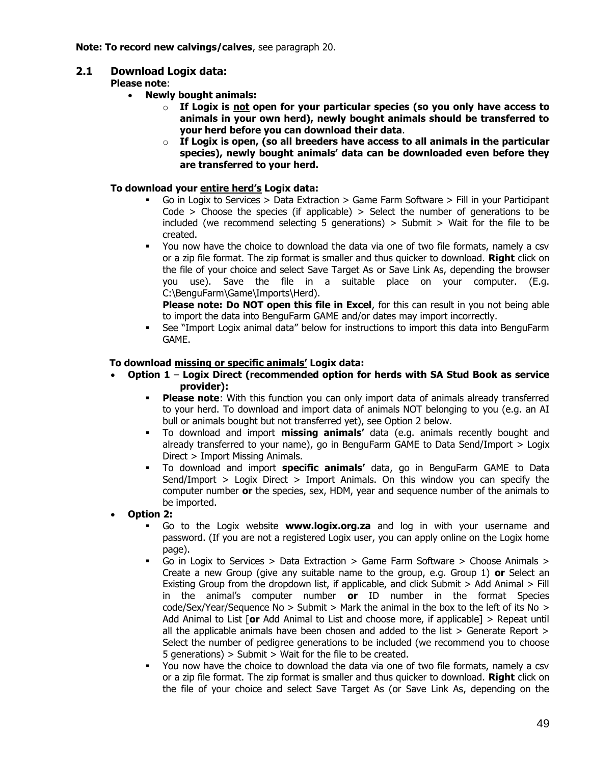**Note: To record new calvings/calves**, see paragraph 20.

## 2.1 Download Logix data:

**Please note**:

- **Newly bought animals:**
  - **If Logix is not open for your particular species (so you only have access to animals in your own herd), newly bought animals should be transferred to your herd before you can download their data**.
  - **If Logix is open, (so all breeders have access to all animals in the particular species), newly bought animals' data can be downloaded even before they are transferred to your herd.**

**To download your entire herd's Logix data:**

- Go in Logix to Services > Data Extraction > Game Farm Software > Fill in your Participant Code > Choose the species (if applicable) > Select the number of generations to be included (we recommend selecting 5 generations) > Submit > Wait for the file to be created.
- You now have the choice to download the data via one of two file formats, namely a csv or a zip file format. The zip format is smaller and thus quicker to download. **Right** click on the file of your choice and select Save Target As or Save Link As, depending the browser you use). Save the file in a suitable place on your computer. (E.g. C:\BenguFarm\Game\Imports\Herd).

  **Please note: Do NOT open this file in Excel**, for this can result in you not being able to import the data into BenguFarm GAME and/or dates may import incorrectly.
- See "Import Logix animal data" below for instructions to import this data into BenguFarm GAME.

**To download missing or specific animals' Logix data:**

- **Option 1** – **Logix Direct (recommended option for herds with SA Stud Book as service provider):**
  - **Please note**: With this function you can only import data of animals already transferred to your herd. To download and import data of animals NOT belonging to you (e.g. an AI bull or animals bought but not transferred yet), see Option 2 below.
  - To download and import **missing animals'** data (e.g. animals recently bought and already transferred to your name), go in BenguFarm GAME to Data Send/Import > Logix Direct > Import Missing Animals.
  - To download and import **specific animals'** data, go in BenguFarm GAME to Data Send/Import > Logix Direct > Import Animals. On this window you can specify the computer number **or** the species, sex, HDM, year and sequence number of the animals to be imported.
- **Option 2:**
  - Go to the Logix website **www.logix.org.za** and log in with your username and password. (If you are not a registered Logix user, you can apply online on the Logix home page).
  - Go in Logix to Services > Data Extraction > Game Farm Software > Choose Animals > Create a new Group (give any suitable name to the group, e.g. Group 1) **or** Select an Existing Group from the dropdown list, if applicable, and click Submit > Add Animal > Fill in the animal's computer number **or** ID number in the format Species code/Sex/Year/Sequence No > Submit > Mark the animal in the box to the left of its No > Add Animal to List [**or** Add Animal to List and choose more, if applicable] > Repeat until all the applicable animals have been chosen and added to the list > Generate Report > Select the number of pedigree generations to be included (we recommend you to choose 5 generations) > Submit > Wait for the file to be created.
  - You now have the choice to download the data via one of two file formats, namely a csv or a zip file format. The zip format is smaller and thus quicker to download. **Right** click on the file of your choice and select Save Target As (or Save Link As, depending on the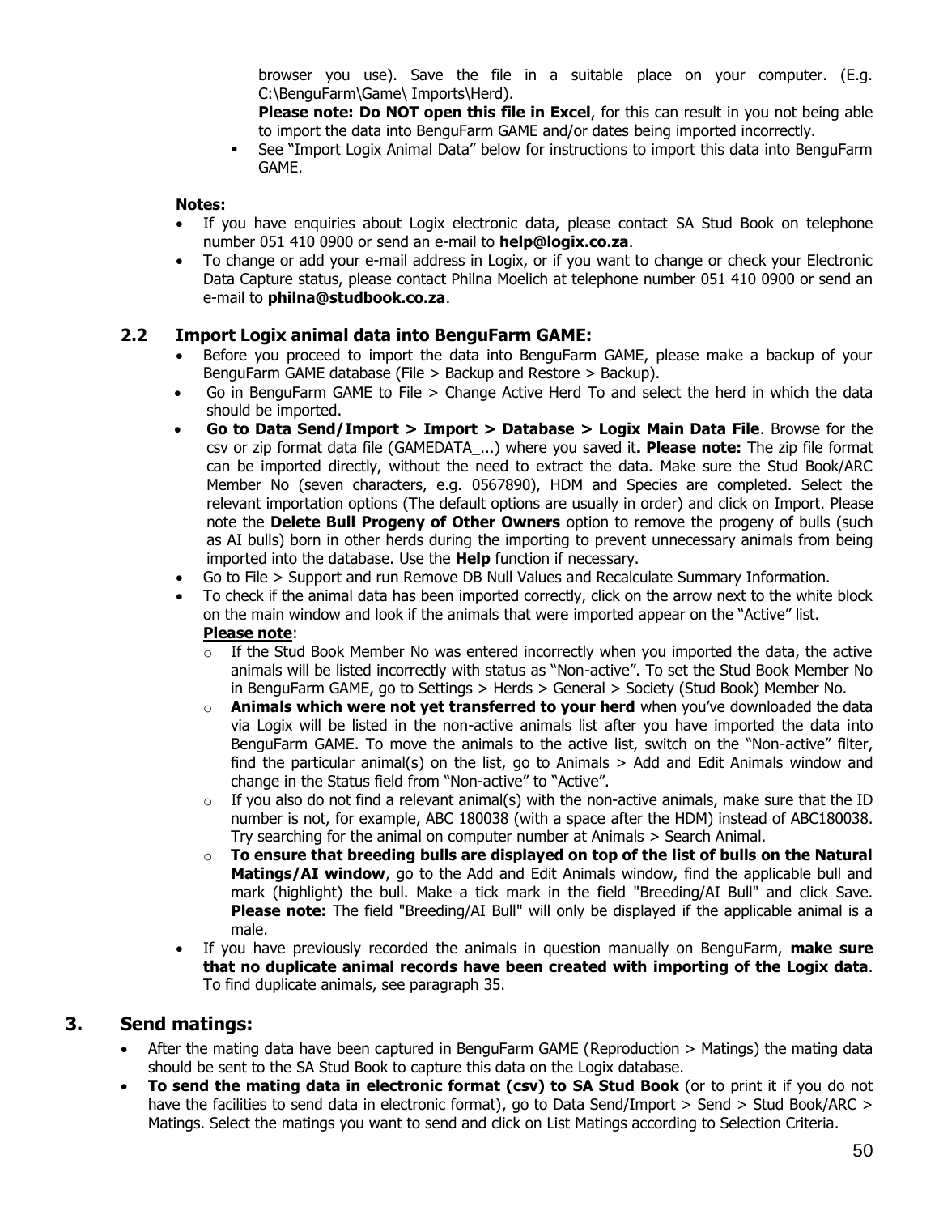browser you use). Save the file in a suitable place on your computer. (E.g. C:\BenguFarm\Game\ Imports\Herd).

**Please note: Do NOT open this file in Excel**, for this can result in you not being able to import the data into BenguFarm GAME and/or dates being imported incorrectly.

- See "Import Logix Animal Data" below for instructions to import this data into BenguFarm GAME.

**Notes:**

- If you have enquiries about Logix electronic data, please contact SA Stud Book on telephone number 051 410 0900 or send an e-mail to **help@logix.co.za**.
- To change or add your e-mail address in Logix, or if you want to change or check your Electronic Data Capture status, please contact Philna Moelich at telephone number 051 410 0900 or send an e-mail to **philna@studbook.co.za**.

## 2.2 Import Logix animal data into BenguFarm GAME:

- Before you proceed to import the data into BenguFarm GAME, please make a backup of your BenguFarm GAME database (File > Backup and Restore > Backup).
- Go in BenguFarm GAME to File > Change Active Herd To and select the herd in which the data should be imported.
- **Go to Data Send/Import > Import > Database > Logix Main Data File**. Browse for the csv or zip format data file (GAMEDATA_...) where you saved it**. Please note:** The zip file format can be imported directly, without the need to extract the data. Make sure the Stud Book/ARC Member No (seven characters, e.g. <u>0</u>567890), HDM and Species are completed. Select the relevant importation options (The default options are usually in order) and click on Import. Please note the **Delete Bull Progeny of Other Owners** option to remove the progeny of bulls (such as AI bulls) born in other herds during the importing to prevent unnecessary animals from being imported into the database. Use the **Help** function if necessary.
- Go to File > Support and run Remove DB Null Values and Recalculate Summary Information.
- To check if the animal data has been imported correctly, click on the arrow next to the white block on the main window and look if the animals that were imported appear on the "Active" list.
  **<u>Please note</u>**:
  - If the Stud Book Member No was entered incorrectly when you imported the data, the active animals will be listed incorrectly with status as "Non-active". To set the Stud Book Member No in BenguFarm GAME, go to Settings > Herds > General > Society (Stud Book) Member No.
  - **Animals which were not yet transferred to your herd** when you've downloaded the data via Logix will be listed in the non-active animals list after you have imported the data into BenguFarm GAME. To move the animals to the active list, switch on the "Non-active" filter, find the particular animal(s) on the list, go to Animals > Add and Edit Animals window and change in the Status field from "Non-active" to "Active".
  - If you also do not find a relevant animal(s) with the non-active animals, make sure that the ID number is not, for example, ABC 180038 (with a space after the HDM) instead of ABC180038. Try searching for the animal on computer number at Animals > Search Animal.
  - **To ensure that breeding bulls are displayed on top of the list of bulls on the Natural Matings/AI window**, go to the Add and Edit Animals window, find the applicable bull and mark (highlight) the bull. Make a tick mark in the field "Breeding/AI Bull" and click Save. **Please note:** The field "Breeding/AI Bull" will only be displayed if the applicable animal is a male.
- If you have previously recorded the animals in question manually on BenguFarm, **make sure that no duplicate animal records have been created with importing of the Logix data**. To find duplicate animals, see paragraph 35.

# 3. Send matings:

- After the mating data have been captured in BenguFarm GAME (Reproduction > Matings) the mating data should be sent to the SA Stud Book to capture this data on the Logix database.
- **To send the mating data in electronic format (csv) to SA Stud Book** (or to print it if you do not have the facilities to send data in electronic format), go to Data Send/Import > Send > Stud Book/ARC > Matings. Select the matings you want to send and click on List Matings according to Selection Criteria.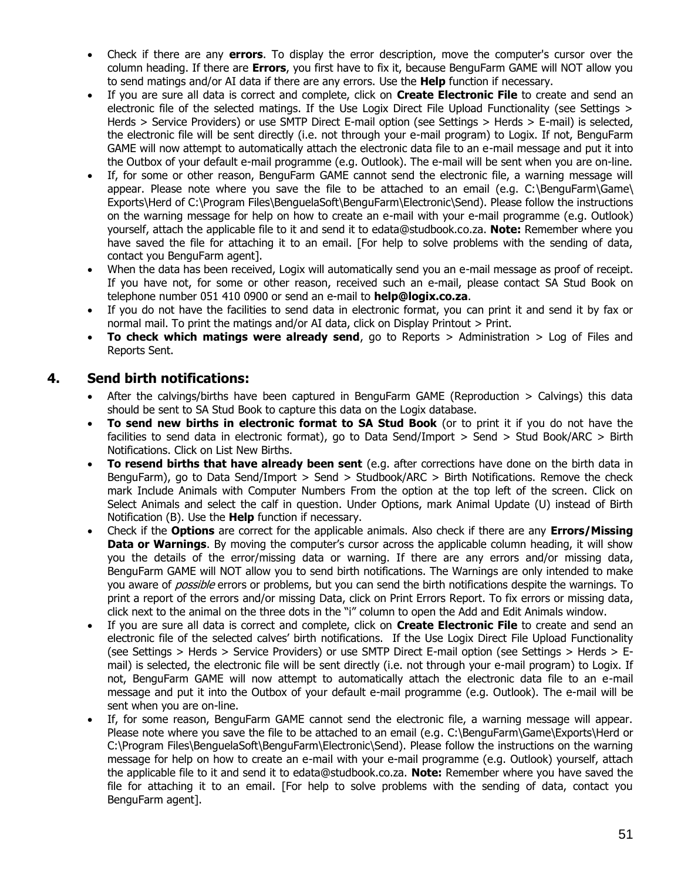- Check if there are any **errors**. To display the error description, move the computer's cursor over the column heading. If there are **Errors**, you first have to fix it, because BenguFarm GAME will NOT allow you to send matings and/or AI data if there are any errors. Use the **Help** function if necessary.
- If you are sure all data is correct and complete, click on **Create Electronic File** to create and send an electronic file of the selected matings. If the Use Logix Direct File Upload Functionality (see Settings > Herds > Service Providers) or use SMTP Direct E-mail option (see Settings > Herds > E-mail) is selected, the electronic file will be sent directly (i.e. not through your e-mail program) to Logix. If not, BenguFarm GAME will now attempt to automatically attach the electronic data file to an e-mail message and put it into the Outbox of your default e-mail programme (e.g. Outlook). The e-mail will be sent when you are on-line.
- If, for some or other reason, BenguFarm GAME cannot send the electronic file, a warning message will appear. Please note where you save the file to be attached to an email (e.g. C:\BenguFarm\Game\Exports\Herd of C:\Program Files\BenguelaSoft\BenguFarm\Electronic\Send). Please follow the instructions on the warning message for help on how to create an e-mail with your e-mail programme (e.g. Outlook) yourself, attach the applicable file to it and send it to edata@studbook.co.za. **Note:** Remember where you have saved the file for attaching it to an email. [For help to solve problems with the sending of data, contact you BenguFarm agent].
- When the data has been received, Logix will automatically send you an e-mail message as proof of receipt. If you have not, for some or other reason, received such an e-mail, please contact SA Stud Book on telephone number 051 410 0900 or send an e-mail to **help@logix.co.za**.
- If you do not have the facilities to send data in electronic format, you can print it and send it by fax or normal mail. To print the matings and/or AI data, click on Display Printout > Print.
- **To check which matings were already send**, go to Reports > Administration > Log of Files and Reports Sent.

## 4. Send birth notifications:

- After the calvings/births have been captured in BenguFarm GAME (Reproduction > Calvings) this data should be sent to SA Stud Book to capture this data on the Logix database.
- **To send new births in electronic format to SA Stud Book** (or to print it if you do not have the facilities to send data in electronic format), go to Data Send/Import > Send > Stud Book/ARC > Birth Notifications. Click on List New Births.
- **To resend births that have already been sent** (e.g. after corrections have done on the birth data in BenguFarm), go to Data Send/Import > Send > Studbook/ARC > Birth Notifications. Remove the check mark Include Animals with Computer Numbers From the option at the top left of the screen. Click on Select Animals and select the calf in question. Under Options, mark Animal Update (U) instead of Birth Notification (B). Use the **Help** function if necessary.
- Check if the **Options** are correct for the applicable animals. Also check if there are any **Errors/Missing Data or Warnings**. By moving the computer's cursor across the applicable column heading, it will show you the details of the error/missing data or warning. If there are any errors and/or missing data, BenguFarm GAME will NOT allow you to send birth notifications. The Warnings are only intended to make you aware of *possible* errors or problems, but you can send the birth notifications despite the warnings. To print a report of the errors and/or missing Data, click on Print Errors Report. To fix errors or missing data, click next to the animal on the three dots in the "i" column to open the Add and Edit Animals window.
- If you are sure all data is correct and complete, click on **Create Electronic File** to create and send an electronic file of the selected calves' birth notifications. If the Use Logix Direct File Upload Functionality (see Settings > Herds > Service Providers) or use SMTP Direct E-mail option (see Settings > Herds > E-mail) is selected, the electronic file will be sent directly (i.e. not through your e-mail program) to Logix. If not, BenguFarm GAME will now attempt to automatically attach the electronic data file to an e-mail message and put it into the Outbox of your default e-mail programme (e.g. Outlook). The e-mail will be sent when you are on-line.
- If, for some reason, BenguFarm GAME cannot send the electronic file, a warning message will appear. Please note where you save the file to be attached to an email (e.g. C:\BenguFarm\Game\Exports\Herd or C:\Program Files\BenguelaSoft\BenguFarm\Electronic\Send). Please follow the instructions on the warning message for help on how to create an e-mail with your e-mail programme (e.g. Outlook) yourself, attach the applicable file to it and send it to edata@studbook.co.za. **Note:** Remember where you have saved the file for attaching it to an email. [For help to solve problems with the sending of data, contact you BenguFarm agent].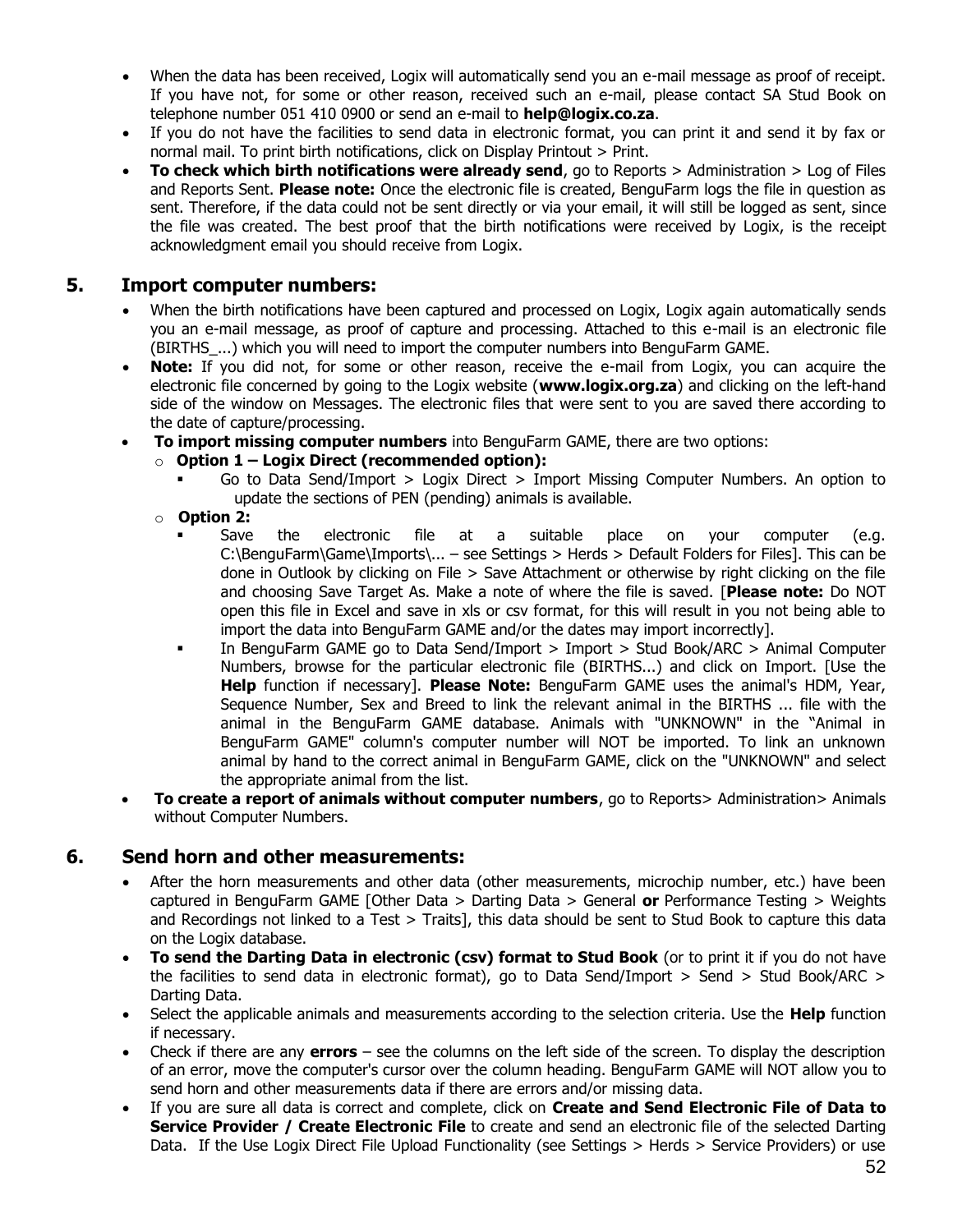- When the data has been received, Logix will automatically send you an e-mail message as proof of receipt. If you have not, for some or other reason, received such an e-mail, please contact SA Stud Book on telephone number 051 410 0900 or send an e-mail to **help@logix.co.za**.
- If you do not have the facilities to send data in electronic format, you can print it and send it by fax or normal mail. To print birth notifications, click on Display Printout > Print.
- **To check which birth notifications were already send**, go to Reports > Administration > Log of Files and Reports Sent. **Please note:** Once the electronic file is created, BenguFarm logs the file in question as sent. Therefore, if the data could not be sent directly or via your email, it will still be logged as sent, since the file was created. The best proof that the birth notifications were received by Logix, is the receipt acknowledgment email you should receive from Logix.

## 5. Import computer numbers:

- When the birth notifications have been captured and processed on Logix, Logix again automatically sends you an e-mail message, as proof of capture and processing. Attached to this e-mail is an electronic file (BIRTHS_...) which you will need to import the computer numbers into BenguFarm GAME.
- **Note:** If you did not, for some or other reason, receive the e-mail from Logix, you can acquire the electronic file concerned by going to the Logix website (**www.logix.org.za**) and clicking on the left-hand side of the window on Messages. The electronic files that were sent to you are saved there according to the date of capture/processing.
- **To import missing computer numbers** into BenguFarm GAME, there are two options:
  - **Option 1 – Logix Direct (recommended option):**
    - Go to Data Send/Import > Logix Direct > Import Missing Computer Numbers. An option to update the sections of PEN (pending) animals is available.
  - **Option 2:**
    - Save the electronic file at a suitable place on your computer (e.g. C:\BenguFarm\Game\Imports\... – see Settings > Herds > Default Folders for Files]. This can be done in Outlook by clicking on File > Save Attachment or otherwise by right clicking on the file and choosing Save Target As. Make a note of where the file is saved. [**Please note:** Do NOT open this file in Excel and save in xls or csv format, for this will result in you not being able to import the data into BenguFarm GAME and/or the dates may import incorrectly].
    - In BenguFarm GAME go to Data Send/Import > Import > Stud Book/ARC > Animal Computer Numbers, browse for the particular electronic file (BIRTHS...) and click on Import. [Use the **Help** function if necessary]. **Please Note:** BenguFarm GAME uses the animal's HDM, Year, Sequence Number, Sex and Breed to link the relevant animal in the BIRTHS ... file with the animal in the BenguFarm GAME database. Animals with "UNKNOWN" in the "Animal in BenguFarm GAME" column's computer number will NOT be imported. To link an unknown animal by hand to the correct animal in BenguFarm GAME, click on the "UNKNOWN" and select the appropriate animal from the list.
- **To create a report of animals without computer numbers**, go to Reports> Administration> Animals without Computer Numbers.

## 6. Send horn and other measurements:

- After the horn measurements and other data (other measurements, microchip number, etc.) have been captured in BenguFarm GAME [Other Data > Darting Data > General **or** Performance Testing > Weights and Recordings not linked to a Test > Traits], this data should be sent to Stud Book to capture this data on the Logix database.
- **To send the Darting Data in electronic (csv) format to Stud Book** (or to print it if you do not have the facilities to send data in electronic format), go to Data Send/Import > Send > Stud Book/ARC > Darting Data.
- Select the applicable animals and measurements according to the selection criteria. Use the **Help** function if necessary.
- Check if there are any **errors** – see the columns on the left side of the screen. To display the description of an error, move the computer's cursor over the column heading. BenguFarm GAME will NOT allow you to send horn and other measurements data if there are errors and/or missing data.
- If you are sure all data is correct and complete, click on **Create and Send Electronic File of Data to Service Provider / Create Electronic File** to create and send an electronic file of the selected Darting Data. If the Use Logix Direct File Upload Functionality (see Settings > Herds > Service Providers) or use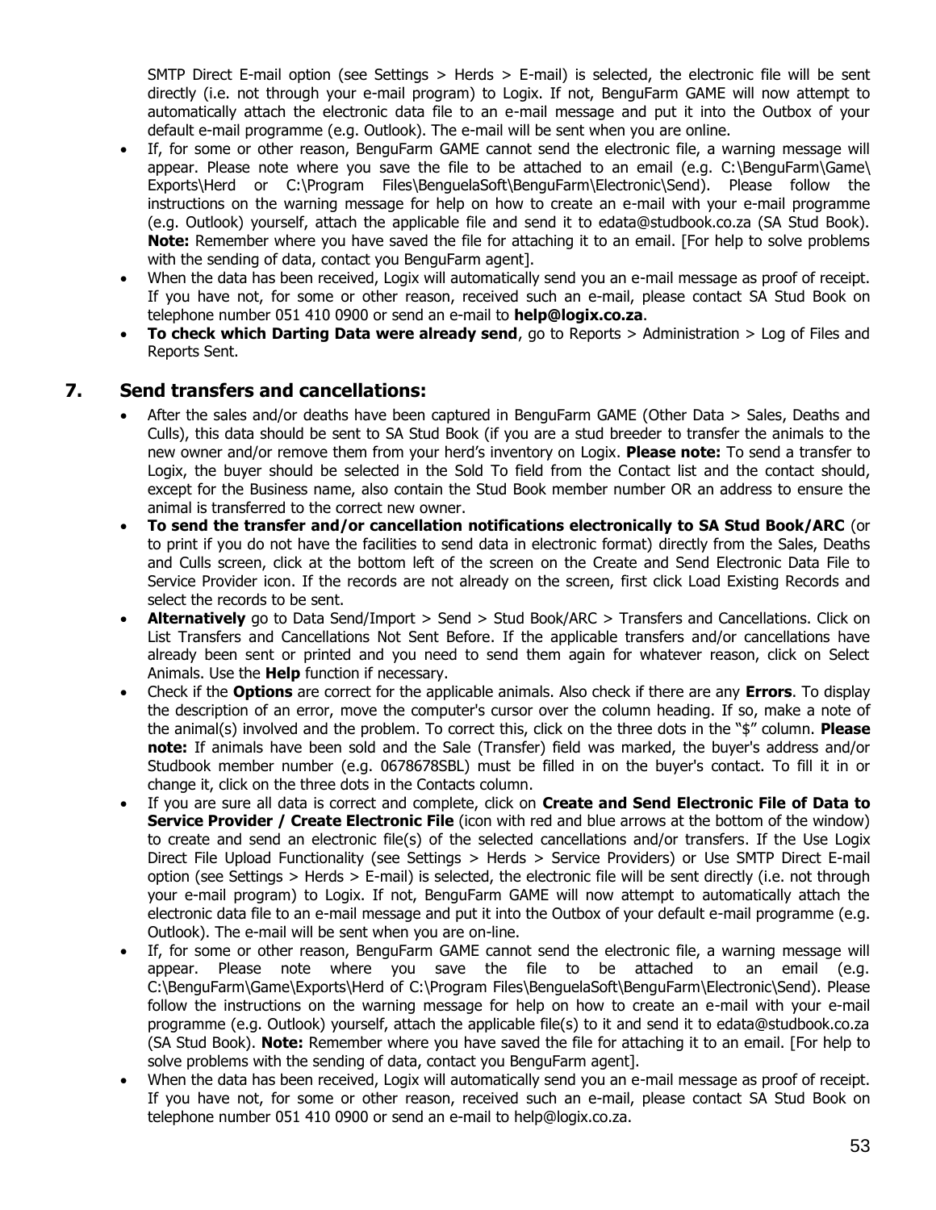SMTP Direct E-mail option (see Settings > Herds > E-mail) is selected, the electronic file will be sent directly (i.e. not through your e-mail program) to Logix. If not, BenguFarm GAME will now attempt to automatically attach the electronic data file to an e-mail message and put it into the Outbox of your default e-mail programme (e.g. Outlook). The e-mail will be sent when you are online.

- If, for some or other reason, BenguFarm GAME cannot send the electronic file, a warning message will appear. Please note where you save the file to be attached to an email (e.g. C:\BenguFarm\Game\ Exports\Herd or C:\Program Files\BenguelaSoft\BenguFarm\Electronic\Send). Please follow the instructions on the warning message for help on how to create an e-mail with your e-mail programme (e.g. Outlook) yourself, attach the applicable file and send it to edata@studbook.co.za (SA Stud Book). **Note:** Remember where you have saved the file for attaching it to an email. [For help to solve problems with the sending of data, contact you BenguFarm agent].
- When the data has been received, Logix will automatically send you an e-mail message as proof of receipt. If you have not, for some or other reason, received such an e-mail, please contact SA Stud Book on telephone number 051 410 0900 or send an e-mail to **help@logix.co.za**.
- **To check which Darting Data were already send**, go to Reports > Administration > Log of Files and Reports Sent.

## 7. Send transfers and cancellations:

- After the sales and/or deaths have been captured in BenguFarm GAME (Other Data > Sales, Deaths and Culls), this data should be sent to SA Stud Book (if you are a stud breeder to transfer the animals to the new owner and/or remove them from your herd's inventory on Logix. **Please note:** To send a transfer to Logix, the buyer should be selected in the Sold To field from the Contact list and the contact should, except for the Business name, also contain the Stud Book member number OR an address to ensure the animal is transferred to the correct new owner.
- **To send the transfer and/or cancellation notifications electronically to SA Stud Book/ARC** (or to print if you do not have the facilities to send data in electronic format) directly from the Sales, Deaths and Culls screen, click at the bottom left of the screen on the Create and Send Electronic Data File to Service Provider icon. If the records are not already on the screen, first click Load Existing Records and select the records to be sent.
- **Alternatively** go to Data Send/Import > Send > Stud Book/ARC > Transfers and Cancellations. Click on List Transfers and Cancellations Not Sent Before. If the applicable transfers and/or cancellations have already been sent or printed and you need to send them again for whatever reason, click on Select Animals. Use the **Help** function if necessary.
- Check if the **Options** are correct for the applicable animals. Also check if there are any **Errors**. To display the description of an error, move the computer's cursor over the column heading. If so, make a note of the animal(s) involved and the problem. To correct this, click on the three dots in the "$" column. **Please note:** If animals have been sold and the Sale (Transfer) field was marked, the buyer's address and/or Studbook member number (e.g. 0678678SBL) must be filled in on the buyer's contact. To fill it in or change it, click on the three dots in the Contacts column.
- If you are sure all data is correct and complete, click on **Create and Send Electronic File of Data to Service Provider / Create Electronic File** (icon with red and blue arrows at the bottom of the window) to create and send an electronic file(s) of the selected cancellations and/or transfers. If the Use Logix Direct File Upload Functionality (see Settings > Herds > Service Providers) or Use SMTP Direct E-mail option (see Settings > Herds > E-mail) is selected, the electronic file will be sent directly (i.e. not through your e-mail program) to Logix. If not, BenguFarm GAME will now attempt to automatically attach the electronic data file to an e-mail message and put it into the Outbox of your default e-mail programme (e.g. Outlook). The e-mail will be sent when you are on-line.
- If, for some or other reason, BenguFarm GAME cannot send the electronic file, a warning message will appear. Please note where you save the file to be attached to an email (e.g. C:\BenguFarm\Game\Exports\Herd of C:\Program Files\BenguelaSoft\BenguFarm\Electronic\Send). Please follow the instructions on the warning message for help on how to create an e-mail with your e-mail programme (e.g. Outlook) yourself, attach the applicable file(s) to it and send it to edata@studbook.co.za (SA Stud Book). **Note:** Remember where you have saved the file for attaching it to an email. [For help to solve problems with the sending of data, contact you BenguFarm agent].
- When the data has been received, Logix will automatically send you an e-mail message as proof of receipt. If you have not, for some or other reason, received such an e-mail, please contact SA Stud Book on telephone number 051 410 0900 or send an e-mail to help@logix.co.za.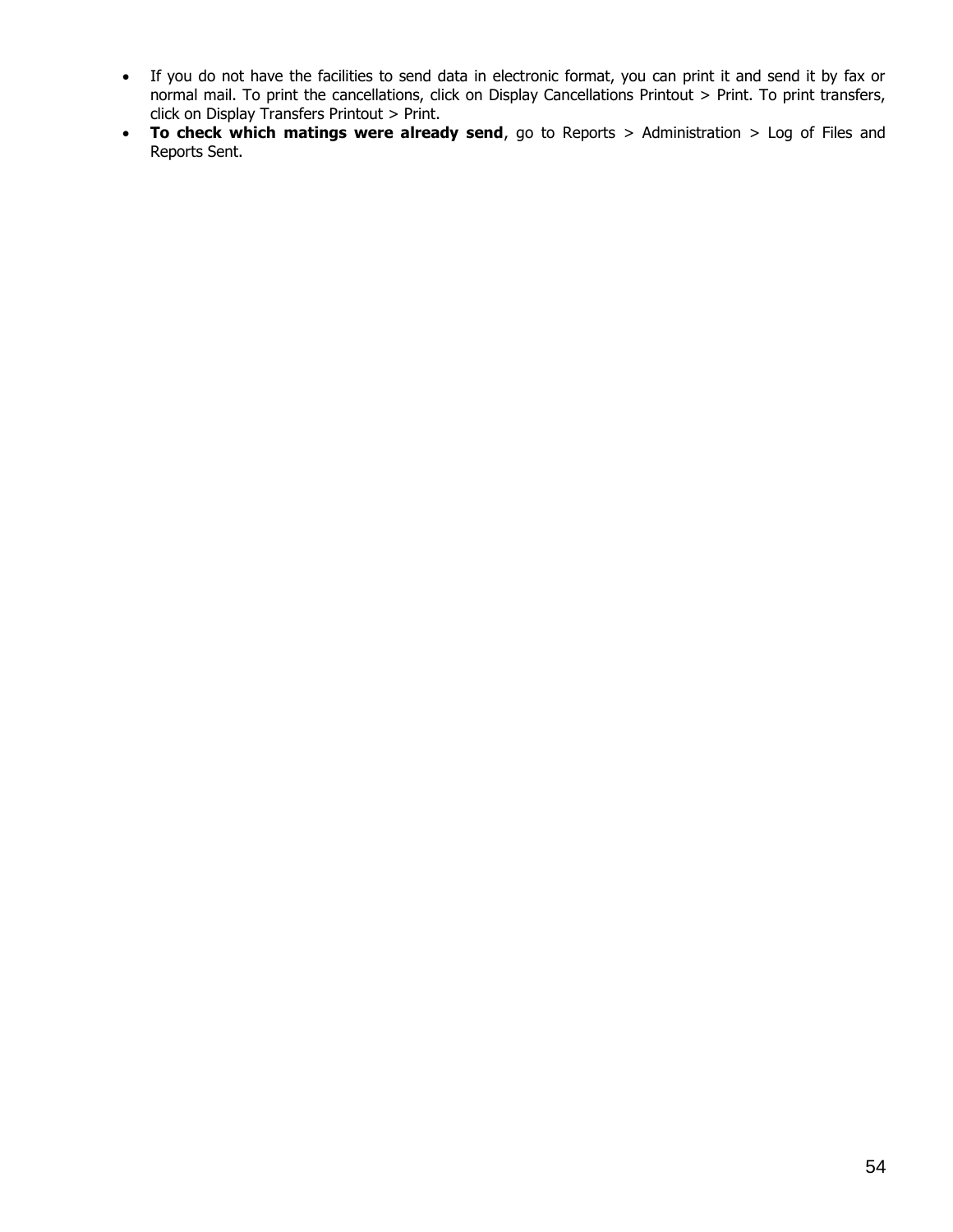- If you do not have the facilities to send data in electronic format, you can print it and send it by fax or normal mail. To print the cancellations, click on Display Cancellations Printout > Print. To print transfers, click on Display Transfers Printout > Print.
- **To check which matings were already send**, go to Reports > Administration > Log of Files and Reports Sent.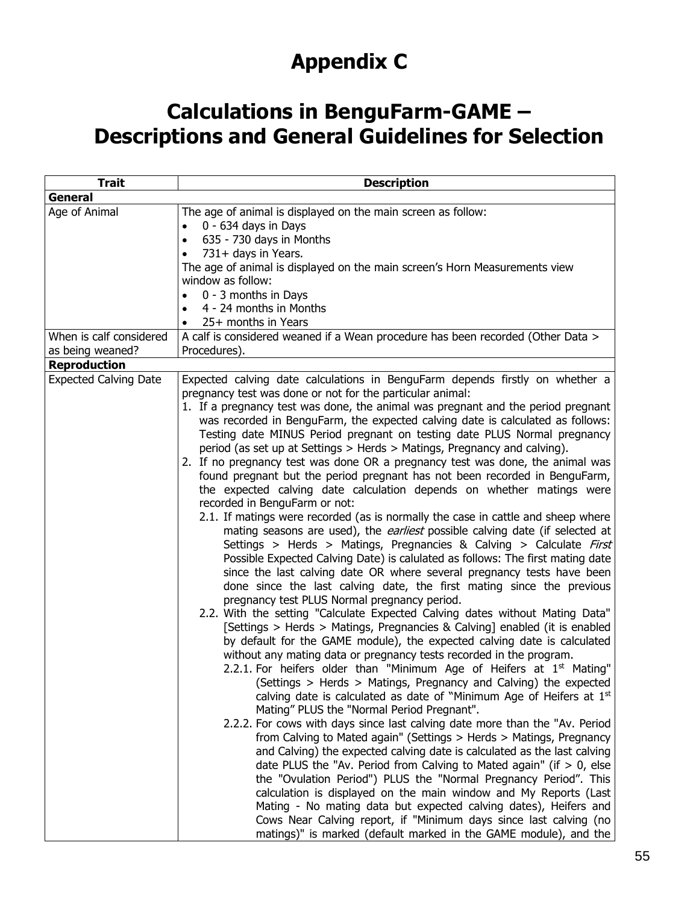# Appendix C

# Calculations in BenguFarm-GAME – Descriptions and General Guidelines for Selection

| Trait | Description |
|---|---|
| **General** | |
| Age of Animal | The age of animal is displayed on the main screen as follow:<br>• 0 - 634 days in Days<br>• 635 - 730 days in Months<br>• 731+ days in Years.<br>The age of animal is displayed on the main screen's Horn Measurements view window as follow:<br>• 0 - 3 months in Days<br>• 4 - 24 months in Months<br>• 25+ months in Years |
| When is calf considered as being weaned? | A calf is considered weaned if a Wean procedure has been recorded (Other Data > Procedures). |
| **Reproduction** | |
| Expected Calving Date | Expected calving date calculations in BenguFarm depends firstly on whether a pregnancy test was done or not for the particular animal:<br>1. If a pregnancy test was done, the animal was pregnant and the period pregnant was recorded in BenguFarm, the expected calving date is calculated as follows: Testing date MINUS Period pregnant on testing date PLUS Normal pregnancy period (as set up at Settings > Herds > Matings, Pregnancy and calving).<br>2. If no pregnancy test was done OR a pregnancy test was done, the animal was found pregnant but the period pregnant has not been recorded in BenguFarm, the expected calving date calculation depends on whether matings were recorded in BenguFarm or not:<br>2.1. If matings were recorded (as is normally the case in cattle and sheep where mating seasons are used), the *earliest* possible calving date (if selected at Settings > Herds > Matings, Pregnancies & Calving > Calculate *First* Possible Expected Calving Date) is calulated as follows: The first mating date since the last calving date OR where several pregnancy tests have been done since the last calving date, the first mating since the previous pregnancy test PLUS Normal pregnancy period.<br>2.2. With the setting "Calculate Expected Calving dates without Mating Data" [Settings > Herds > Matings, Pregnancies & Calving] enabled (it is enabled by default for the GAME module), the expected calving date is calculated without any mating data or pregnancy tests recorded in the program.<br>2.2.1. For heifers older than "Minimum Age of Heifers at 1st Mating" (Settings > Herds > Matings, Pregnancy and Calving) the expected calving date is calculated as date of "Minimum Age of Heifers at 1st Mating" PLUS the "Normal Period Pregnant".<br>2.2.2. For cows with days since last calving date more than the "Av. Period from Calving to Mated again" (Settings > Herds > Matings, Pregnancy and Calving) the expected calving date is calculated as the last calving date PLUS the "Av. Period from Calving to Mated again" (if > 0, else the "Ovulation Period") PLUS the "Normal Pregnancy Period". This calculation is displayed on the main window and My Reports (Last Mating - No mating data but expected calving dates), Heifers and Cows Near Calving report, if "Minimum days since last calving (no matings)" is marked (default marked in the GAME module), and the |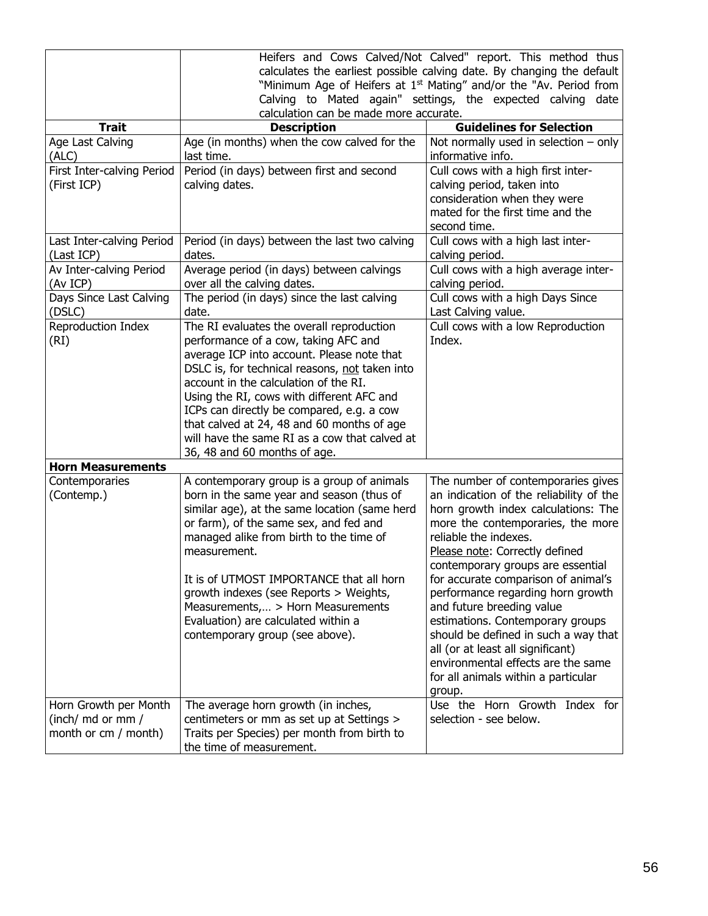| | | |
|---|---|---|
| | Heifers and Cows Calved/Not Calved" report. This method thus calculates the earliest possible calving date. By changing the default "Minimum Age of Heifers at 1st Mating" and/or the "Av. Period from Calving to Mated again" settings, the expected calving date calculation can be made more accurate. | |
| **Trait** | **Description** | **Guidelines for Selection** |
| Age Last Calving (ALC) | Age (in months) when the cow calved for the last time. | Not normally used in selection – only informative info. |
| First Inter-calving Period (First ICP) | Period (in days) between first and second calving dates. | Cull cows with a high first inter-calving period, taken into consideration when they were mated for the first time and the second time. |
| Last Inter-calving Period (Last ICP) | Period (in days) between the last two calving dates. | Cull cows with a high last inter-calving period. |
| Av Inter-calving Period (Av ICP) | Average period (in days) between calvings over all the calving dates. | Cull cows with a high average inter-calving period. |
| Days Since Last Calving (DSLC) | The period (in days) since the last calving date. | Cull cows with a high Days Since Last Calving value. |
| Reproduction Index (RI) | The RI evaluates the overall reproduction performance of a cow, taking AFC and average ICP into account. Please note that DSLC is, for technical reasons, not taken into account in the calculation of the RI. Using the RI, cows with different AFC and ICPs can directly be compared, e.g. a cow that calved at 24, 48 and 60 months of age will have the same RI as a cow that calved at 36, 48 and 60 months of age. | Cull cows with a low Reproduction Index. |
| **Horn Measurements** | | |
| Contemporaries (Contemp.) | A contemporary group is a group of animals born in the same year and season (thus of similar age), at the same location (same herd or farm), of the same sex, and fed and managed alike from birth to the time of measurement.<br><br>It is of UTMOST IMPORTANCE that all horn growth indexes (see Reports > Weights, Measurements,… > Horn Measurements Evaluation) are calculated within a contemporary group (see above). | The number of contemporaries gives an indication of the reliability of the horn growth index calculations: The more the contemporaries, the more reliable the indexes.<br>Please note: Correctly defined contemporary groups are essential for accurate comparison of animal's performance regarding horn growth and future breeding value estimations. Contemporary groups should be defined in such a way that all (or at least all significant) environmental effects are the same for all animals within a particular group. |
| Horn Growth per Month (inch/ md or mm / month or cm / month) | The average horn growth (in inches, centimeters or mm as set up at Settings > Traits per Species) per month from birth to the time of measurement. | Use the Horn Growth Index for selection - see below. |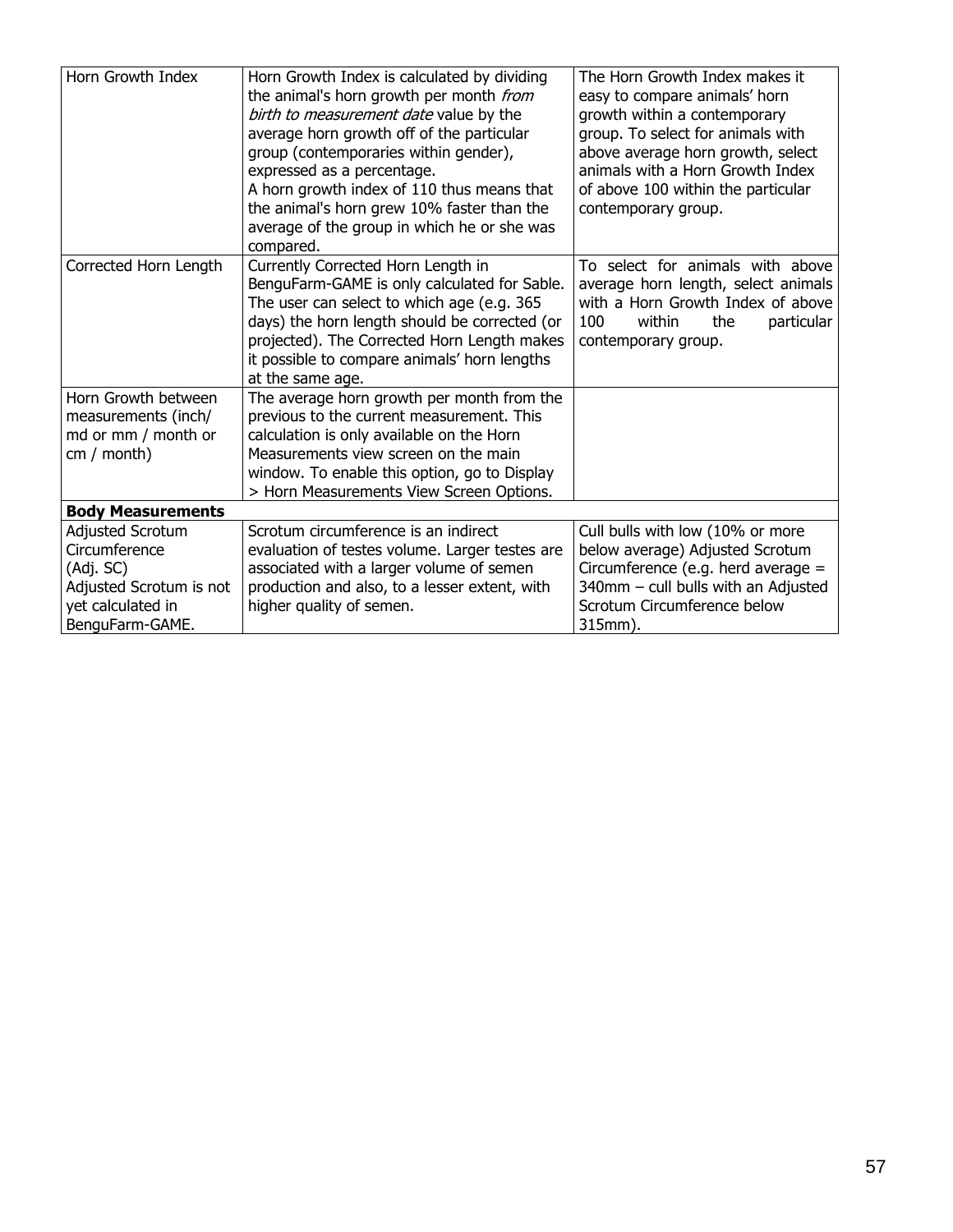| Horn Growth Index | Horn Growth Index is calculated by dividing the animal's horn growth per month *from birth to measurement date* value by the average horn growth off of the particular group (contemporaries within gender), expressed as a percentage.<br>A horn growth index of 110 thus means that the animal's horn grew 10% faster than the average of the group in which he or she was compared. | The Horn Growth Index makes it easy to compare animals' horn growth within a contemporary group. To select for animals with above average horn growth, select animals with a Horn Growth Index of above 100 within the particular contemporary group. |
|---|---|---|
| Corrected Horn Length | Currently Corrected Horn Length in BenguFarm-GAME is only calculated for Sable. The user can select to which age (e.g. 365 days) the horn length should be corrected (or projected). The Corrected Horn Length makes it possible to compare animals' horn lengths at the same age. | To select for animals with above average horn length, select animals with a Horn Growth Index of above 100 within the particular contemporary group. |
| Horn Growth between measurements (inch/ md or mm / month or cm / month) | The average horn growth per month from the previous to the current measurement. This calculation is only available on the Horn Measurements view screen on the main window. To enable this option, go to Display > Horn Measurements View Screen Options. | |
| **Body Measurements** | | |
| Adjusted Scrotum Circumference (Adj. SC)<br>Adjusted Scrotum is not yet calculated in BenguFarm-GAME. | Scrotum circumference is an indirect evaluation of testes volume. Larger testes are associated with a larger volume of semen production and also, to a lesser extent, with higher quality of semen. | Cull bulls with low (10% or more below average) Adjusted Scrotum Circumference (e.g. herd average = 340mm – cull bulls with an Adjusted Scrotum Circumference below 315mm). |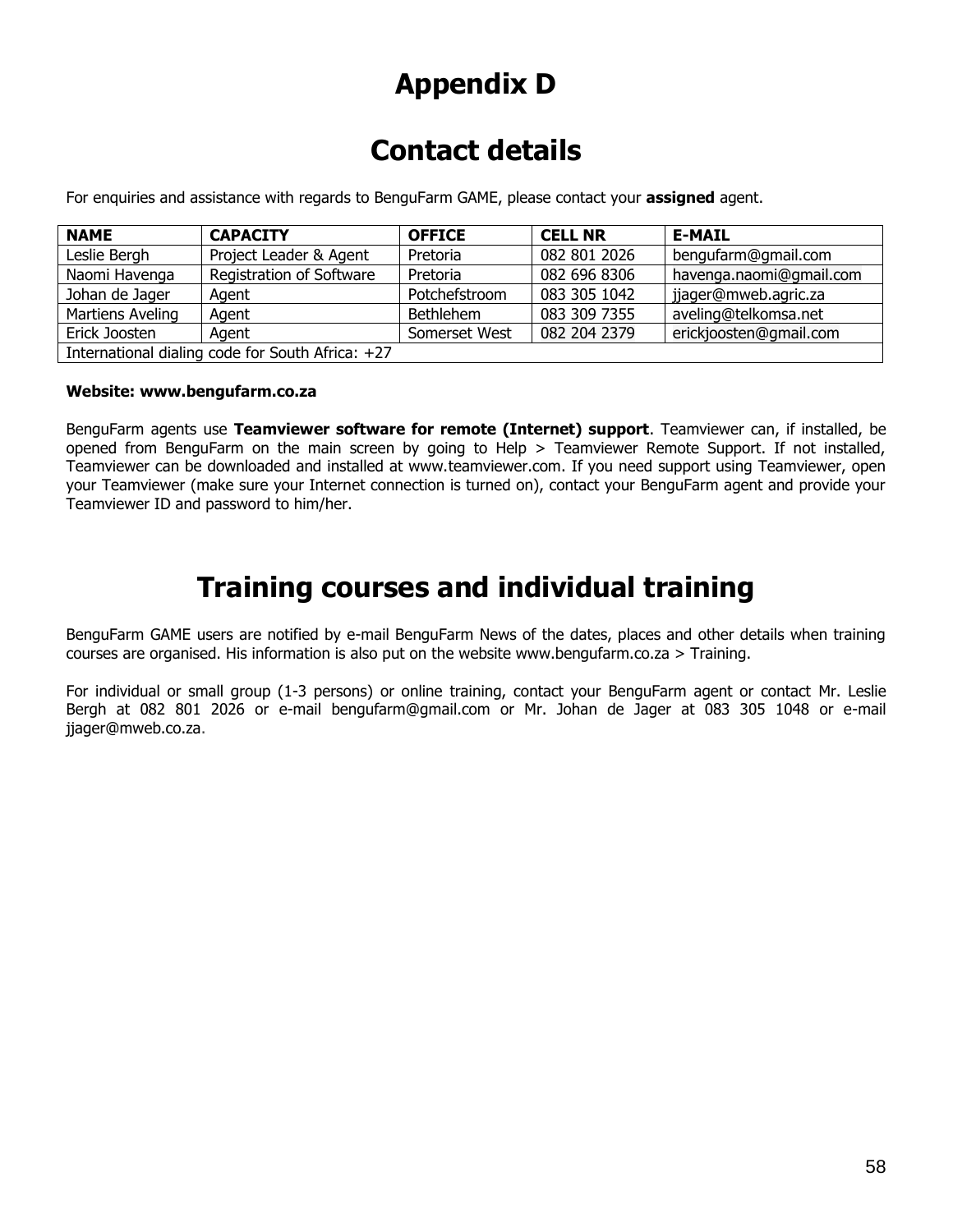# Appendix D

# Contact details

For enquiries and assistance with regards to BenguFarm GAME, please contact your **assigned** agent.

| NAME | CAPACITY | OFFICE | CELL NR | E-MAIL |
|---|---|---|---|---|
| Leslie Bergh | Project Leader & Agent | Pretoria | 082 801 2026 | bengufarm@gmail.com |
| Naomi Havenga | Registration of Software | Pretoria | 082 696 8306 | havenga.naomi@gmail.com |
| Johan de Jager | Agent | Potchefstroom | 083 305 1042 | jjager@mweb.agric.za |
| Martiens Aveling | Agent | Bethlehem | 083 309 7355 | aveling@telkomsa.net |
| Erick Joosten | Agent | Somerset West | 082 204 2379 | erickjoosten@gmail.com |
| International dialing code for South Africa: +27 | | | | |

**Website: www.bengufarm.co.za**

BenguFarm agents use **Teamviewer software for remote (Internet) support**. Teamviewer can, if installed, be opened from BenguFarm on the main screen by going to Help > Teamviewer Remote Support. If not installed, Teamviewer can be downloaded and installed at www.teamviewer.com. If you need support using Teamviewer, open your Teamviewer (make sure your Internet connection is turned on), contact your BenguFarm agent and provide your Teamviewer ID and password to him/her.

# Training courses and individual training

BenguFarm GAME users are notified by e-mail BenguFarm News of the dates, places and other details when training courses are organised. His information is also put on the website www.bengufarm.co.za > Training.

For individual or small group (1-3 persons) or online training, contact your BenguFarm agent or contact Mr. Leslie Bergh at 082 801 2026 or e-mail bengufarm@gmail.com or Mr. Johan de Jager at 083 305 1048 or e-mail jjager@mweb.co.za.